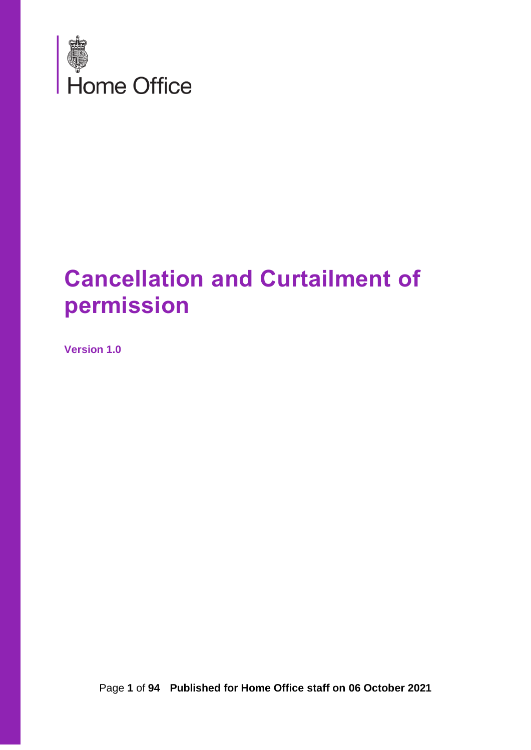Home Office

# Cancellation and Curtailment of permission

**Version 1.0**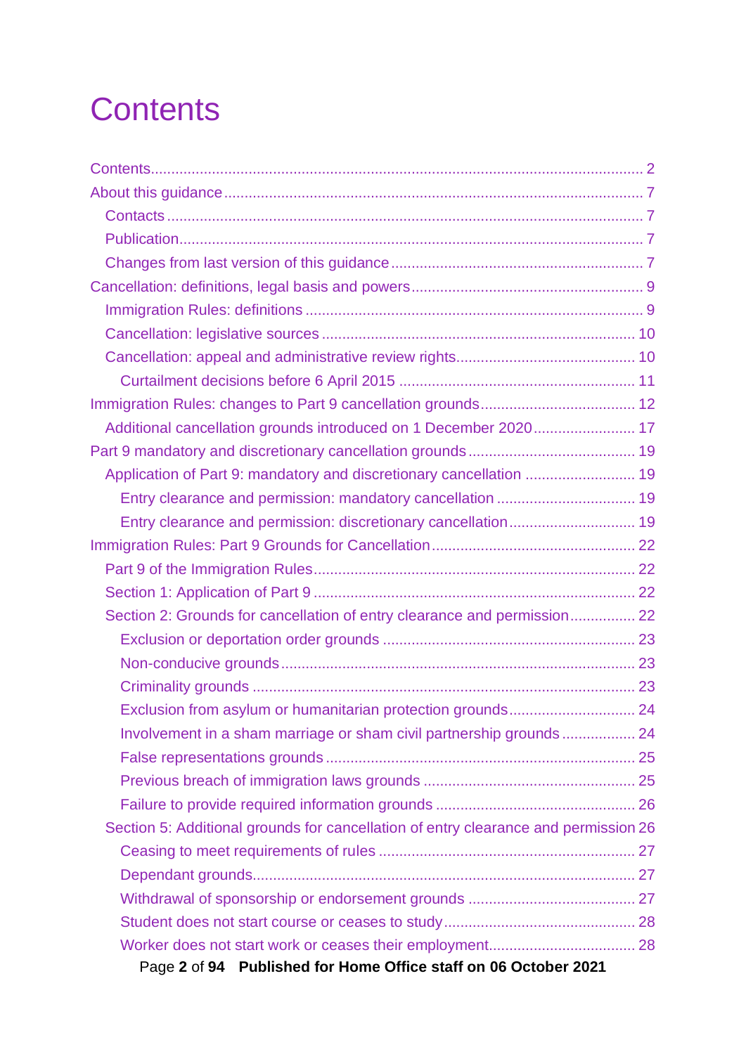# Contents

- Contents ... 2
- About this guidance ... 7
  - Contacts ... 7
  - Publication ... 7
  - Changes from last version of this guidance ... 7
- Cancellation: definitions, legal basis and powers ... 9
  - Immigration Rules: definitions ... 9
  - Cancellation: legislative sources ... 10
  - Cancellation: appeal and administrative review rights ... 10
    - Curtailment decisions before 6 April 2015 ... 11
- Immigration Rules: changes to Part 9 cancellation grounds ... 12
  - Additional cancellation grounds introduced on 1 December 2020 ... 17
- Part 9 mandatory and discretionary cancellation grounds ... 19
  - Application of Part 9: mandatory and discretionary cancellation ... 19
    - Entry clearance and permission: mandatory cancellation ... 19
    - Entry clearance and permission: discretionary cancellation ... 19
- Immigration Rules: Part 9 Grounds for Cancellation ... 22
  - Part 9 of the Immigration Rules ... 22
  - Section 1: Application of Part 9 ... 22
  - Section 2: Grounds for cancellation of entry clearance and permission ... 22
    - Exclusion or deportation order grounds ... 23
    - Non-conducive grounds ... 23
    - Criminality grounds ... 23
    - Exclusion from asylum or humanitarian protection grounds ... 24
    - Involvement in a sham marriage or sham civil partnership grounds ... 24
    - False representations grounds ... 25
    - Previous breach of immigration laws grounds ... 25
    - Failure to provide required information grounds ... 26
  - Section 5: Additional grounds for cancellation of entry clearance and permission 26
    - Ceasing to meet requirements of rules ... 27
    - Dependant grounds ... 27
    - Withdrawal of sponsorship or endorsement grounds ... 27
    - Student does not start course or ceases to study ... 28
    - Worker does not start work or ceases their employment ... 28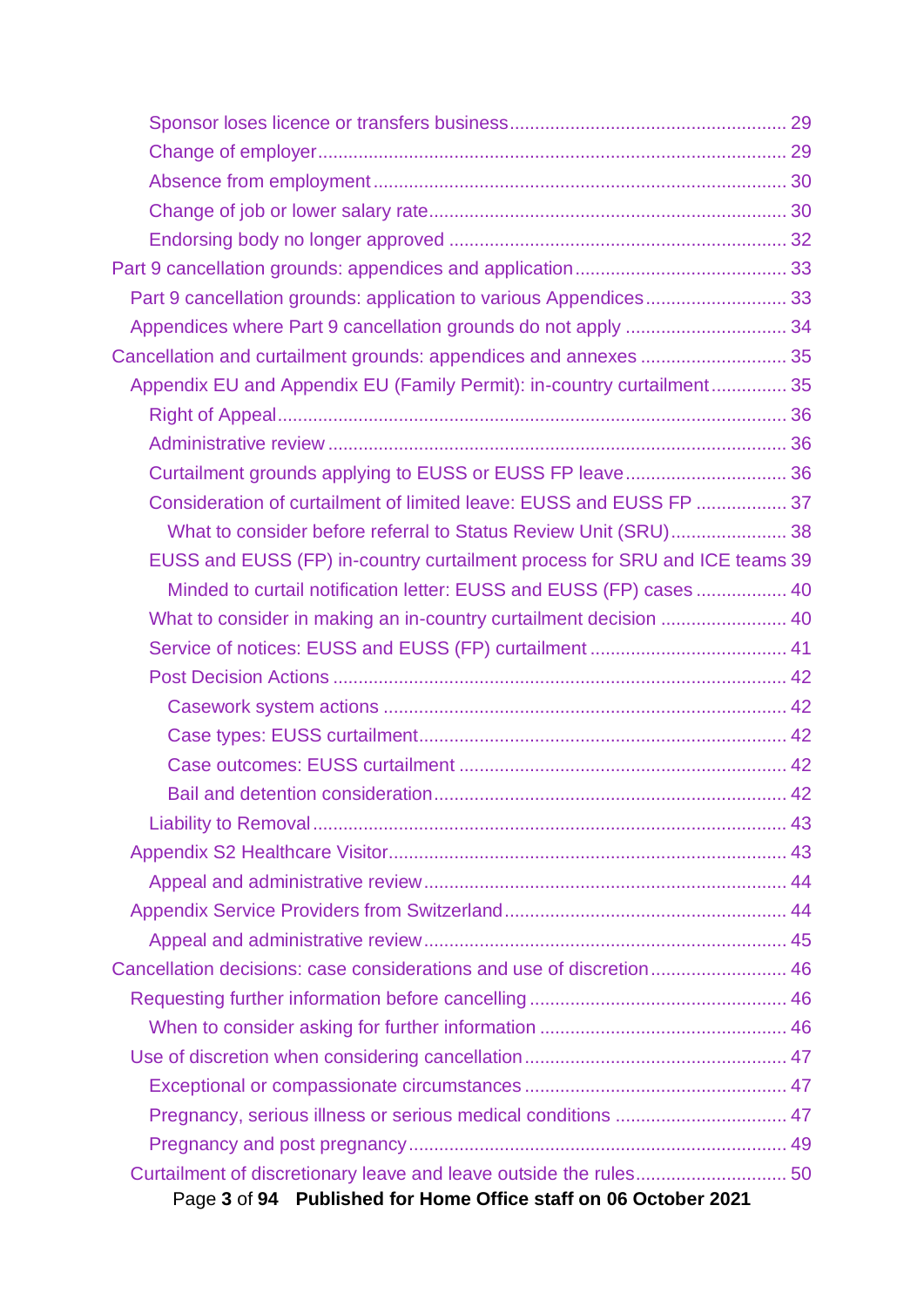- Sponsor loses licence or transfers business ........ 29
- Change of employer ........ 29
- Absence from employment ........ 30
- Change of job or lower salary rate ........ 30
- Endorsing body no longer approved ........ 32

Part 9 cancellation grounds: appendices and application ........ 33

- Part 9 cancellation grounds: application to various Appendices ........ 33
- Appendices where Part 9 cancellation grounds do not apply ........ 34

Cancellation and curtailment grounds: appendices and annexes ........ 35

- Appendix EU and Appendix EU (Family Permit): in-country curtailment ........ 35
  - Right of Appeal ........ 36
  - Administrative review ........ 36
  - Curtailment grounds applying to EUSS or EUSS FP leave ........ 36
  - Consideration of curtailment of limited leave: EUSS and EUSS FP ........ 37
    - What to consider before referral to Status Review Unit (SRU) ........ 38
  - EUSS and EUSS (FP) in-country curtailment process for SRU and ICE teams 39
    - Minded to curtail notification letter: EUSS and EUSS (FP) cases ........ 40
  - What to consider in making an in-country curtailment decision ........ 40
  - Service of notices: EUSS and EUSS (FP) curtailment ........ 41
  - Post Decision Actions ........ 42
    - Casework system actions ........ 42
    - Case types: EUSS curtailment ........ 42
    - Case outcomes: EUSS curtailment ........ 42
    - Bail and detention consideration ........ 42
  - Liability to Removal ........ 43
- Appendix S2 Healthcare Visitor ........ 43
  - Appeal and administrative review ........ 44
- Appendix Service Providers from Switzerland ........ 44
  - Appeal and administrative review ........ 45

Cancellation decisions: case considerations and use of discretion ........ 46

- Requesting further information before cancelling ........ 46
  - When to consider asking for further information ........ 46
- Use of discretion when considering cancellation ........ 47
  - Exceptional or compassionate circumstances ........ 47
  - Pregnancy, serious illness or serious medical conditions ........ 47
  - Pregnancy and post pregnancy ........ 49
- Curtailment of discretionary leave and leave outside the rules ........ 50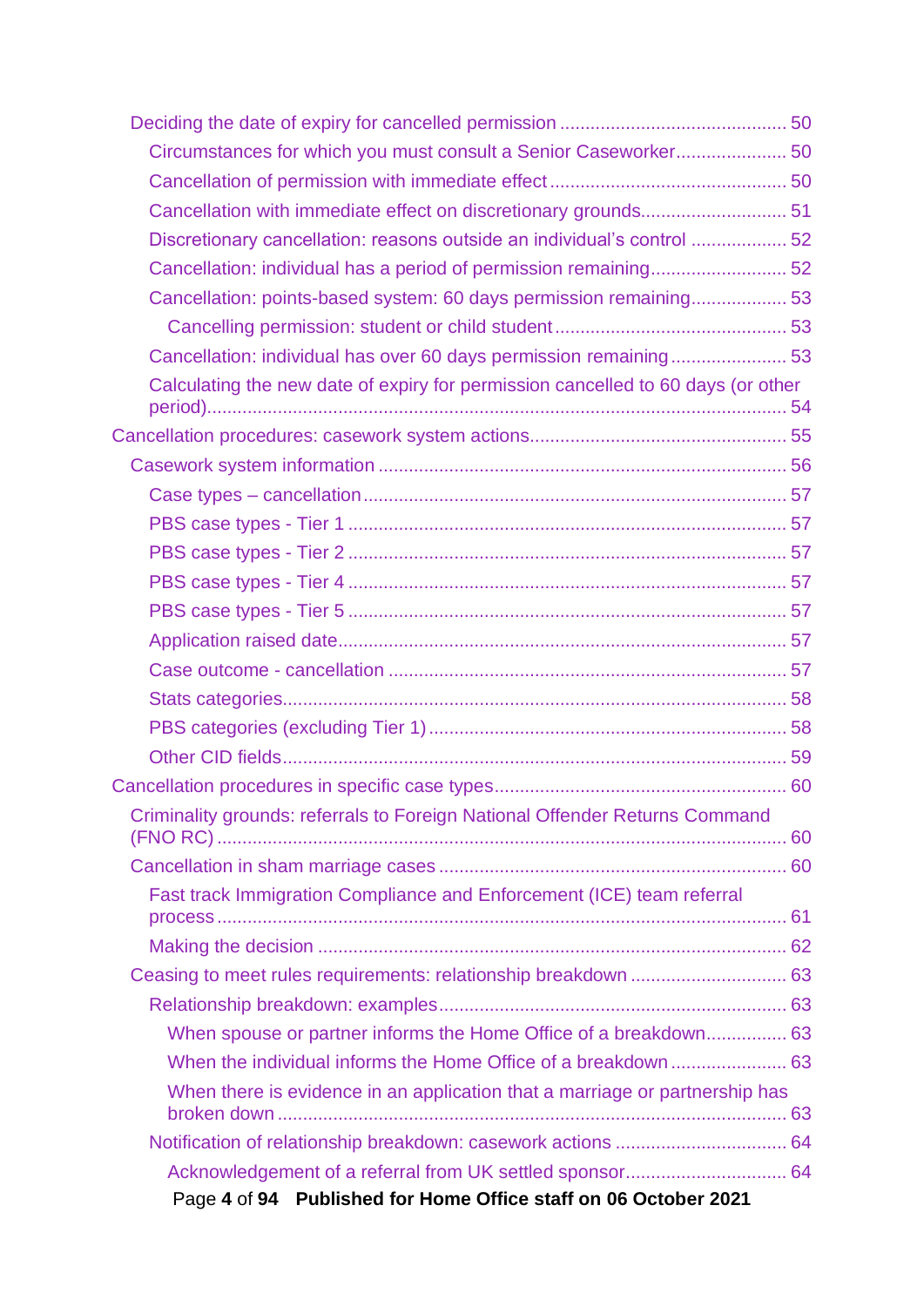- Deciding the date of expiry for cancelled permission ... 50
  - Circumstances for which you must consult a Senior Caseworker ... 50
  - Cancellation of permission with immediate effect ... 50
  - Cancellation with immediate effect on discretionary grounds ... 51
  - Discretionary cancellation: reasons outside an individual's control ... 52
  - Cancellation: individual has a period of permission remaining ... 52
  - Cancellation: points-based system: 60 days permission remaining ... 53
    - Cancelling permission: student or child student ... 53
  - Cancellation: individual has over 60 days permission remaining ... 53
  - Calculating the new date of expiry for permission cancelled to 60 days (or other period) ... 54

Cancellation procedures: casework system actions ... 55

- Casework system information ... 56
  - Case types – cancellation ... 57
  - PBS case types - Tier 1 ... 57
  - PBS case types - Tier 2 ... 57
  - PBS case types - Tier 4 ... 57
  - PBS case types - Tier 5 ... 57
  - Application raised date ... 57
  - Case outcome - cancellation ... 57
  - Stats categories ... 58
  - PBS categories (excluding Tier 1) ... 58
  - Other CID fields ... 59

Cancellation procedures in specific case types ... 60

- Criminality grounds: referrals to Foreign National Offender Returns Command (FNO RC) ... 60
- Cancellation in sham marriage cases ... 60
  - Fast track Immigration Compliance and Enforcement (ICE) team referral process ... 61
  - Making the decision ... 62
- Ceasing to meet rules requirements: relationship breakdown ... 63
  - Relationship breakdown: examples ... 63
    - When spouse or partner informs the Home Office of a breakdown ... 63
    - When the individual informs the Home Office of a breakdown ... 63
    - When there is evidence in an application that a marriage or partnership has broken down ... 63
  - Notification of relationship breakdown: casework actions ... 64
    - Acknowledgement of a referral from UK settled sponsor ... 64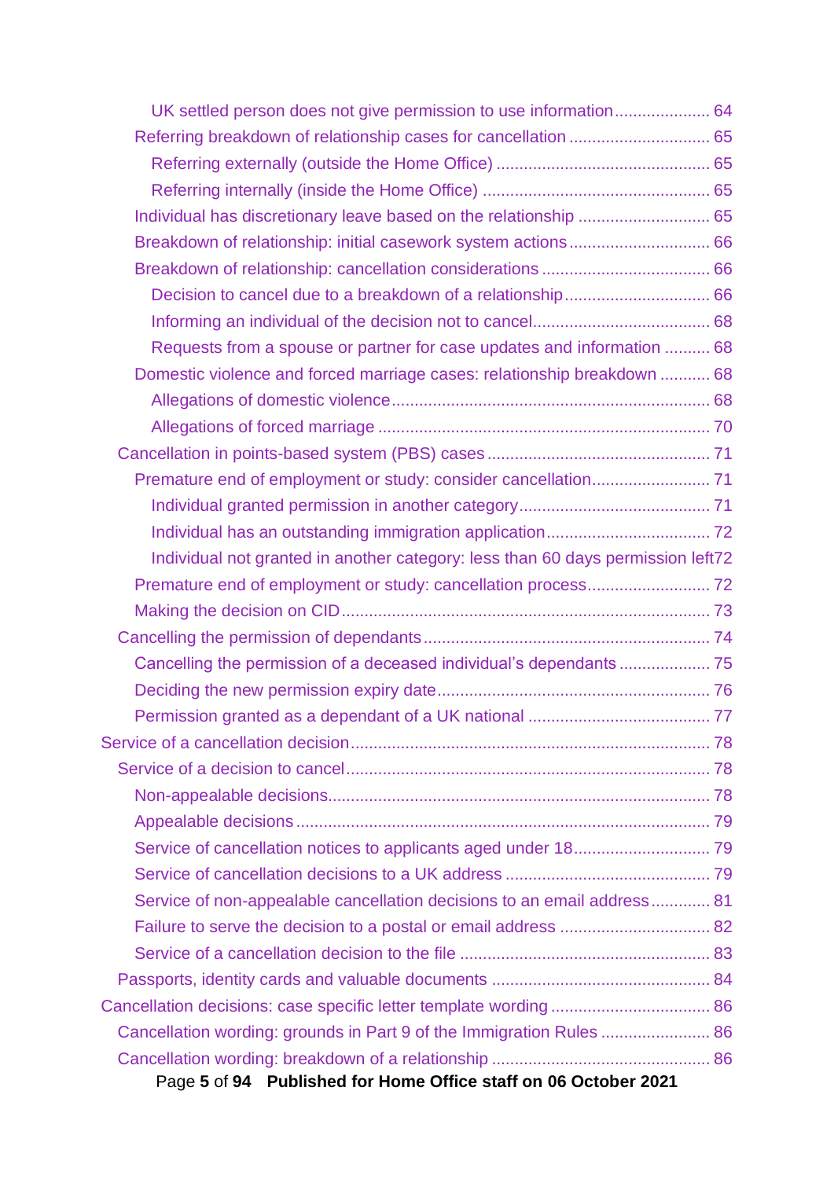- UK settled person does not give permission to use information ..................... 64
- Referring breakdown of relationship cases for cancellation ............................... 65
  - Referring externally (outside the Home Office) ............................................... 65
  - Referring internally (inside the Home Office) .................................................. 65
- Individual has discretionary leave based on the relationship ............................. 65
- Breakdown of relationship: initial casework system actions ............................... 66
- Breakdown of relationship: cancellation considerations ..................................... 66
  - Decision to cancel due to a breakdown of a relationship ............................... 66
  - Informing an individual of the decision not to cancel ....................................... 68
  - Requests from a spouse or partner for case updates and information .......... 68
- Domestic violence and forced marriage cases: relationship breakdown ........... 68
  - Allegations of domestic violence ..................................................................... 68
  - Allegations of forced marriage ........................................................................ 70
- Cancellation in points-based system (PBS) cases ................................................. 71
  - Premature end of employment or study: consider cancellation .......................... 71
    - Individual granted permission in another category .......................................... 71
    - Individual has an outstanding immigration application .................................... 72
    - Individual not granted in another category: less than 60 days permission left 72
  - Premature end of employment or study: cancellation process ........................... 72
  - Making the decision on CID ................................................................................ 73
- Cancelling the permission of dependants ............................................................... 74
  - Cancelling the permission of a deceased individual's dependants .................... 75
  - Deciding the new permission expiry date ............................................................ 76
  - Permission granted as a dependant of a UK national ........................................ 77

Service of a cancellation decision ................................................................................ 78

- Service of a decision to cancel ................................................................................ 78
  - Non-appealable decisions .................................................................................... 78
  - Appealable decisions ........................................................................................... 79
  - Service of cancellation notices to applicants aged under 18 .............................. 79
  - Service of cancellation decisions to a UK address ............................................. 79
  - Service of non-appealable cancellation decisions to an email address ............ 81
  - Failure to serve the decision to a postal or email address ................................. 82
  - Service of a cancellation decision to the file ....................................................... 83
- Passports, identity cards and valuable documents ................................................ 84

Cancellation decisions: case specific letter template wording ................................... 86

- Cancellation wording: grounds in Part 9 of the Immigration Rules ........................ 86
- Cancellation wording: breakdown of a relationship ................................................ 86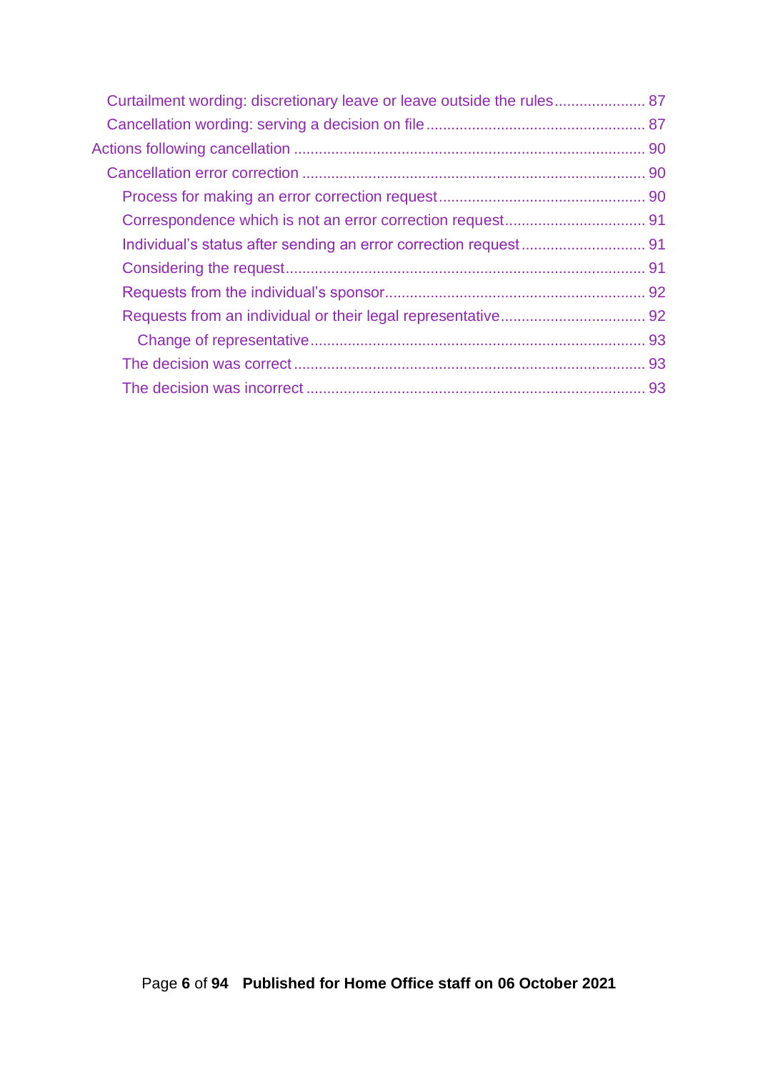- Curtailment wording: discretionary leave or leave outside the rules ..................... 87
- Cancellation wording: serving a decision on file .................................................... 87

Actions following cancellation .................................................................................... 90

- Cancellation error correction .................................................................................. 90
  - Process for making an error correction request ................................................. 90
  - Correspondence which is not an error correction request ................................. 91
  - Individual's status after sending an error correction request ............................. 91
  - Considering the request ..................................................................................... 91
  - Requests from the individual's sponsor .............................................................. 92
  - Requests from an individual or their legal representative .................................. 92
    - Change of representative ................................................................................ 93
  - The decision was correct .................................................................................... 93
  - The decision was incorrect ................................................................................. 93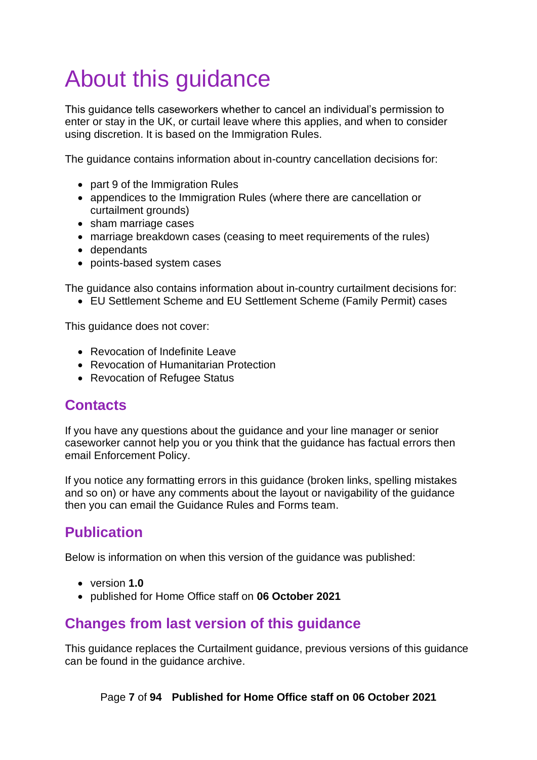# About this guidance

This guidance tells caseworkers whether to cancel an individual's permission to enter or stay in the UK, or curtail leave where this applies, and when to consider using discretion. It is based on the Immigration Rules.

The guidance contains information about in-country cancellation decisions for:

- part 9 of the Immigration Rules
- appendices to the Immigration Rules (where there are cancellation or curtailment grounds)
- sham marriage cases
- marriage breakdown cases (ceasing to meet requirements of the rules)
- dependants
- points-based system cases

The guidance also contains information about in-country curtailment decisions for:

- EU Settlement Scheme and EU Settlement Scheme (Family Permit) cases

This guidance does not cover:

- Revocation of Indefinite Leave
- Revocation of Humanitarian Protection
- Revocation of Refugee Status

## Contacts

If you have any questions about the guidance and your line manager or senior caseworker cannot help you or you think that the guidance has factual errors then email Enforcement Policy.

If you notice any formatting errors in this guidance (broken links, spelling mistakes and so on) or have any comments about the layout or navigability of the guidance then you can email the Guidance Rules and Forms team.

## Publication

Below is information on when this version of the guidance was published:

- version **1.0**
- published for Home Office staff on **06 October 2021**

## Changes from last version of this guidance

This guidance replaces the Curtailment guidance, previous versions of this guidance can be found in the guidance archive.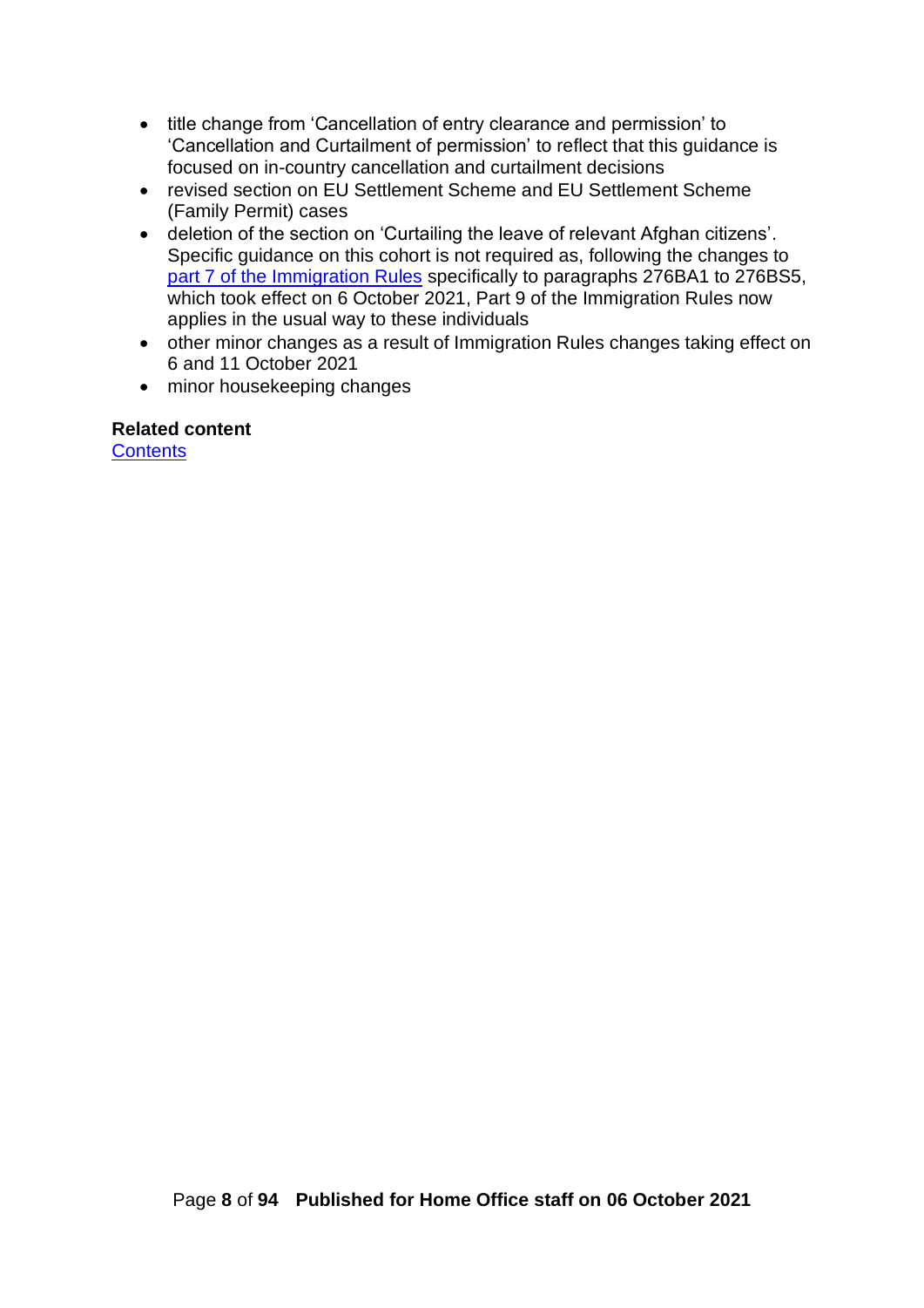- title change from 'Cancellation of entry clearance and permission' to 'Cancellation and Curtailment of permission' to reflect that this guidance is focused on in-country cancellation and curtailment decisions
- revised section on EU Settlement Scheme and EU Settlement Scheme (Family Permit) cases
- deletion of the section on 'Curtailing the leave of relevant Afghan citizens'. Specific guidance on this cohort is not required as, following the changes to part 7 of the Immigration Rules specifically to paragraphs 276BA1 to 276BS5, which took effect on 6 October 2021, Part 9 of the Immigration Rules now applies in the usual way to these individuals
- other minor changes as a result of Immigration Rules changes taking effect on 6 and 11 October 2021
- minor housekeeping changes

**Related content**
Contents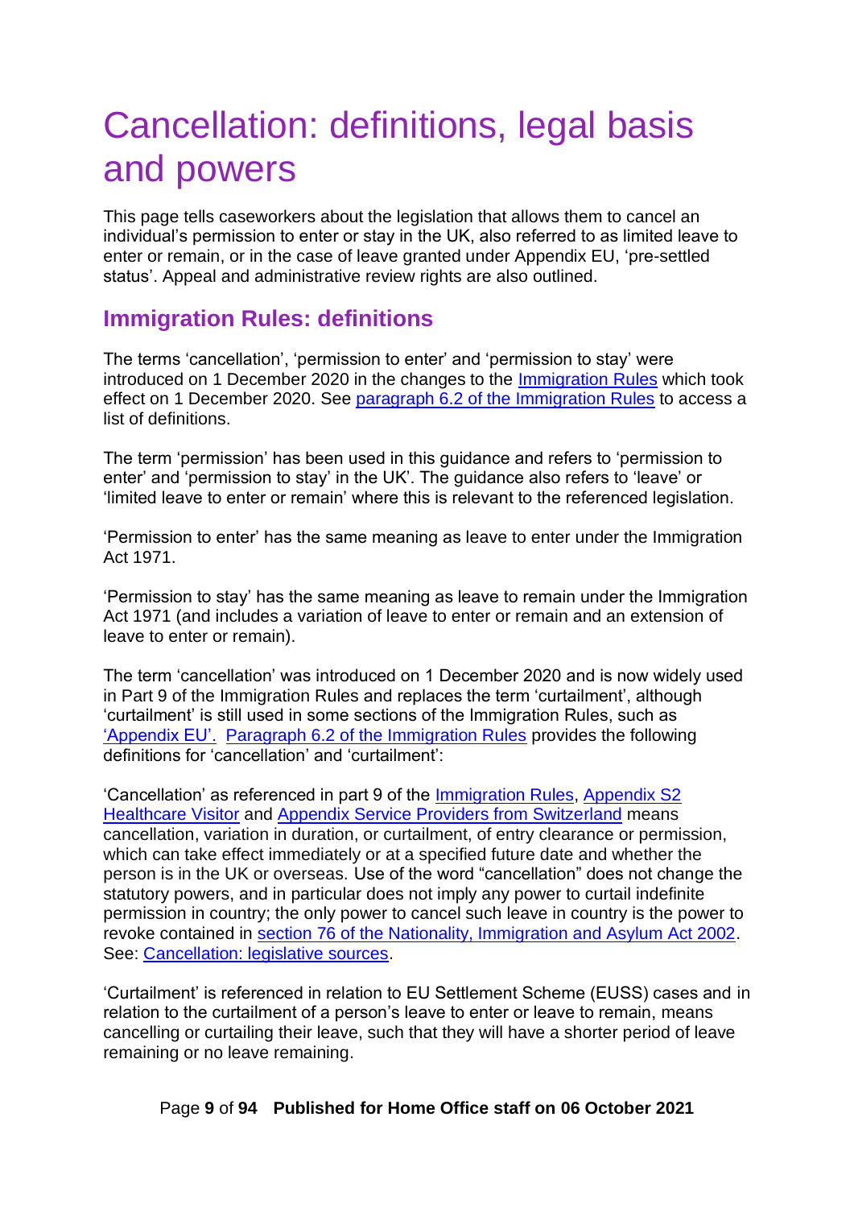# Cancellation: definitions, legal basis and powers

This page tells caseworkers about the legislation that allows them to cancel an individual's permission to enter or stay in the UK, also referred to as limited leave to enter or remain, or in the case of leave granted under Appendix EU, 'pre-settled status'. Appeal and administrative review rights are also outlined.

## Immigration Rules: definitions

The terms 'cancellation', 'permission to enter' and 'permission to stay' were introduced on 1 December 2020 in the changes to the Immigration Rules which took effect on 1 December 2020. See paragraph 6.2 of the Immigration Rules to access a list of definitions.

The term 'permission' has been used in this guidance and refers to 'permission to enter' and 'permission to stay' in the UK'. The guidance also refers to 'leave' or 'limited leave to enter or remain' where this is relevant to the referenced legislation.

'Permission to enter' has the same meaning as leave to enter under the Immigration Act 1971.

'Permission to stay' has the same meaning as leave to remain under the Immigration Act 1971 (and includes a variation of leave to enter or remain and an extension of leave to enter or remain).

The term 'cancellation' was introduced on 1 December 2020 and is now widely used in Part 9 of the Immigration Rules and replaces the term 'curtailment', although 'curtailment' is still used in some sections of the Immigration Rules, such as 'Appendix EU'. Paragraph 6.2 of the Immigration Rules provides the following definitions for 'cancellation' and 'curtailment':

'Cancellation' as referenced in part 9 of the Immigration Rules, Appendix S2 Healthcare Visitor and Appendix Service Providers from Switzerland means cancellation, variation in duration, or curtailment, of entry clearance or permission, which can take effect immediately or at a specified future date and whether the person is in the UK or overseas. Use of the word "cancellation" does not change the statutory powers, and in particular does not imply any power to curtail indefinite permission in country; the only power to cancel such leave in country is the power to revoke contained in section 76 of the Nationality, Immigration and Asylum Act 2002. See: Cancellation: legislative sources.

'Curtailment' is referenced in relation to EU Settlement Scheme (EUSS) cases and in relation to the curtailment of a person's leave to enter or leave to remain, means cancelling or curtailing their leave, such that they will have a shorter period of leave remaining or no leave remaining.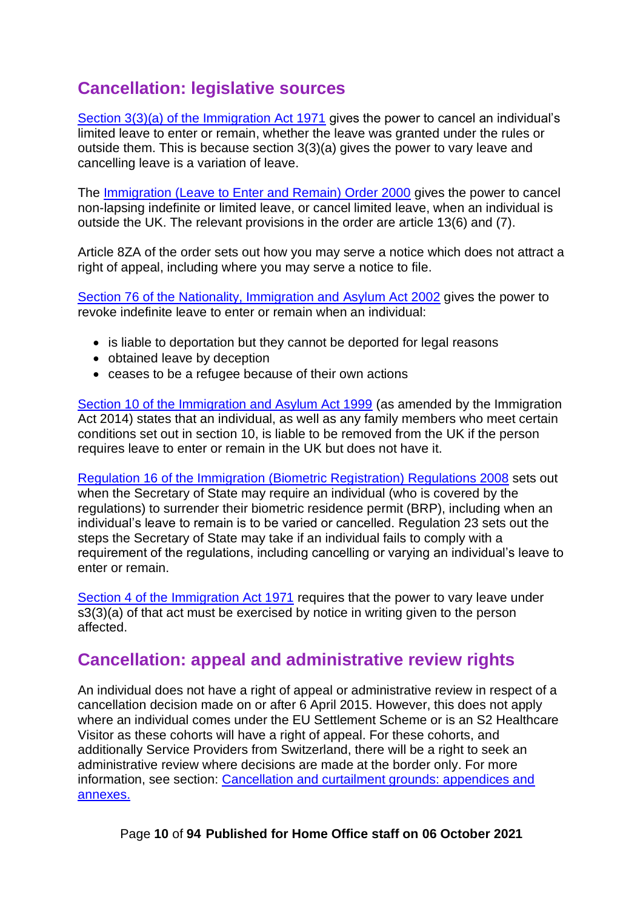## Cancellation: legislative sources

[Section 3(3)(a) of the Immigration Act 1971](#) gives the power to cancel an individual's limited leave to enter or remain, whether the leave was granted under the rules or outside them. This is because section 3(3)(a) gives the power to vary leave and cancelling leave is a variation of leave.

The [Immigration (Leave to Enter and Remain) Order 2000](#) gives the power to cancel non-lapsing indefinite or limited leave, or cancel limited leave, when an individual is outside the UK. The relevant provisions in the order are article 13(6) and (7).

Article 8ZA of the order sets out how you may serve a notice which does not attract a right of appeal, including where you may serve a notice to file.

[Section 76 of the Nationality, Immigration and Asylum Act 2002](#) gives the power to revoke indefinite leave to enter or remain when an individual:

- is liable to deportation but they cannot be deported for legal reasons
- obtained leave by deception
- ceases to be a refugee because of their own actions

[Section 10 of the Immigration and Asylum Act 1999](#) (as amended by the Immigration Act 2014) states that an individual, as well as any family members who meet certain conditions set out in section 10, is liable to be removed from the UK if the person requires leave to enter or remain in the UK but does not have it.

[Regulation 16 of the Immigration (Biometric Registration) Regulations 2008](#) sets out when the Secretary of State may require an individual (who is covered by the regulations) to surrender their biometric residence permit (BRP), including when an individual's leave to remain is to be varied or cancelled. Regulation 23 sets out the steps the Secretary of State may take if an individual fails to comply with a requirement of the regulations, including cancelling or varying an individual's leave to enter or remain.

[Section 4 of the Immigration Act 1971](#) requires that the power to vary leave under s3(3)(a) of that act must be exercised by notice in writing given to the person affected.

## Cancellation: appeal and administrative review rights

An individual does not have a right of appeal or administrative review in respect of a cancellation decision made on or after 6 April 2015. However, this does not apply where an individual comes under the EU Settlement Scheme or is an S2 Healthcare Visitor as these cohorts will have a right of appeal. For these cohorts, and additionally Service Providers from Switzerland, there will be a right to seek an administrative review where decisions are made at the border only. For more information, see section: [Cancellation and curtailment grounds: appendices and annexes.](#)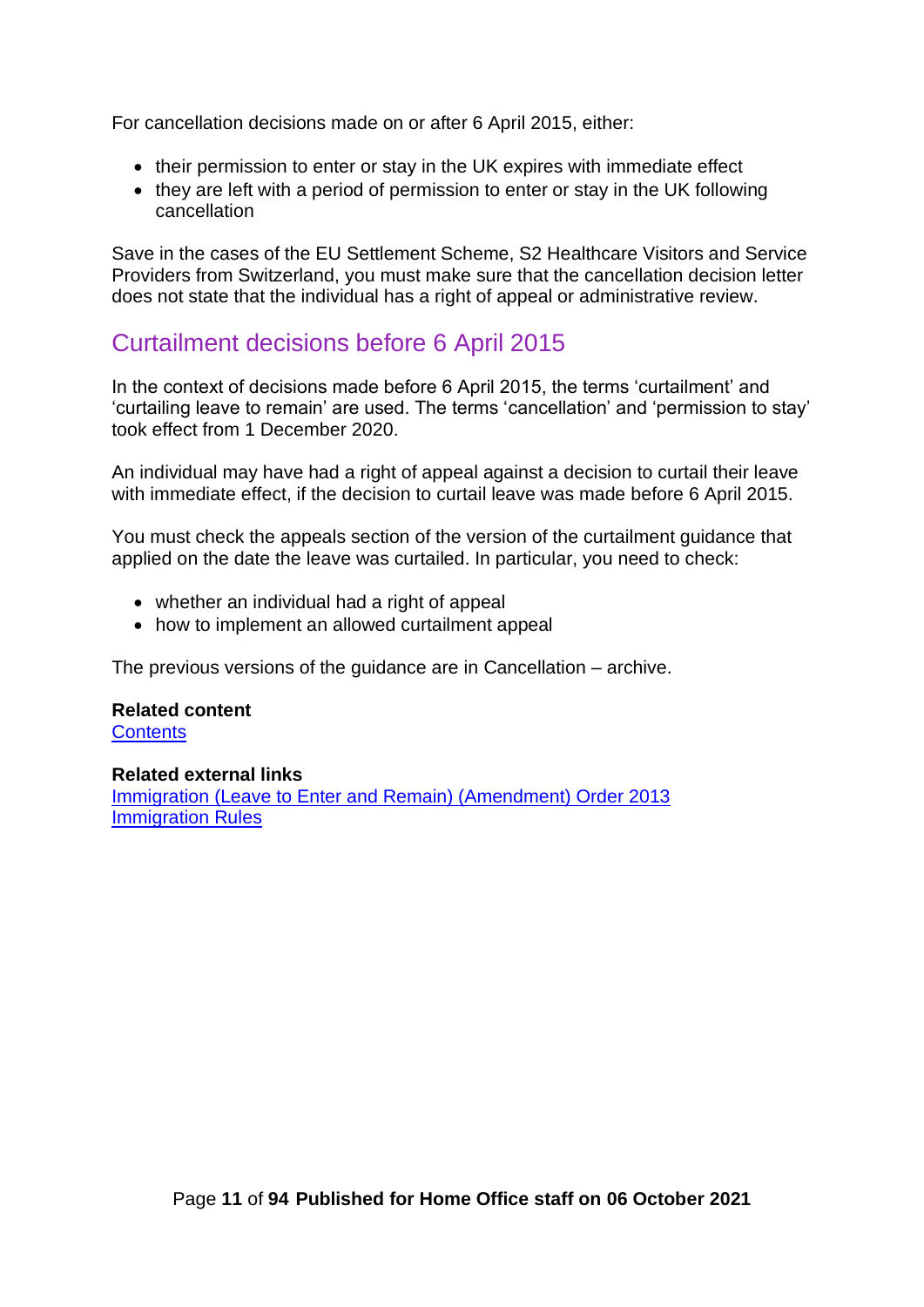For cancellation decisions made on or after 6 April 2015, either:

- their permission to enter or stay in the UK expires with immediate effect
- they are left with a period of permission to enter or stay in the UK following cancellation

Save in the cases of the EU Settlement Scheme, S2 Healthcare Visitors and Service Providers from Switzerland, you must make sure that the cancellation decision letter does not state that the individual has a right of appeal or administrative review.

## Curtailment decisions before 6 April 2015

In the context of decisions made before 6 April 2015, the terms 'curtailment' and 'curtailing leave to remain' are used. The terms 'cancellation' and 'permission to stay' took effect from 1 December 2020.

An individual may have had a right of appeal against a decision to curtail their leave with immediate effect, if the decision to curtail leave was made before 6 April 2015.

You must check the appeals section of the version of the curtailment guidance that applied on the date the leave was curtailed. In particular, you need to check:

- whether an individual had a right of appeal
- how to implement an allowed curtailment appeal

The previous versions of the guidance are in Cancellation – archive.

**Related content**
Contents

**Related external links**
Immigration (Leave to Enter and Remain) (Amendment) Order 2013
Immigration Rules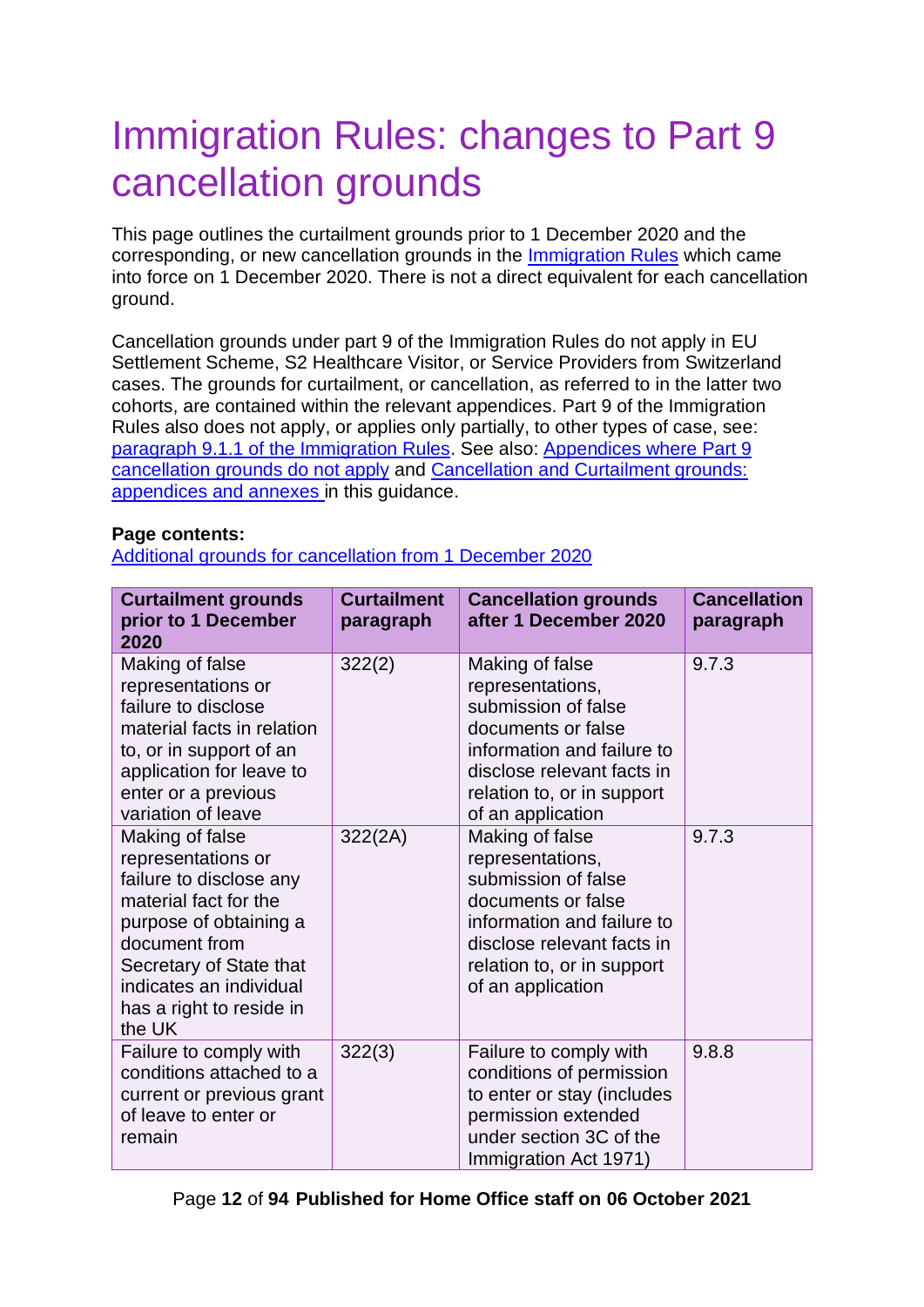# Immigration Rules: changes to Part 9 cancellation grounds

This page outlines the curtailment grounds prior to 1 December 2020 and the corresponding, or new cancellation grounds in the Immigration Rules which came into force on 1 December 2020. There is not a direct equivalent for each cancellation ground.

Cancellation grounds under part 9 of the Immigration Rules do not apply in EU Settlement Scheme, S2 Healthcare Visitor, or Service Providers from Switzerland cases. The grounds for curtailment, or cancellation, as referred to in the latter two cohorts, are contained within the relevant appendices. Part 9 of the Immigration Rules also does not apply, or applies only partially, to other types of case, see: paragraph 9.1.1 of the Immigration Rules. See also: Appendices where Part 9 cancellation grounds do not apply and Cancellation and Curtailment grounds: appendices and annexes in this guidance.

**Page contents:**

Additional grounds for cancellation from 1 December 2020

| Curtailment grounds prior to 1 December 2020 | Curtailment paragraph | Cancellation grounds after 1 December 2020 | Cancellation paragraph |
|---|---|---|---|
| Making of false representations or failure to disclose material facts in relation to, or in support of an application for leave to enter or a previous variation of leave | 322(2) | Making of false representations, submission of false documents or false information and failure to disclose relevant facts in relation to, or in support of an application | 9.7.3 |
| Making of false representations or failure to disclose any material fact for the purpose of obtaining a document from Secretary of State that indicates an individual has a right to reside in the UK | 322(2A) | Making of false representations, submission of false documents or false information and failure to disclose relevant facts in relation to, or in support of an application | 9.7.3 |
| Failure to comply with conditions attached to a current or previous grant of leave to enter or remain | 322(3) | Failure to comply with conditions of permission to enter or stay (includes permission extended under section 3C of the Immigration Act 1971) | 9.8.8 |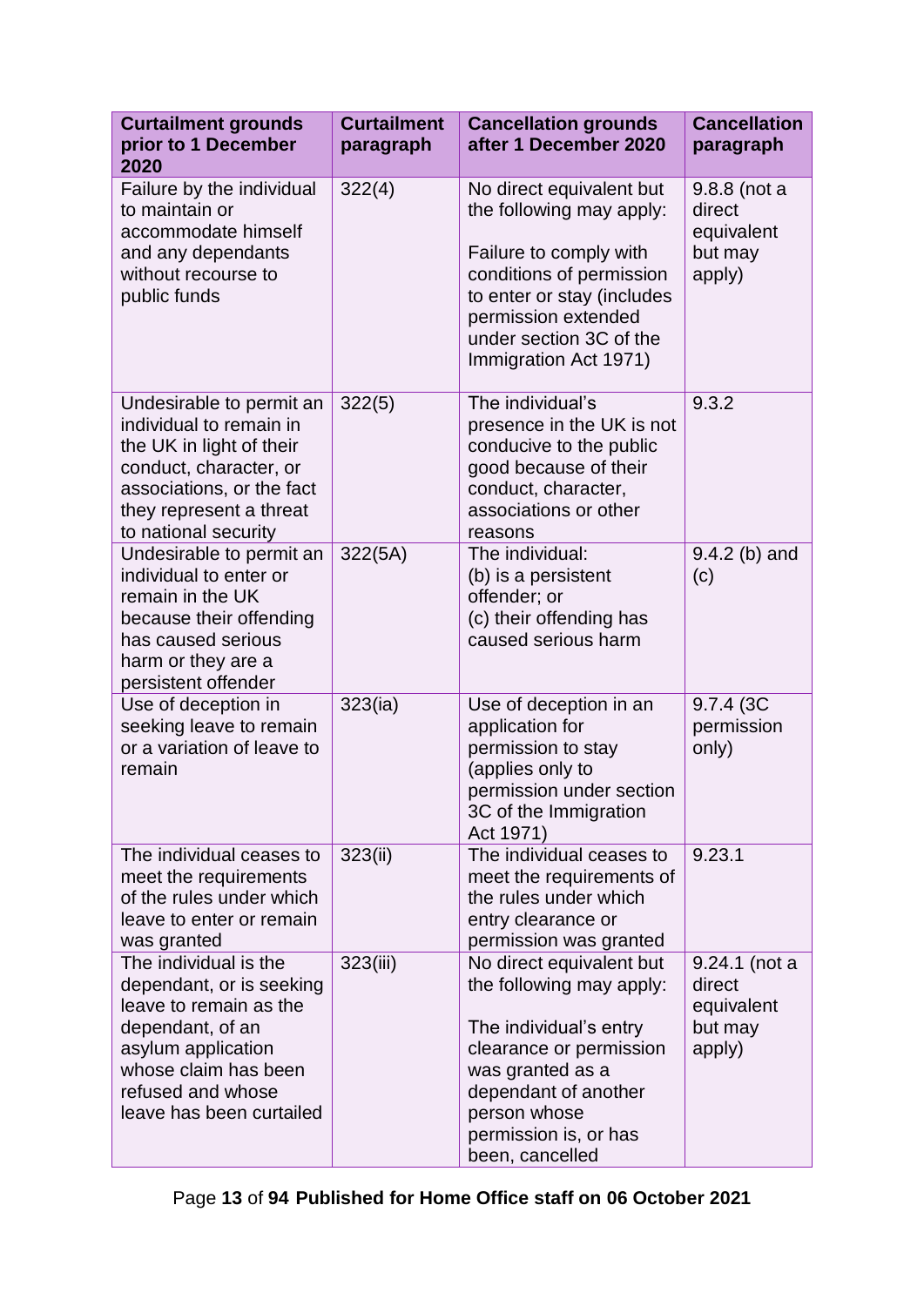| Curtailment grounds prior to 1 December 2020 | Curtailment paragraph | Cancellation grounds after 1 December 2020 | Cancellation paragraph |
|---|---|---|---|
| Failure by the individual to maintain or accommodate himself and any dependants without recourse to public funds | 322(4) | No direct equivalent but the following may apply:<br><br>Failure to comply with conditions of permission to enter or stay (includes permission extended under section 3C of the Immigration Act 1971) | 9.8.8 (not a direct equivalent but may apply) |
| Undesirable to permit an individual to remain in the UK in light of their conduct, character, or associations, or the fact they represent a threat to national security | 322(5) | The individual's presence in the UK is not conducive to the public good because of their conduct, character, associations or other reasons | 9.3.2 |
| Undesirable to permit an individual to enter or remain in the UK because their offending has caused serious harm or they are a persistent offender | 322(5A) | The individual:<br>(b) is a persistent offender; or<br>(c) their offending has caused serious harm | 9.4.2 (b) and (c) |
| Use of deception in seeking leave to remain or a variation of leave to remain | 323(ia) | Use of deception in an application for permission to stay (applies only to permission under section 3C of the Immigration Act 1971) | 9.7.4 (3C permission only) |
| The individual ceases to meet the requirements of the rules under which leave to enter or remain was granted | 323(ii) | The individual ceases to meet the requirements of the rules under which entry clearance or permission was granted | 9.23.1 |
| The individual is the dependant, or is seeking leave to remain as the dependant, of an asylum application whose claim has been refused and whose leave has been curtailed | 323(iii) | No direct equivalent but the following may apply:<br><br>The individual's entry clearance or permission was granted as a dependant of another person whose permission is, or has been, cancelled | 9.24.1 (not a direct equivalent but may apply) |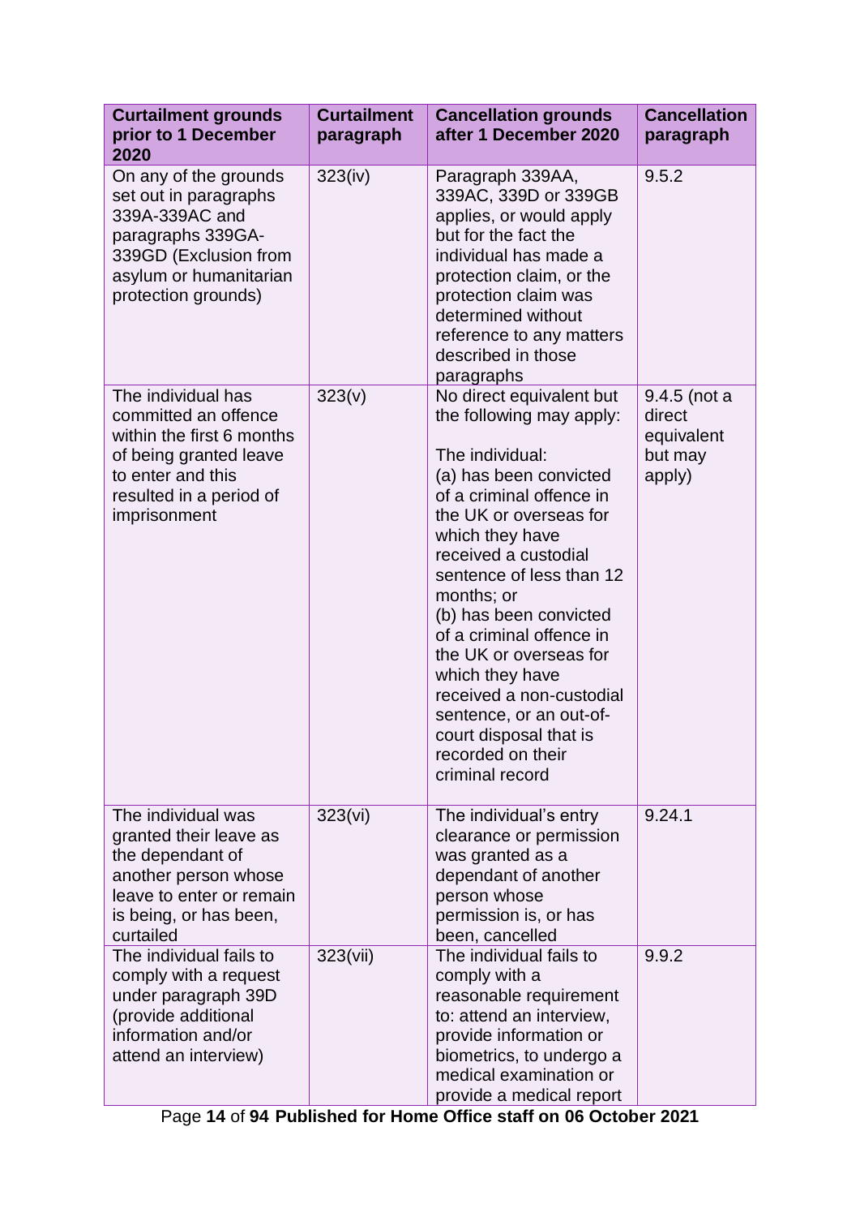| Curtailment grounds prior to 1 December 2020 | Curtailment paragraph | Cancellation grounds after 1 December 2020 | Cancellation paragraph |
|---|---|---|---|
| On any of the grounds set out in paragraphs 339A-339AC and paragraphs 339GA-339GD (Exclusion from asylum or humanitarian protection grounds) | 323(iv) | Paragraph 339AA, 339AC, 339D or 339GB applies, or would apply but for the fact the individual has made a protection claim, or the protection claim was determined without reference to any matters described in those paragraphs | 9.5.2 |
| The individual has committed an offence within the first 6 months of being granted leave to enter and this resulted in a period of imprisonment | 323(v) | No direct equivalent but the following may apply:<br><br>The individual:<br>(a) has been convicted of a criminal offence in the UK or overseas for which they have received a custodial sentence of less than 12 months; or<br>(b) has been convicted of a criminal offence in the UK or overseas for which they have received a non-custodial sentence, or an out-of-court disposal that is recorded on their criminal record | 9.4.5 (not a direct equivalent but may apply) |
| The individual was granted their leave as the dependant of another person whose leave to enter or remain is being, or has been, curtailed | 323(vi) | The individual's entry clearance or permission was granted as a dependant of another person whose permission is, or has been, cancelled | 9.24.1 |
| The individual fails to comply with a request under paragraph 39D (provide additional information and/or attend an interview) | 323(vii) | The individual fails to comply with a reasonable requirement to: attend an interview, provide information or biometrics, to undergo a medical examination or provide a medical report | 9.9.2 |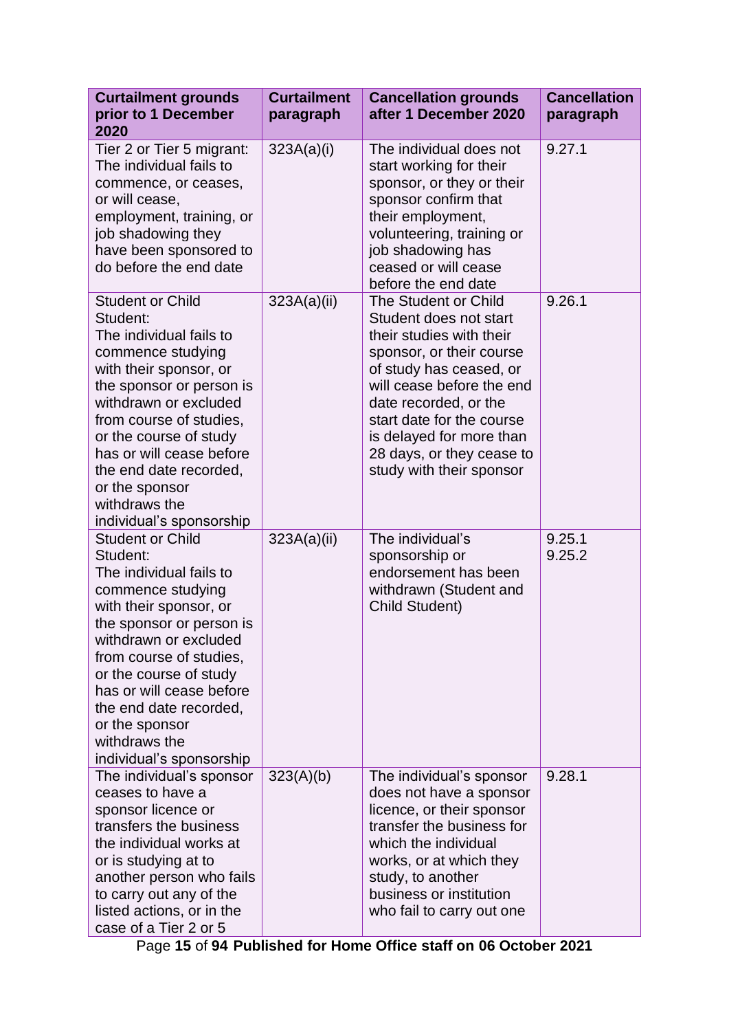| Curtailment grounds prior to 1 December 2020 | Curtailment paragraph | Cancellation grounds after 1 December 2020 | Cancellation paragraph |
|---|---|---|---|
| Tier 2 or Tier 5 migrant: The individual fails to commence, or ceases, or will cease, employment, training, or job shadowing they have been sponsored to do before the end date | 323A(a)(i) | The individual does not start working for their sponsor, or they or their sponsor confirm that their employment, volunteering, training or job shadowing has ceased or will cease before the end date | 9.27.1 |
| Student or Child Student: The individual fails to commence studying with their sponsor, or the sponsor or person is withdrawn or excluded from course of studies, or the course of study has or will cease before the end date recorded, or the sponsor withdraws the individual's sponsorship | 323A(a)(ii) | The Student or Child Student does not start their studies with their sponsor, or their course of study has ceased, or will cease before the end date recorded, or the start date for the course is delayed for more than 28 days, or they cease to study with their sponsor | 9.26.1 |
| Student or Child Student: The individual fails to commence studying with their sponsor, or the sponsor or person is withdrawn or excluded from course of studies, or the course of study has or will cease before the end date recorded, or the sponsor withdraws the individual's sponsorship | 323A(a)(ii) | The individual's sponsorship or endorsement has been withdrawn (Student and Child Student) | 9.25.1 9.25.2 |
| The individual's sponsor ceases to have a sponsor licence or transfers the business the individual works at or is studying at to another person who fails to carry out any of the listed actions, or in the case of a Tier 2 or 5 | 323(A)(b) | The individual's sponsor does not have a sponsor licence, or their sponsor transfer the business for which the individual works, or at which they study, to another business or institution who fail to carry out one | 9.28.1 |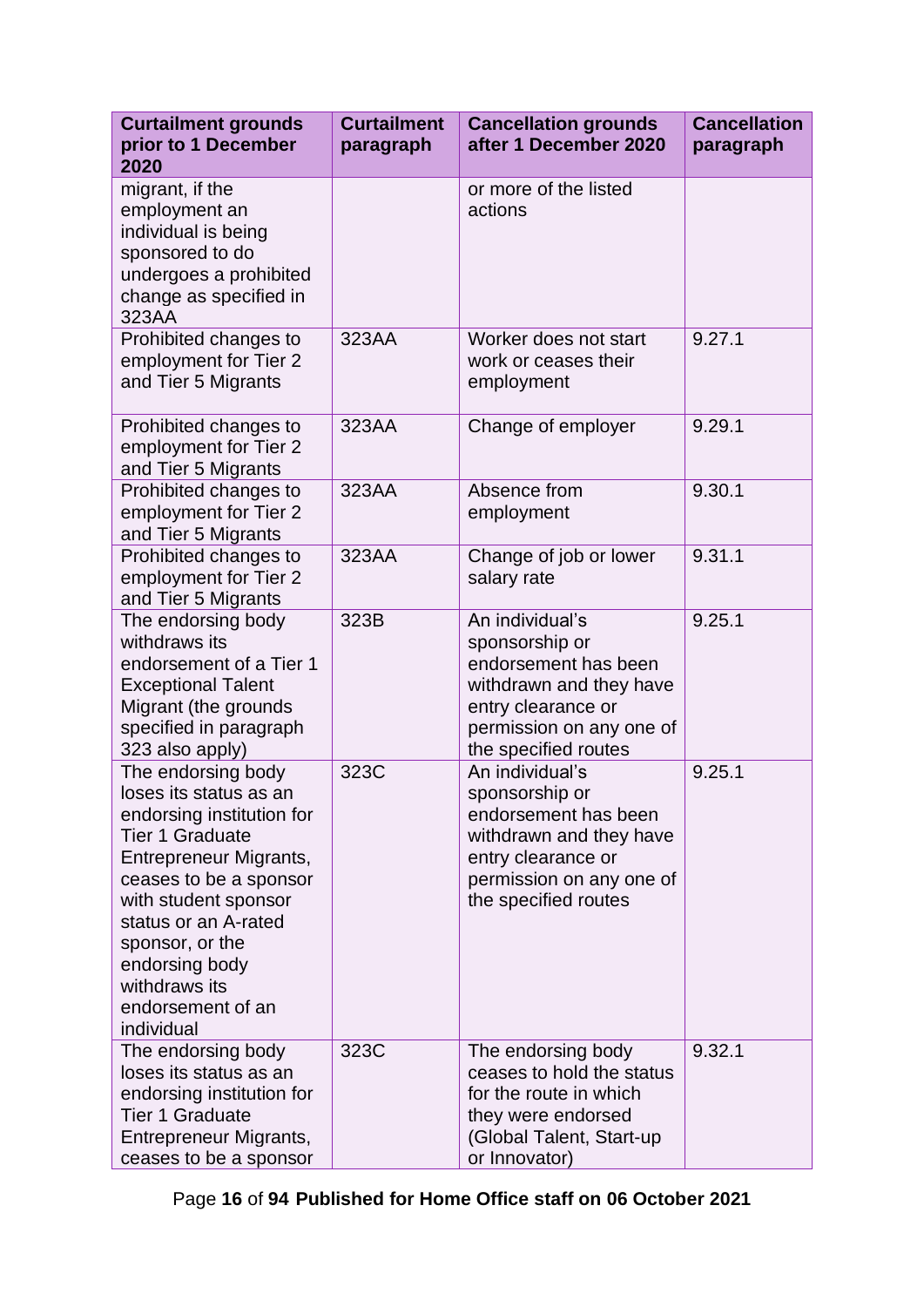| Curtailment grounds prior to 1 December 2020 | Curtailment paragraph | Cancellation grounds after 1 December 2020 | Cancellation paragraph |
|---|---|---|---|
| migrant, if the employment an individual is being sponsored to do undergoes a prohibited change as specified in 323AA | | or more of the listed actions | |
| Prohibited changes to employment for Tier 2 and Tier 5 Migrants | 323AA | Worker does not start work or ceases their employment | 9.27.1 |
| Prohibited changes to employment for Tier 2 and Tier 5 Migrants | 323AA | Change of employer | 9.29.1 |
| Prohibited changes to employment for Tier 2 and Tier 5 Migrants | 323AA | Absence from employment | 9.30.1 |
| Prohibited changes to employment for Tier 2 and Tier 5 Migrants | 323AA | Change of job or lower salary rate | 9.31.1 |
| The endorsing body withdraws its endorsement of a Tier 1 Exceptional Talent Migrant (the grounds specified in paragraph 323 also apply) | 323B | An individual's sponsorship or endorsement has been withdrawn and they have entry clearance or permission on any one of the specified routes | 9.25.1 |
| The endorsing body loses its status as an endorsing institution for Tier 1 Graduate Entrepreneur Migrants, ceases to be a sponsor with student sponsor status or an A-rated sponsor, or the endorsing body withdraws its endorsement of an individual | 323C | An individual's sponsorship or endorsement has been withdrawn and they have entry clearance or permission on any one of the specified routes | 9.25.1 |
| The endorsing body loses its status as an endorsing institution for Tier 1 Graduate Entrepreneur Migrants, ceases to be a sponsor | 323C | The endorsing body ceases to hold the status for the route in which they were endorsed (Global Talent, Start-up or Innovator) | 9.32.1 |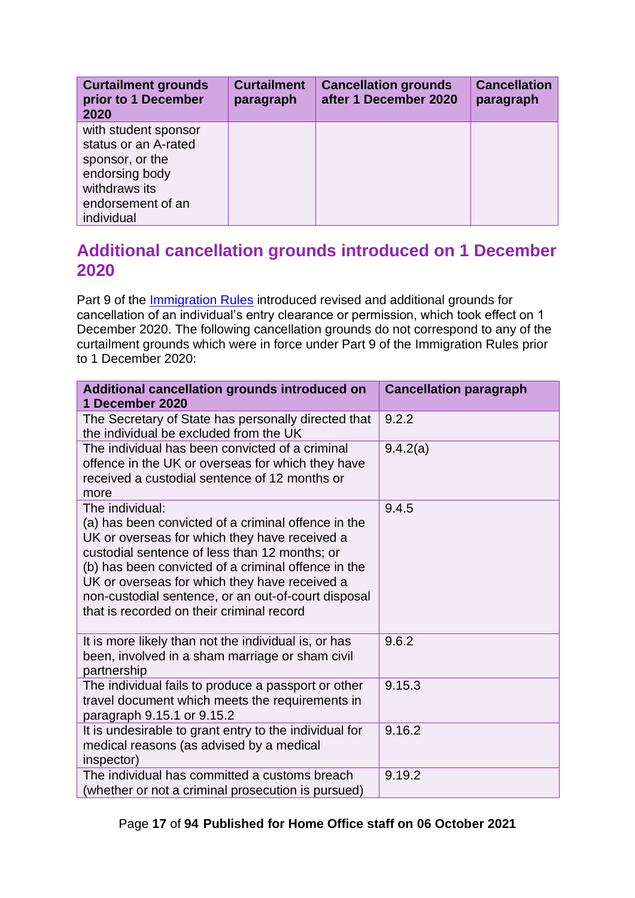| Curtailment grounds prior to 1 December 2020 | Curtailment paragraph | Cancellation grounds after 1 December 2020 | Cancellation paragraph |
|---|---|---|---|
| with student sponsor status or an A-rated sponsor, or the endorsing body withdraws its endorsement of an individual | | | |

## Additional cancellation grounds introduced on 1 December 2020

Part 9 of the Immigration Rules introduced revised and additional grounds for cancellation of an individual's entry clearance or permission, which took effect on 1 December 2020. The following cancellation grounds do not correspond to any of the curtailment grounds which were in force under Part 9 of the Immigration Rules prior to 1 December 2020:

| Additional cancellation grounds introduced on 1 December 2020 | Cancellation paragraph |
|---|---|
| The Secretary of State has personally directed that the individual be excluded from the UK | 9.2.2 |
| The individual has been convicted of a criminal offence in the UK or overseas for which they have received a custodial sentence of 12 months or more | 9.4.2(a) |
| The individual:<br>(a) has been convicted of a criminal offence in the UK or overseas for which they have received a custodial sentence of less than 12 months; or<br>(b) has been convicted of a criminal offence in the UK or overseas for which they have received a non-custodial sentence, or an out-of-court disposal that is recorded on their criminal record | 9.4.5 |
| It is more likely than not the individual is, or has been, involved in a sham marriage or sham civil partnership | 9.6.2 |
| The individual fails to produce a passport or other travel document which meets the requirements in paragraph 9.15.1 or 9.15.2 | 9.15.3 |
| It is undesirable to grant entry to the individual for medical reasons (as advised by a medical inspector) | 9.16.2 |
| The individual has committed a customs breach (whether or not a criminal prosecution is pursued) | 9.19.2 |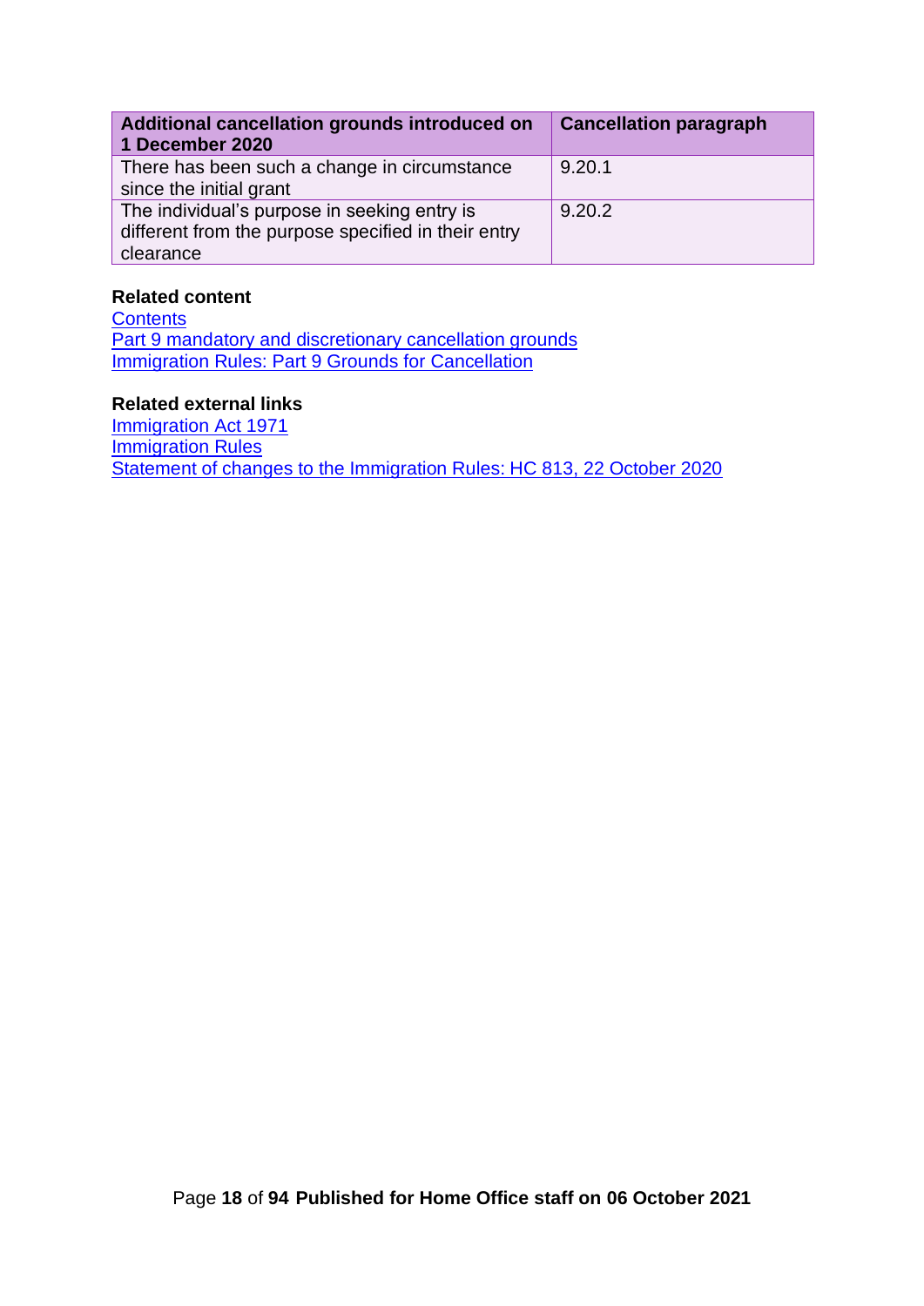| Additional cancellation grounds introduced on 1 December 2020 | Cancellation paragraph |
| --- | --- |
| There has been such a change in circumstance since the initial grant | 9.20.1 |
| The individual's purpose in seeking entry is different from the purpose specified in their entry clearance | 9.20.2 |

**Related content**
Contents
Part 9 mandatory and discretionary cancellation grounds
Immigration Rules: Part 9 Grounds for Cancellation

**Related external links**
Immigration Act 1971
Immigration Rules
Statement of changes to the Immigration Rules: HC 813, 22 October 2020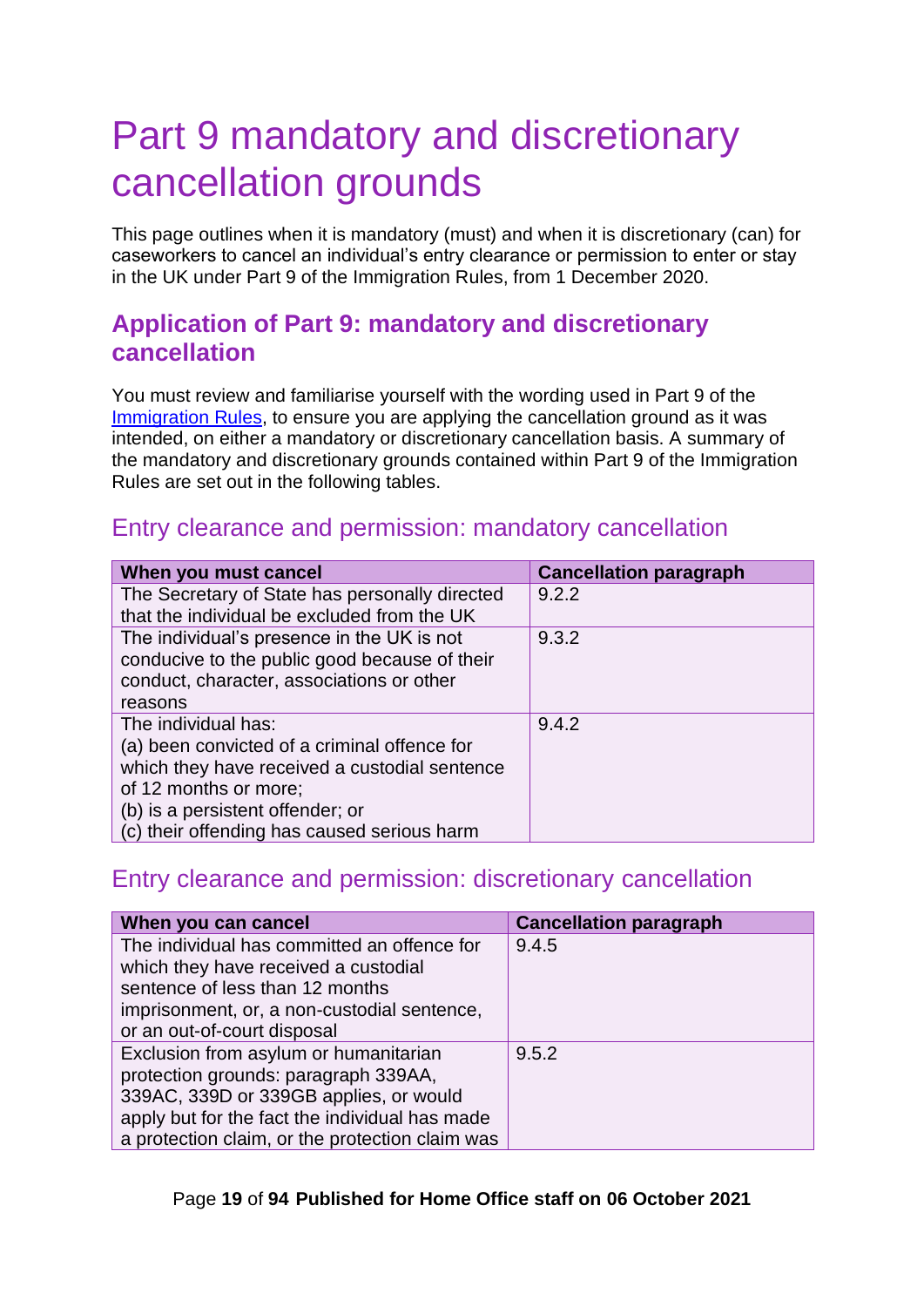# Part 9 mandatory and discretionary cancellation grounds

This page outlines when it is mandatory (must) and when it is discretionary (can) for caseworkers to cancel an individual's entry clearance or permission to enter or stay in the UK under Part 9 of the Immigration Rules, from 1 December 2020.

## Application of Part 9: mandatory and discretionary cancellation

You must review and familiarise yourself with the wording used in Part 9 of the Immigration Rules, to ensure you are applying the cancellation ground as it was intended, on either a mandatory or discretionary cancellation basis. A summary of the mandatory and discretionary grounds contained within Part 9 of the Immigration Rules are set out in the following tables.

### Entry clearance and permission: mandatory cancellation

| When you must cancel | Cancellation paragraph |
| --- | --- |
| The Secretary of State has personally directed that the individual be excluded from the UK | 9.2.2 |
| The individual's presence in the UK is not conducive to the public good because of their conduct, character, associations or other reasons | 9.3.2 |
| The individual has:<br>(a) been convicted of a criminal offence for which they have received a custodial sentence of 12 months or more;<br>(b) is a persistent offender; or<br>(c) their offending has caused serious harm | 9.4.2 |

### Entry clearance and permission: discretionary cancellation

| When you can cancel | Cancellation paragraph |
| --- | --- |
| The individual has committed an offence for which they have received a custodial sentence of less than 12 months imprisonment, or, a non-custodial sentence, or an out-of-court disposal | 9.4.5 |
| Exclusion from asylum or humanitarian protection grounds: paragraph 339AA, 339AC, 339D or 339GB applies, or would apply but for the fact the individual has made a protection claim, or the protection claim was | 9.5.2 |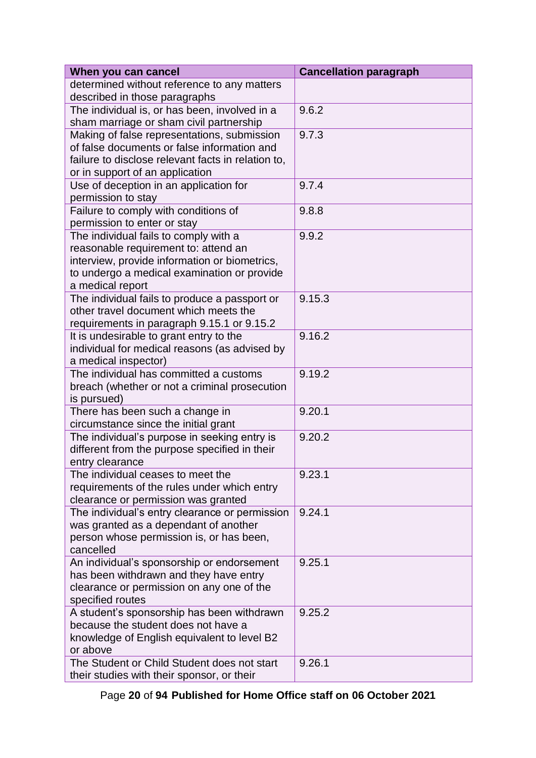| When you can cancel | Cancellation paragraph |
|---|---|
| determined without reference to any matters described in those paragraphs | |
| The individual is, or has been, involved in a sham marriage or sham civil partnership | 9.6.2 |
| Making of false representations, submission of false documents or false information and failure to disclose relevant facts in relation to, or in support of an application | 9.7.3 |
| Use of deception in an application for permission to stay | 9.7.4 |
| Failure to comply with conditions of permission to enter or stay | 9.8.8 |
| The individual fails to comply with a reasonable requirement to: attend an interview, provide information or biometrics, to undergo a medical examination or provide a medical report | 9.9.2 |
| The individual fails to produce a passport or other travel document which meets the requirements in paragraph 9.15.1 or 9.15.2 | 9.15.3 |
| It is undesirable to grant entry to the individual for medical reasons (as advised by a medical inspector) | 9.16.2 |
| The individual has committed a customs breach (whether or not a criminal prosecution is pursued) | 9.19.2 |
| There has been such a change in circumstance since the initial grant | 9.20.1 |
| The individual's purpose in seeking entry is different from the purpose specified in their entry clearance | 9.20.2 |
| The individual ceases to meet the requirements of the rules under which entry clearance or permission was granted | 9.23.1 |
| The individual's entry clearance or permission was granted as a dependant of another person whose permission is, or has been, cancelled | 9.24.1 |
| An individual's sponsorship or endorsement has been withdrawn and they have entry clearance or permission on any one of the specified routes | 9.25.1 |
| A student's sponsorship has been withdrawn because the student does not have a knowledge of English equivalent to level B2 or above | 9.25.2 |
| The Student or Child Student does not start their studies with their sponsor, or their | 9.26.1 |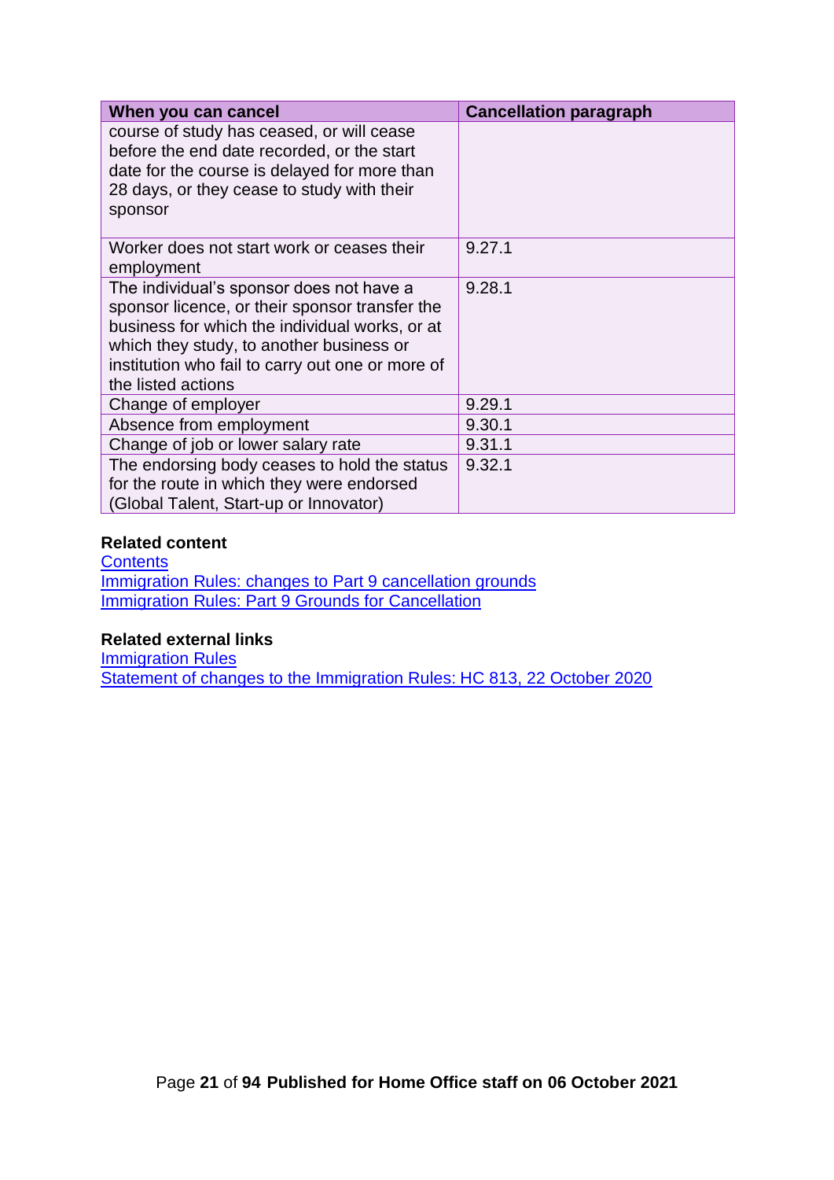| When you can cancel | Cancellation paragraph |
|---|---|
| course of study has ceased, or will cease before the end date recorded, or the start date for the course is delayed for more than 28 days, or they cease to study with their sponsor | |
| Worker does not start work or ceases their employment | 9.27.1 |
| The individual's sponsor does not have a sponsor licence, or their sponsor transfer the business for which the individual works, or at which they study, to another business or institution who fail to carry out one or more of the listed actions | 9.28.1 |
| Change of employer | 9.29.1 |
| Absence from employment | 9.30.1 |
| Change of job or lower salary rate | 9.31.1 |
| The endorsing body ceases to hold the status for the route in which they were endorsed (Global Talent, Start-up or Innovator) | 9.32.1 |

**Related content**
Contents
Immigration Rules: changes to Part 9 cancellation grounds
Immigration Rules: Part 9 Grounds for Cancellation

**Related external links**
Immigration Rules
Statement of changes to the Immigration Rules: HC 813, 22 October 2020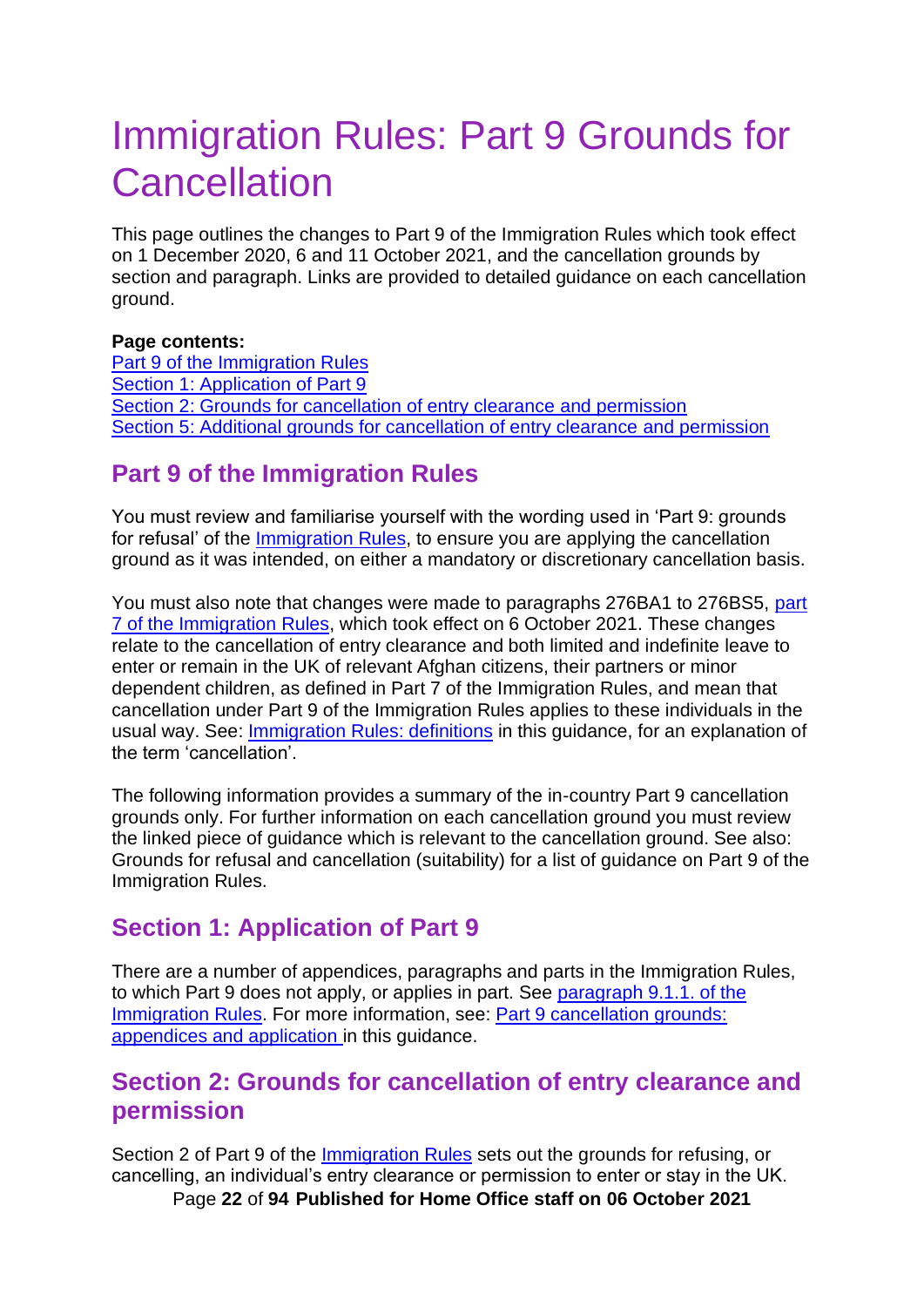# Immigration Rules: Part 9 Grounds for Cancellation

This page outlines the changes to Part 9 of the Immigration Rules which took effect on 1 December 2020, 6 and 11 October 2021, and the cancellation grounds by section and paragraph. Links are provided to detailed guidance on each cancellation ground.

**Page contents:**
Part 9 of the Immigration Rules
Section 1: Application of Part 9
Section 2: Grounds for cancellation of entry clearance and permission
Section 5: Additional grounds for cancellation of entry clearance and permission

## Part 9 of the Immigration Rules

You must review and familiarise yourself with the wording used in 'Part 9: grounds for refusal' of the Immigration Rules, to ensure you are applying the cancellation ground as it was intended, on either a mandatory or discretionary cancellation basis.

You must also note that changes were made to paragraphs 276BA1 to 276BS5, part 7 of the Immigration Rules, which took effect on 6 October 2021. These changes relate to the cancellation of entry clearance and both limited and indefinite leave to enter or remain in the UK of relevant Afghan citizens, their partners or minor dependent children, as defined in Part 7 of the Immigration Rules, and mean that cancellation under Part 9 of the Immigration Rules applies to these individuals in the usual way. See: Immigration Rules: definitions in this guidance, for an explanation of the term 'cancellation'.

The following information provides a summary of the in-country Part 9 cancellation grounds only. For further information on each cancellation ground you must review the linked piece of guidance which is relevant to the cancellation ground. See also: Grounds for refusal and cancellation (suitability) for a list of guidance on Part 9 of the Immigration Rules.

## Section 1: Application of Part 9

There are a number of appendices, paragraphs and parts in the Immigration Rules, to which Part 9 does not apply, or applies in part. See paragraph 9.1.1. of the Immigration Rules. For more information, see: Part 9 cancellation grounds: appendices and application in this guidance.

## Section 2: Grounds for cancellation of entry clearance and permission

Section 2 of Part 9 of the Immigration Rules sets out the grounds for refusing, or cancelling, an individual's entry clearance or permission to enter or stay in the UK.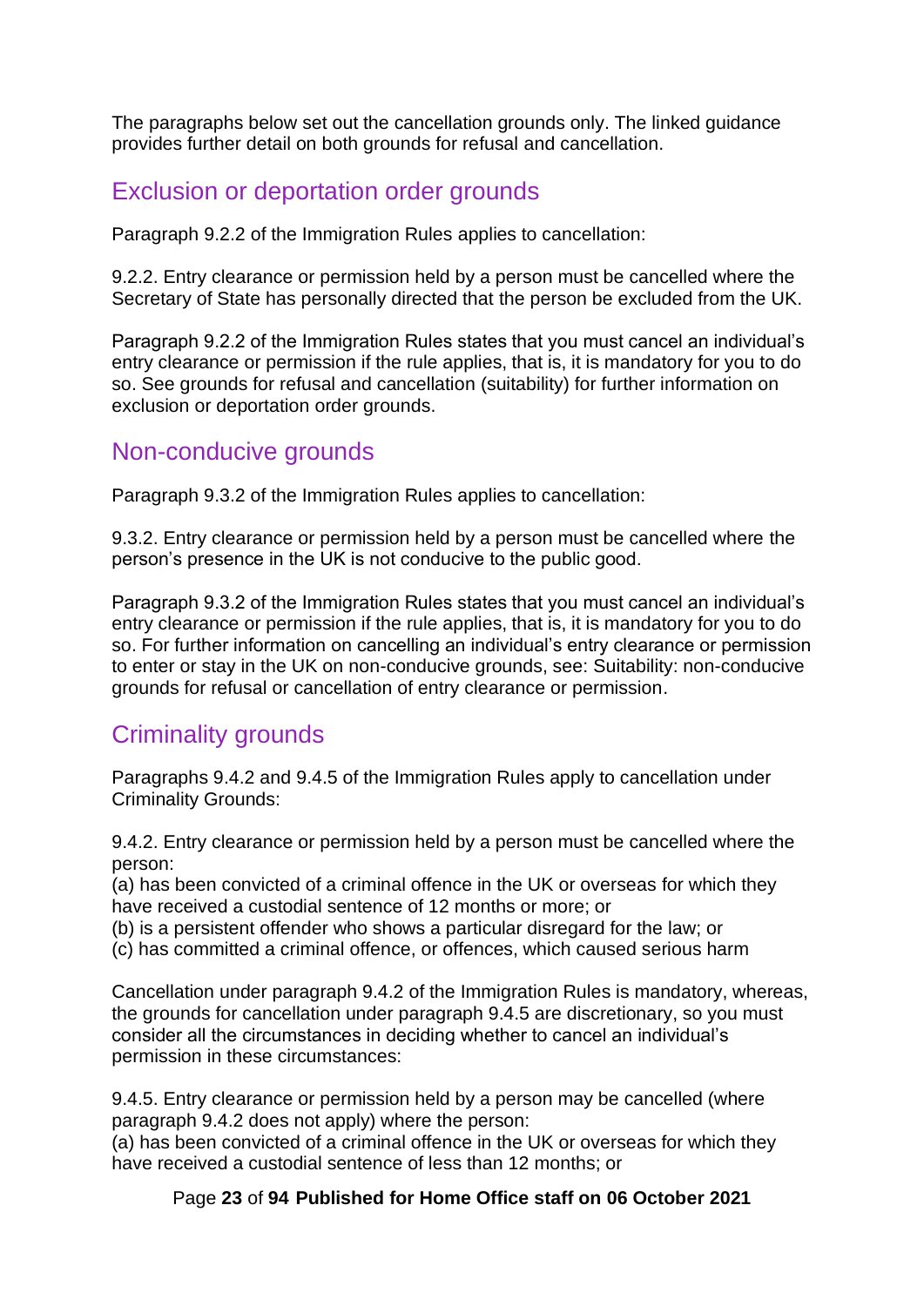The paragraphs below set out the cancellation grounds only. The linked guidance provides further detail on both grounds for refusal and cancellation.

## Exclusion or deportation order grounds

Paragraph 9.2.2 of the Immigration Rules applies to cancellation:

9.2.2. Entry clearance or permission held by a person must be cancelled where the Secretary of State has personally directed that the person be excluded from the UK.

Paragraph 9.2.2 of the Immigration Rules states that you must cancel an individual's entry clearance or permission if the rule applies, that is, it is mandatory for you to do so. See grounds for refusal and cancellation (suitability) for further information on exclusion or deportation order grounds.

## Non-conducive grounds

Paragraph 9.3.2 of the Immigration Rules applies to cancellation:

9.3.2. Entry clearance or permission held by a person must be cancelled where the person's presence in the UK is not conducive to the public good.

Paragraph 9.3.2 of the Immigration Rules states that you must cancel an individual's entry clearance or permission if the rule applies, that is, it is mandatory for you to do so. For further information on cancelling an individual's entry clearance or permission to enter or stay in the UK on non-conducive grounds, see: Suitability: non-conducive grounds for refusal or cancellation of entry clearance or permission.

## Criminality grounds

Paragraphs 9.4.2 and 9.4.5 of the Immigration Rules apply to cancellation under Criminality Grounds:

9.4.2. Entry clearance or permission held by a person must be cancelled where the person:
(a) has been convicted of a criminal offence in the UK or overseas for which they have received a custodial sentence of 12 months or more; or
(b) is a persistent offender who shows a particular disregard for the law; or
(c) has committed a criminal offence, or offences, which caused serious harm

Cancellation under paragraph 9.4.2 of the Immigration Rules is mandatory, whereas, the grounds for cancellation under paragraph 9.4.5 are discretionary, so you must consider all the circumstances in deciding whether to cancel an individual's permission in these circumstances:

9.4.5. Entry clearance or permission held by a person may be cancelled (where paragraph 9.4.2 does not apply) where the person:
(a) has been convicted of a criminal offence in the UK or overseas for which they have received a custodial sentence of less than 12 months; or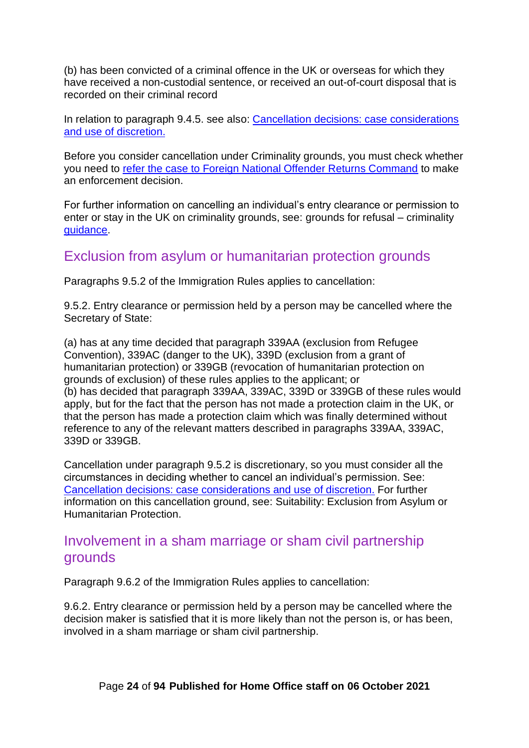(b) has been convicted of a criminal offence in the UK or overseas for which they have received a non-custodial sentence, or received an out-of-court disposal that is recorded on their criminal record

In relation to paragraph 9.4.5. see also: [Cancellation decisions: case considerations and use of discretion.]()

Before you consider cancellation under Criminality grounds, you must check whether you need to [refer the case to Foreign National Offender Returns Command]() to make an enforcement decision.

For further information on cancelling an individual's entry clearance or permission to enter or stay in the UK on criminality grounds, see: grounds for refusal – criminality [guidance]().

## Exclusion from asylum or humanitarian protection grounds

Paragraphs 9.5.2 of the Immigration Rules applies to cancellation:

9.5.2. Entry clearance or permission held by a person may be cancelled where the Secretary of State:

(a) has at any time decided that paragraph 339AA (exclusion from Refugee Convention), 339AC (danger to the UK), 339D (exclusion from a grant of humanitarian protection) or 339GB (revocation of humanitarian protection on grounds of exclusion) of these rules applies to the applicant; or
(b) has decided that paragraph 339AA, 339AC, 339D or 339GB of these rules would apply, but for the fact that the person has not made a protection claim in the UK, or that the person has made a protection claim which was finally determined without reference to any of the relevant matters described in paragraphs 339AA, 339AC, 339D or 339GB.

Cancellation under paragraph 9.5.2 is discretionary, so you must consider all the circumstances in deciding whether to cancel an individual's permission. See: [Cancellation decisions: case considerations and use of discretion.]() For further information on this cancellation ground, see: Suitability: Exclusion from Asylum or Humanitarian Protection.

## Involvement in a sham marriage or sham civil partnership grounds

Paragraph 9.6.2 of the Immigration Rules applies to cancellation:

9.6.2. Entry clearance or permission held by a person may be cancelled where the decision maker is satisfied that it is more likely than not the person is, or has been, involved in a sham marriage or sham civil partnership.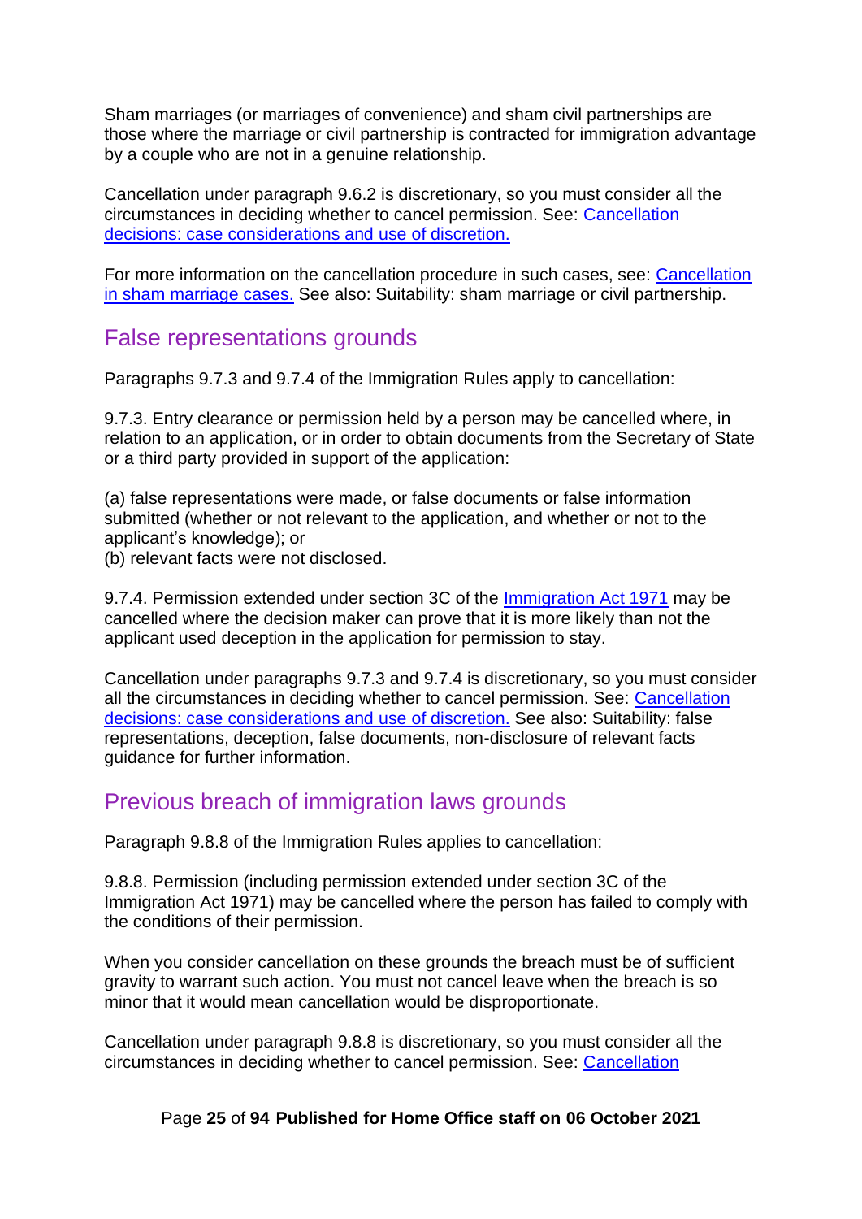Sham marriages (or marriages of convenience) and sham civil partnerships are those where the marriage or civil partnership is contracted for immigration advantage by a couple who are not in a genuine relationship.

Cancellation under paragraph 9.6.2 is discretionary, so you must consider all the circumstances in deciding whether to cancel permission. See: [Cancellation decisions: case considerations and use of discretion.]

For more information on the cancellation procedure in such cases, see: [Cancellation in sham marriage cases.] See also: Suitability: sham marriage or civil partnership.

## False representations grounds

Paragraphs 9.7.3 and 9.7.4 of the Immigration Rules apply to cancellation:

9.7.3. Entry clearance or permission held by a person may be cancelled where, in relation to an application, or in order to obtain documents from the Secretary of State or a third party provided in support of the application:

(a) false representations were made, or false documents or false information submitted (whether or not relevant to the application, and whether or not to the applicant's knowledge); or
(b) relevant facts were not disclosed.

9.7.4. Permission extended under section 3C of the [Immigration Act 1971] may be cancelled where the decision maker can prove that it is more likely than not the applicant used deception in the application for permission to stay.

Cancellation under paragraphs 9.7.3 and 9.7.4 is discretionary, so you must consider all the circumstances in deciding whether to cancel permission. See: [Cancellation decisions: case considerations and use of discretion.] See also: Suitability: false representations, deception, false documents, non-disclosure of relevant facts guidance for further information.

## Previous breach of immigration laws grounds

Paragraph 9.8.8 of the Immigration Rules applies to cancellation:

9.8.8. Permission (including permission extended under section 3C of the Immigration Act 1971) may be cancelled where the person has failed to comply with the conditions of their permission.

When you consider cancellation on these grounds the breach must be of sufficient gravity to warrant such action. You must not cancel leave when the breach is so minor that it would mean cancellation would be disproportionate.

Cancellation under paragraph 9.8.8 is discretionary, so you must consider all the circumstances in deciding whether to cancel permission. See: [Cancellation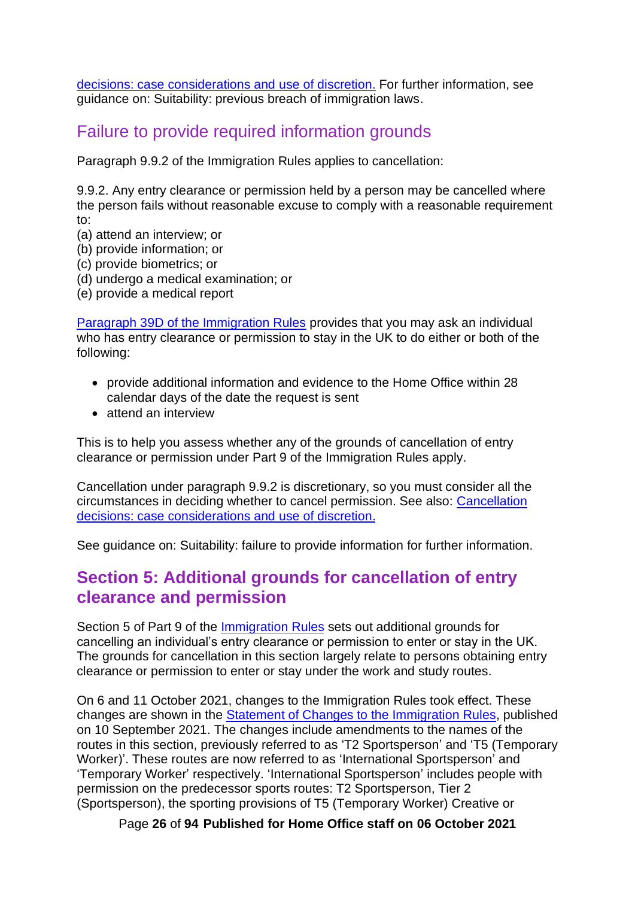decisions: case considerations and use of discretion. For further information, see guidance on: Suitability: previous breach of immigration laws.

## Failure to provide required information grounds

Paragraph 9.9.2 of the Immigration Rules applies to cancellation:

9.9.2. Any entry clearance or permission held by a person may be cancelled where the person fails without reasonable excuse to comply with a reasonable requirement to:
(a) attend an interview; or
(b) provide information; or
(c) provide biometrics; or
(d) undergo a medical examination; or
(e) provide a medical report

Paragraph 39D of the Immigration Rules provides that you may ask an individual who has entry clearance or permission to stay in the UK to do either or both of the following:

- provide additional information and evidence to the Home Office within 28 calendar days of the date the request is sent
- attend an interview

This is to help you assess whether any of the grounds of cancellation of entry clearance or permission under Part 9 of the Immigration Rules apply.

Cancellation under paragraph 9.9.2 is discretionary, so you must consider all the circumstances in deciding whether to cancel permission. See also: Cancellation decisions: case considerations and use of discretion.

See guidance on: Suitability: failure to provide information for further information.

# Section 5: Additional grounds for cancellation of entry clearance and permission

Section 5 of Part 9 of the Immigration Rules sets out additional grounds for cancelling an individual's entry clearance or permission to enter or stay in the UK. The grounds for cancellation in this section largely relate to persons obtaining entry clearance or permission to enter or stay under the work and study routes.

On 6 and 11 October 2021, changes to the Immigration Rules took effect. These changes are shown in the Statement of Changes to the Immigration Rules, published on 10 September 2021. The changes include amendments to the names of the routes in this section, previously referred to as 'T2 Sportsperson' and 'T5 (Temporary Worker)'. These routes are now referred to as 'International Sportsperson' and 'Temporary Worker' respectively. 'International Sportsperson' includes people with permission on the predecessor sports routes: T2 Sportsperson, Tier 2 (Sportsperson), the sporting provisions of T5 (Temporary Worker) Creative or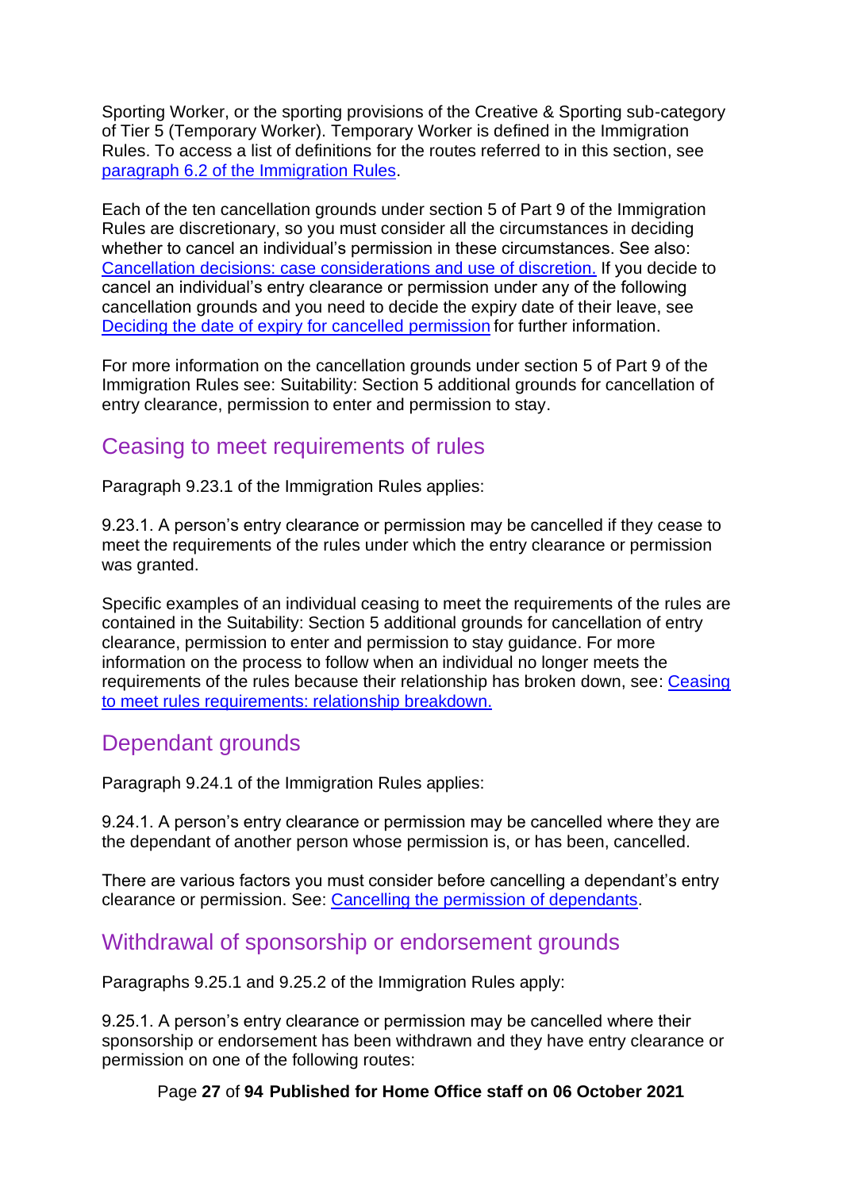Sporting Worker, or the sporting provisions of the Creative & Sporting sub-category of Tier 5 (Temporary Worker). Temporary Worker is defined in the Immigration Rules. To access a list of definitions for the routes referred to in this section, see [paragraph 6.2 of the Immigration Rules](#).

Each of the ten cancellation grounds under section 5 of Part 9 of the Immigration Rules are discretionary, so you must consider all the circumstances in deciding whether to cancel an individual's permission in these circumstances. See also: [Cancellation decisions: case considerations and use of discretion.](#) If you decide to cancel an individual's entry clearance or permission under any of the following cancellation grounds and you need to decide the expiry date of their leave, see [Deciding the date of expiry for cancelled permission](#) for further information.

For more information on the cancellation grounds under section 5 of Part 9 of the Immigration Rules see: Suitability: Section 5 additional grounds for cancellation of entry clearance, permission to enter and permission to stay.

## Ceasing to meet requirements of rules

Paragraph 9.23.1 of the Immigration Rules applies:

9.23.1. A person's entry clearance or permission may be cancelled if they cease to meet the requirements of the rules under which the entry clearance or permission was granted.

Specific examples of an individual ceasing to meet the requirements of the rules are contained in the Suitability: Section 5 additional grounds for cancellation of entry clearance, permission to enter and permission to stay guidance. For more information on the process to follow when an individual no longer meets the requirements of the rules because their relationship has broken down, see: [Ceasing to meet rules requirements: relationship breakdown.](#)

## Dependant grounds

Paragraph 9.24.1 of the Immigration Rules applies:

9.24.1. A person's entry clearance or permission may be cancelled where they are the dependant of another person whose permission is, or has been, cancelled.

There are various factors you must consider before cancelling a dependant's entry clearance or permission. See: [Cancelling the permission of dependants](#).

## Withdrawal of sponsorship or endorsement grounds

Paragraphs 9.25.1 and 9.25.2 of the Immigration Rules apply:

9.25.1. A person's entry clearance or permission may be cancelled where their sponsorship or endorsement has been withdrawn and they have entry clearance or permission on one of the following routes: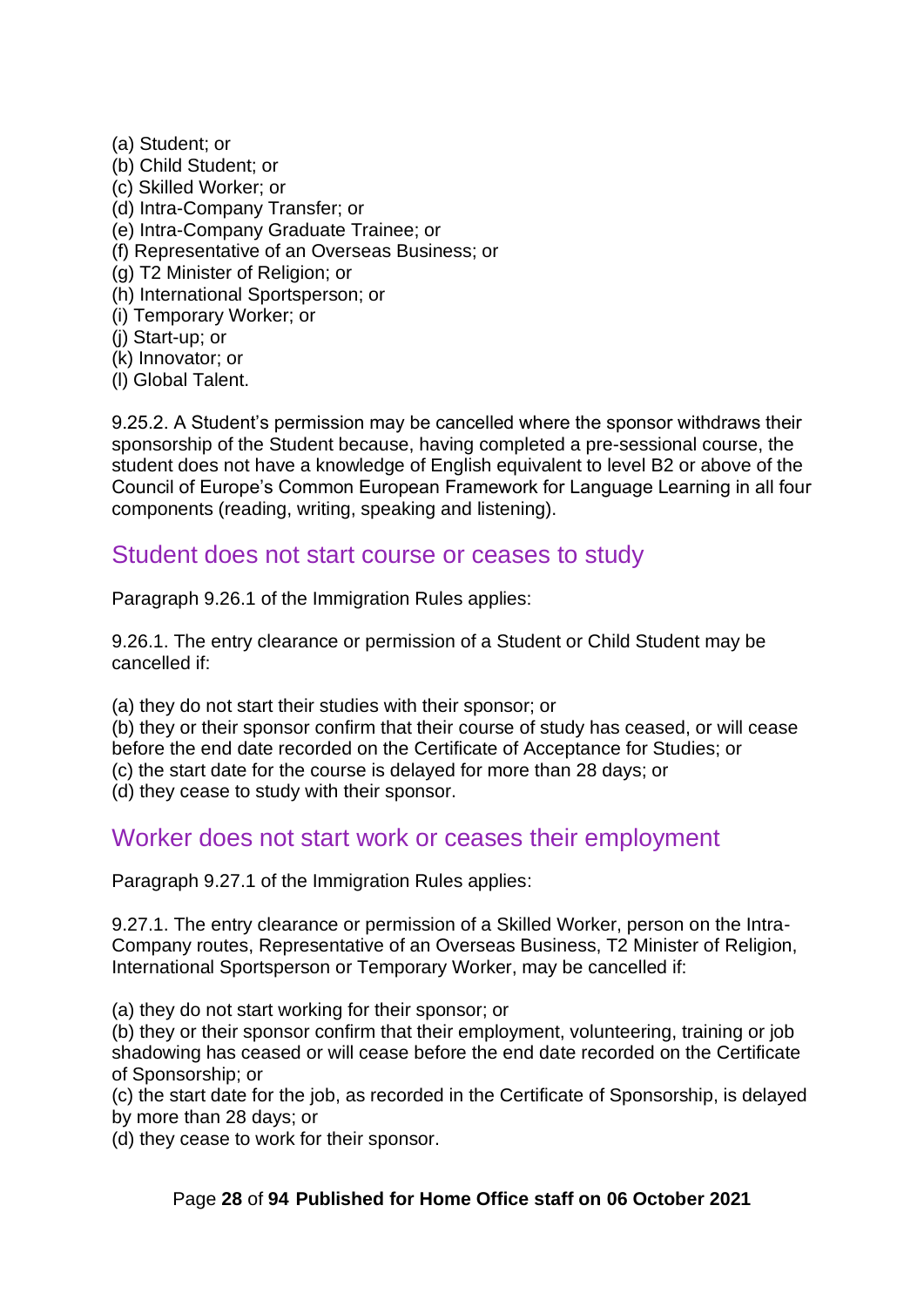(a) Student; or
(b) Child Student; or
(c) Skilled Worker; or
(d) Intra-Company Transfer; or
(e) Intra-Company Graduate Trainee; or
(f) Representative of an Overseas Business; or
(g) T2 Minister of Religion; or
(h) International Sportsperson; or
(i) Temporary Worker; or
(j) Start-up; or
(k) Innovator; or
(l) Global Talent.

9.25.2. A Student's permission may be cancelled where the sponsor withdraws their sponsorship of the Student because, having completed a pre-sessional course, the student does not have a knowledge of English equivalent to level B2 or above of the Council of Europe's Common European Framework for Language Learning in all four components (reading, writing, speaking and listening).

## Student does not start course or ceases to study

Paragraph 9.26.1 of the Immigration Rules applies:

9.26.1. The entry clearance or permission of a Student or Child Student may be cancelled if:

(a) they do not start their studies with their sponsor; or
(b) they or their sponsor confirm that their course of study has ceased, or will cease before the end date recorded on the Certificate of Acceptance for Studies; or
(c) the start date for the course is delayed for more than 28 days; or
(d) they cease to study with their sponsor.

## Worker does not start work or ceases their employment

Paragraph 9.27.1 of the Immigration Rules applies:

9.27.1. The entry clearance or permission of a Skilled Worker, person on the Intra-Company routes, Representative of an Overseas Business, T2 Minister of Religion, International Sportsperson or Temporary Worker, may be cancelled if:

(a) they do not start working for their sponsor; or
(b) they or their sponsor confirm that their employment, volunteering, training or job shadowing has ceased or will cease before the end date recorded on the Certificate of Sponsorship; or
(c) the start date for the job, as recorded in the Certificate of Sponsorship, is delayed by more than 28 days; or
(d) they cease to work for their sponsor.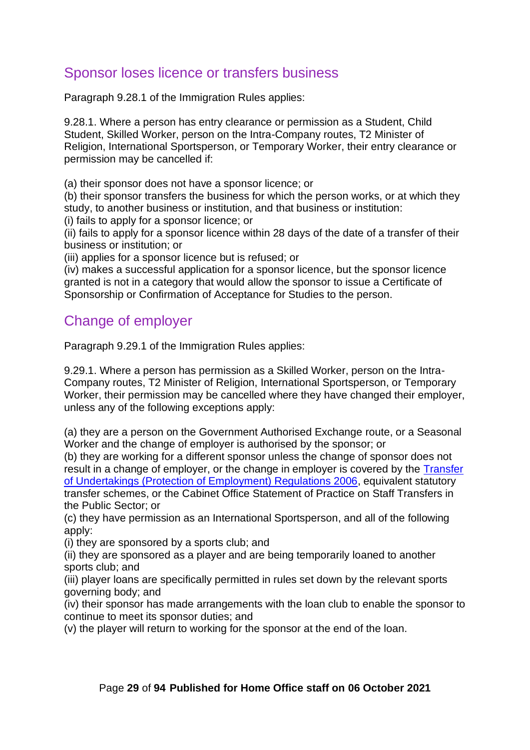## Sponsor loses licence or transfers business

Paragraph 9.28.1 of the Immigration Rules applies:

9.28.1. Where a person has entry clearance or permission as a Student, Child Student, Skilled Worker, person on the Intra-Company routes, T2 Minister of Religion, International Sportsperson, or Temporary Worker, their entry clearance or permission may be cancelled if:

(a) their sponsor does not have a sponsor licence; or
(b) their sponsor transfers the business for which the person works, or at which they study, to another business or institution, and that business or institution:
(i) fails to apply for a sponsor licence; or
(ii) fails to apply for a sponsor licence within 28 days of the date of a transfer of their business or institution; or
(iii) applies for a sponsor licence but is refused; or
(iv) makes a successful application for a sponsor licence, but the sponsor licence granted is not in a category that would allow the sponsor to issue a Certificate of Sponsorship or Confirmation of Acceptance for Studies to the person.

## Change of employer

Paragraph 9.29.1 of the Immigration Rules applies:

9.29.1. Where a person has permission as a Skilled Worker, person on the Intra-Company routes, T2 Minister of Religion, International Sportsperson, or Temporary Worker, their permission may be cancelled where they have changed their employer, unless any of the following exceptions apply:

(a) they are a person on the Government Authorised Exchange route, or a Seasonal Worker and the change of employer is authorised by the sponsor; or
(b) they are working for a different sponsor unless the change of sponsor does not result in a change of employer, or the change in employer is covered by the Transfer of Undertakings (Protection of Employment) Regulations 2006, equivalent statutory transfer schemes, or the Cabinet Office Statement of Practice on Staff Transfers in the Public Sector; or
(c) they have permission as an International Sportsperson, and all of the following apply:
(i) they are sponsored by a sports club; and
(ii) they are sponsored as a player and are being temporarily loaned to another sports club; and
(iii) player loans are specifically permitted in rules set down by the relevant sports governing body; and
(iv) their sponsor has made arrangements with the loan club to enable the sponsor to continue to meet its sponsor duties; and
(v) the player will return to working for the sponsor at the end of the loan.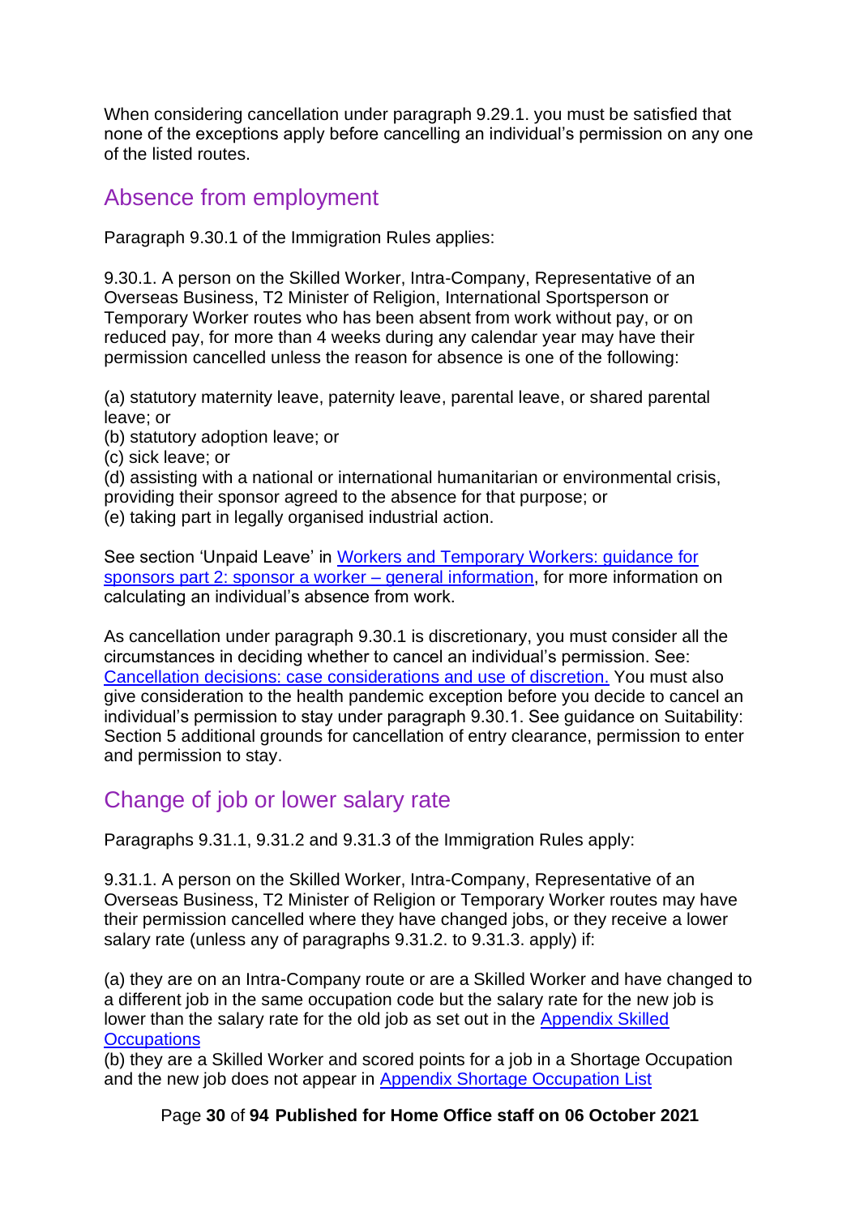When considering cancellation under paragraph 9.29.1. you must be satisfied that none of the exceptions apply before cancelling an individual's permission on any one of the listed routes.

## Absence from employment

Paragraph 9.30.1 of the Immigration Rules applies:

9.30.1. A person on the Skilled Worker, Intra-Company, Representative of an Overseas Business, T2 Minister of Religion, International Sportsperson or Temporary Worker routes who has been absent from work without pay, or on reduced pay, for more than 4 weeks during any calendar year may have their permission cancelled unless the reason for absence is one of the following:

(a) statutory maternity leave, paternity leave, parental leave, or shared parental leave; or
(b) statutory adoption leave; or
(c) sick leave; or
(d) assisting with a national or international humanitarian or environmental crisis, providing their sponsor agreed to the absence for that purpose; or
(e) taking part in legally organised industrial action.

See section 'Unpaid Leave' in [Workers and Temporary Workers: guidance for sponsors part 2: sponsor a worker – general information](), for more information on calculating an individual's absence from work.

As cancellation under paragraph 9.30.1 is discretionary, you must consider all the circumstances in deciding whether to cancel an individual's permission. See: [Cancellation decisions: case considerations and use of discretion.]() You must also give consideration to the health pandemic exception before you decide to cancel an individual's permission to stay under paragraph 9.30.1. See guidance on Suitability: Section 5 additional grounds for cancellation of entry clearance, permission to enter and permission to stay.

## Change of job or lower salary rate

Paragraphs 9.31.1, 9.31.2 and 9.31.3 of the Immigration Rules apply:

9.31.1. A person on the Skilled Worker, Intra-Company, Representative of an Overseas Business, T2 Minister of Religion or Temporary Worker routes may have their permission cancelled where they have changed jobs, or they receive a lower salary rate (unless any of paragraphs 9.31.2. to 9.31.3. apply) if:

(a) they are on an Intra-Company route or are a Skilled Worker and have changed to a different job in the same occupation code but the salary rate for the new job is lower than the salary rate for the old job as set out in the [Appendix Skilled Occupations]()
(b) they are a Skilled Worker and scored points for a job in a Shortage Occupation and the new job does not appear in [Appendix Shortage Occupation List]()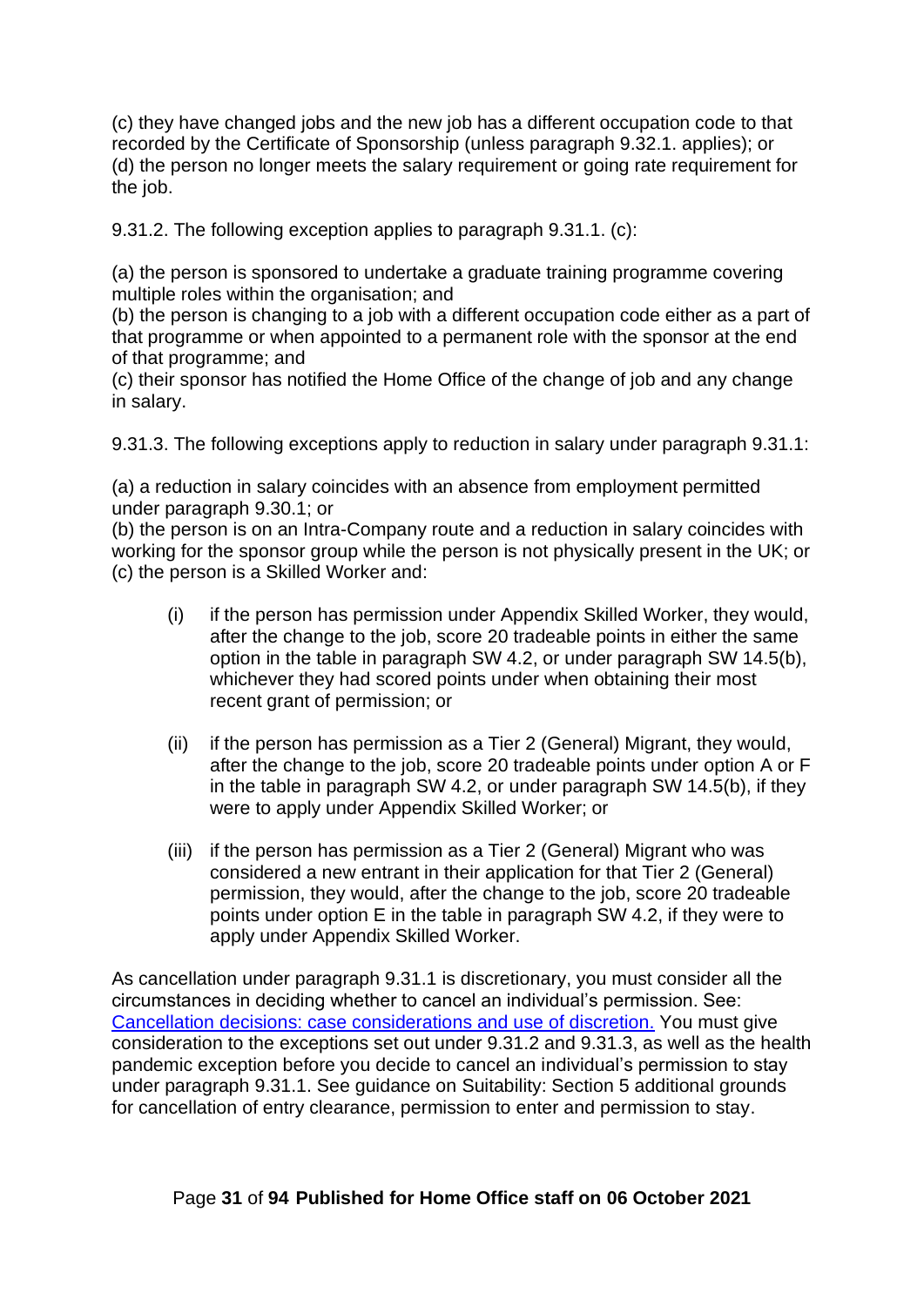(c) they have changed jobs and the new job has a different occupation code to that recorded by the Certificate of Sponsorship (unless paragraph 9.32.1. applies); or
(d) the person no longer meets the salary requirement or going rate requirement for the job.

9.31.2. The following exception applies to paragraph 9.31.1. (c):

(a) the person is sponsored to undertake a graduate training programme covering multiple roles within the organisation; and
(b) the person is changing to a job with a different occupation code either as a part of that programme or when appointed to a permanent role with the sponsor at the end of that programme; and
(c) their sponsor has notified the Home Office of the change of job and any change in salary.

9.31.3. The following exceptions apply to reduction in salary under paragraph 9.31.1:

(a) a reduction in salary coincides with an absence from employment permitted under paragraph 9.30.1; or
(b) the person is on an Intra-Company route and a reduction in salary coincides with working for the sponsor group while the person is not physically present in the UK; or
(c) the person is a Skilled Worker and:

- (i) if the person has permission under Appendix Skilled Worker, they would, after the change to the job, score 20 tradeable points in either the same option in the table in paragraph SW 4.2, or under paragraph SW 14.5(b), whichever they had scored points under when obtaining their most recent grant of permission; or
- (ii) if the person has permission as a Tier 2 (General) Migrant, they would, after the change to the job, score 20 tradeable points under option A or F in the table in paragraph SW 4.2, or under paragraph SW 14.5(b), if they were to apply under Appendix Skilled Worker; or
- (iii) if the person has permission as a Tier 2 (General) Migrant who was considered a new entrant in their application for that Tier 2 (General) permission, they would, after the change to the job, score 20 tradeable points under option E in the table in paragraph SW 4.2, if they were to apply under Appendix Skilled Worker.

As cancellation under paragraph 9.31.1 is discretionary, you must consider all the circumstances in deciding whether to cancel an individual's permission. See: [Cancellation decisions: case considerations and use of discretion.]() You must give consideration to the exceptions set out under 9.31.2 and 9.31.3, as well as the health pandemic exception before you decide to cancel an individual's permission to stay under paragraph 9.31.1. See guidance on Suitability: Section 5 additional grounds for cancellation of entry clearance, permission to enter and permission to stay.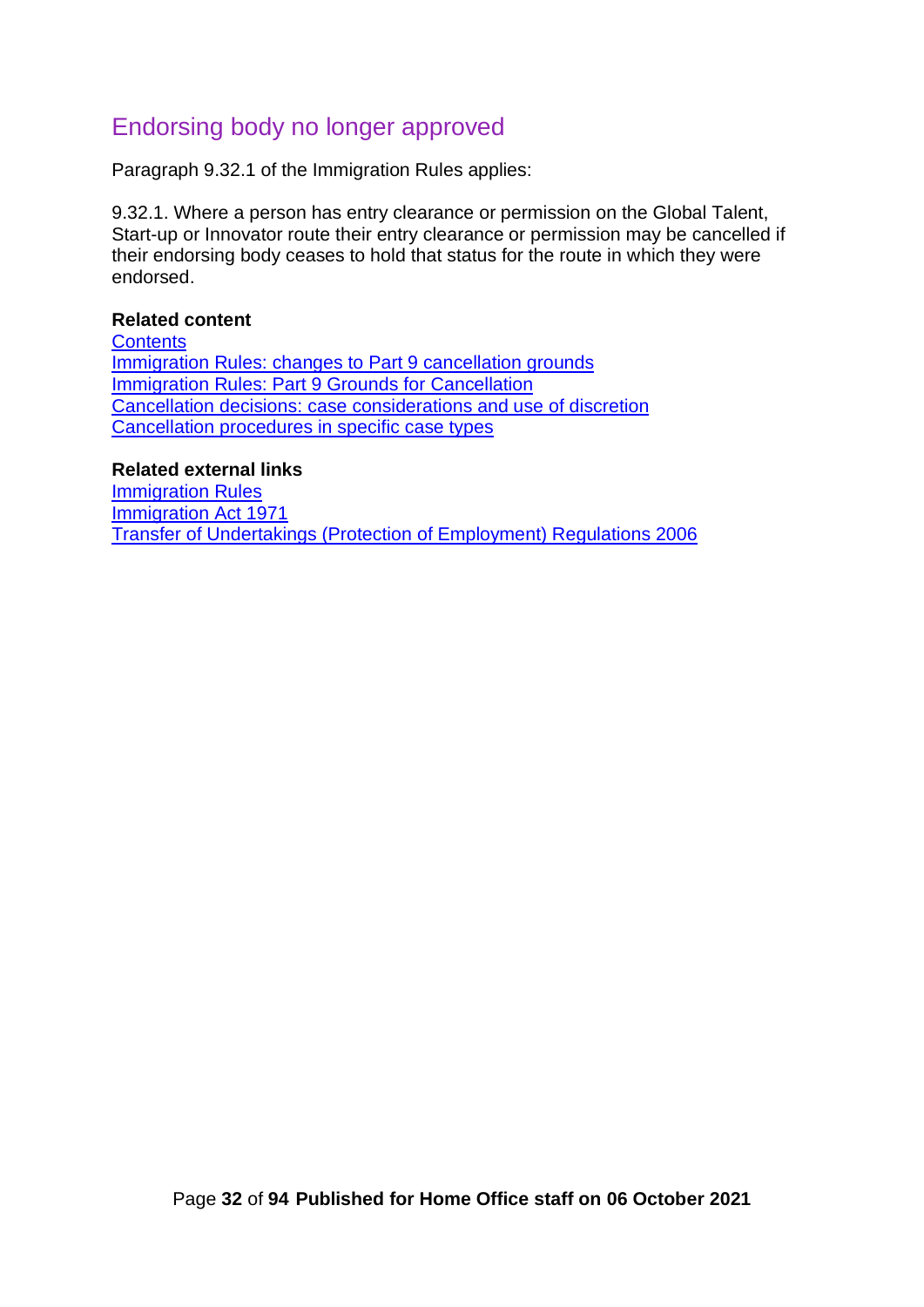## Endorsing body no longer approved

Paragraph 9.32.1 of the Immigration Rules applies:

9.32.1. Where a person has entry clearance or permission on the Global Talent, Start-up or Innovator route their entry clearance or permission may be cancelled if their endorsing body ceases to hold that status for the route in which they were endorsed.

**Related content**
Contents
Immigration Rules: changes to Part 9 cancellation grounds
Immigration Rules: Part 9 Grounds for Cancellation
Cancellation decisions: case considerations and use of discretion
Cancellation procedures in specific case types

**Related external links**
Immigration Rules
Immigration Act 1971
Transfer of Undertakings (Protection of Employment) Regulations 2006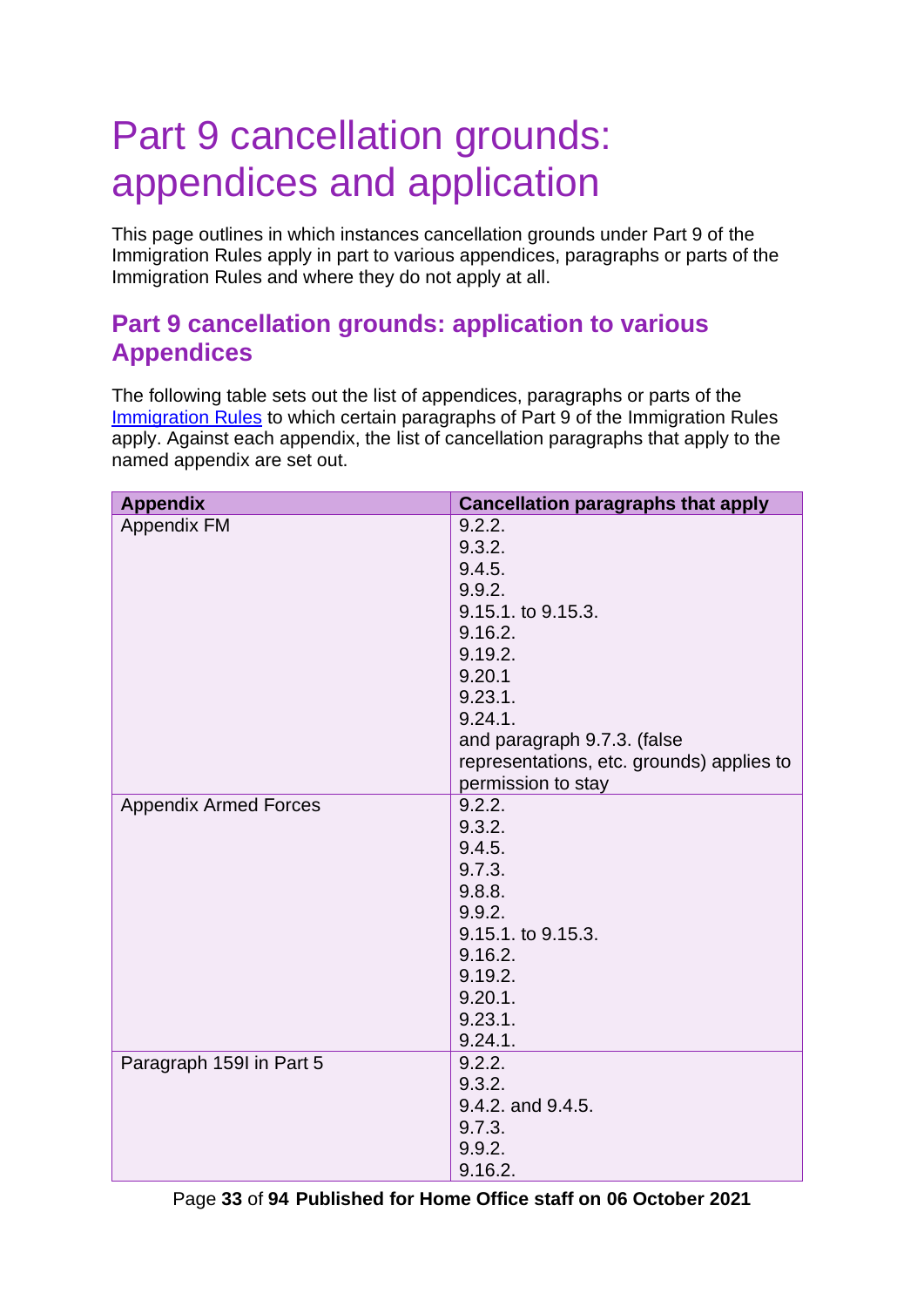# Part 9 cancellation grounds: appendices and application

This page outlines in which instances cancellation grounds under Part 9 of the Immigration Rules apply in part to various appendices, paragraphs or parts of the Immigration Rules and where they do not apply at all.

## Part 9 cancellation grounds: application to various Appendices

The following table sets out the list of appendices, paragraphs or parts of the Immigration Rules to which certain paragraphs of Part 9 of the Immigration Rules apply. Against each appendix, the list of cancellation paragraphs that apply to the named appendix are set out.

| Appendix | Cancellation paragraphs that apply |
|---|---|
| Appendix FM | 9.2.2.<br>9.3.2.<br>9.4.5.<br>9.9.2.<br>9.15.1. to 9.15.3.<br>9.16.2.<br>9.19.2.<br>9.20.1<br>9.23.1.<br>9.24.1.<br>and paragraph 9.7.3. (false representations, etc. grounds) applies to permission to stay |
| Appendix Armed Forces | 9.2.2.<br>9.3.2.<br>9.4.5.<br>9.7.3.<br>9.8.8.<br>9.9.2.<br>9.15.1. to 9.15.3.<br>9.16.2.<br>9.19.2.<br>9.20.1.<br>9.23.1.<br>9.24.1. |
| Paragraph 159I in Part 5 | 9.2.2.<br>9.3.2.<br>9.4.2. and 9.4.5.<br>9.7.3.<br>9.9.2.<br>9.16.2. |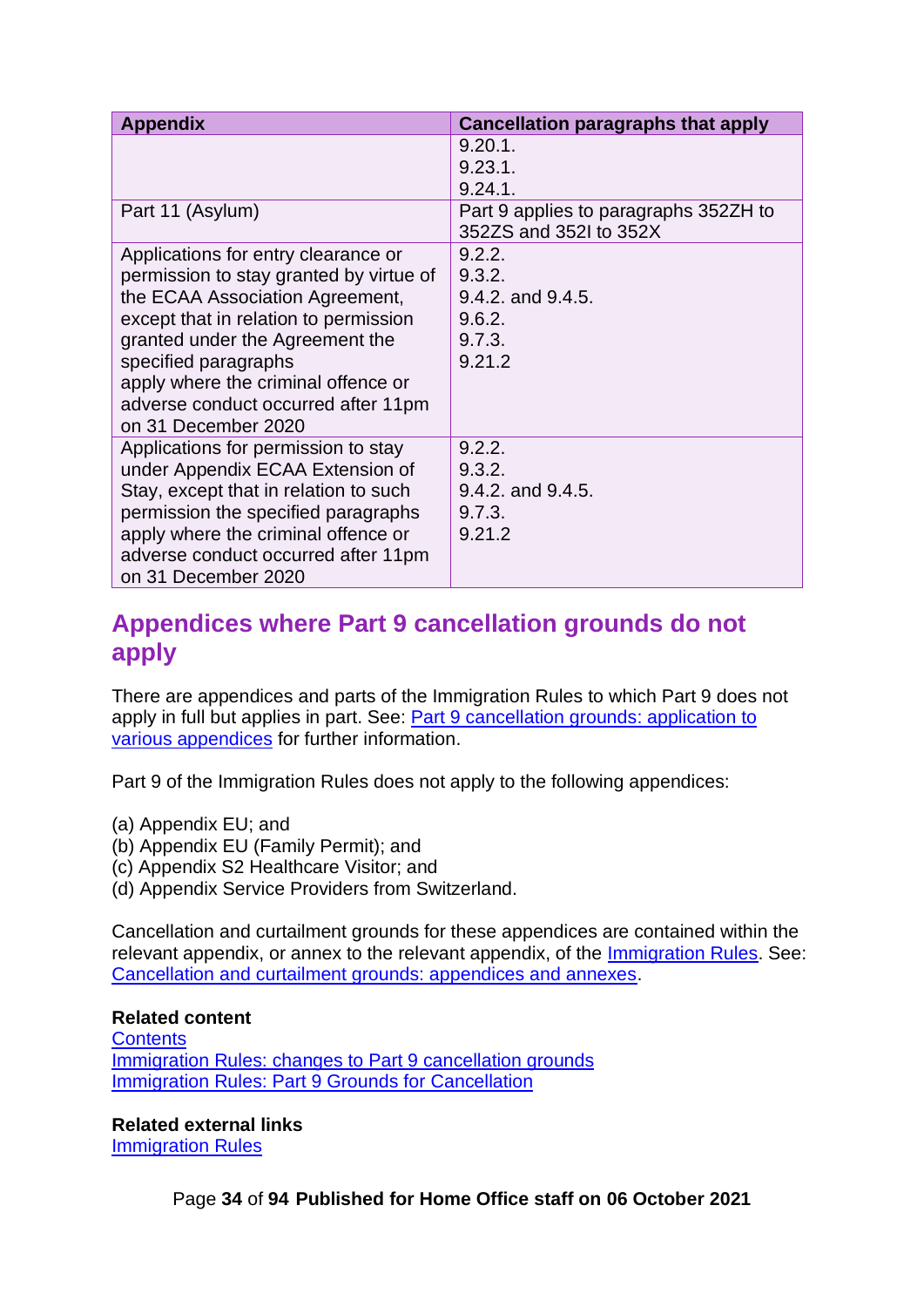| Appendix | Cancellation paragraphs that apply |
|---|---|
| | 9.20.1.<br>9.23.1.<br>9.24.1. |
| Part 11 (Asylum) | Part 9 applies to paragraphs 352ZH to 352ZS and 352I to 352X |
| Applications for entry clearance or permission to stay granted by virtue of the ECAA Association Agreement, except that in relation to permission granted under the Agreement the specified paragraphs apply where the criminal offence or adverse conduct occurred after 11pm on 31 December 2020 | 9.2.2.<br>9.3.2.<br>9.4.2. and 9.4.5.<br>9.6.2.<br>9.7.3.<br>9.21.2 |
| Applications for permission to stay under Appendix ECAA Extension of Stay, except that in relation to such permission the specified paragraphs apply where the criminal offence or adverse conduct occurred after 11pm on 31 December 2020 | 9.2.2.<br>9.3.2.<br>9.4.2. and 9.4.5.<br>9.7.3.<br>9.21.2 |

## Appendices where Part 9 cancellation grounds do not apply

There are appendices and parts of the Immigration Rules to which Part 9 does not apply in full but applies in part. See: Part 9 cancellation grounds: application to various appendices for further information.

Part 9 of the Immigration Rules does not apply to the following appendices:

(a) Appendix EU; and
(b) Appendix EU (Family Permit); and
(c) Appendix S2 Healthcare Visitor; and
(d) Appendix Service Providers from Switzerland.

Cancellation and curtailment grounds for these appendices are contained within the relevant appendix, or annex to the relevant appendix, of the Immigration Rules. See: Cancellation and curtailment grounds: appendices and annexes.

**Related content**
Contents
Immigration Rules: changes to Part 9 cancellation grounds
Immigration Rules: Part 9 Grounds for Cancellation

**Related external links**
Immigration Rules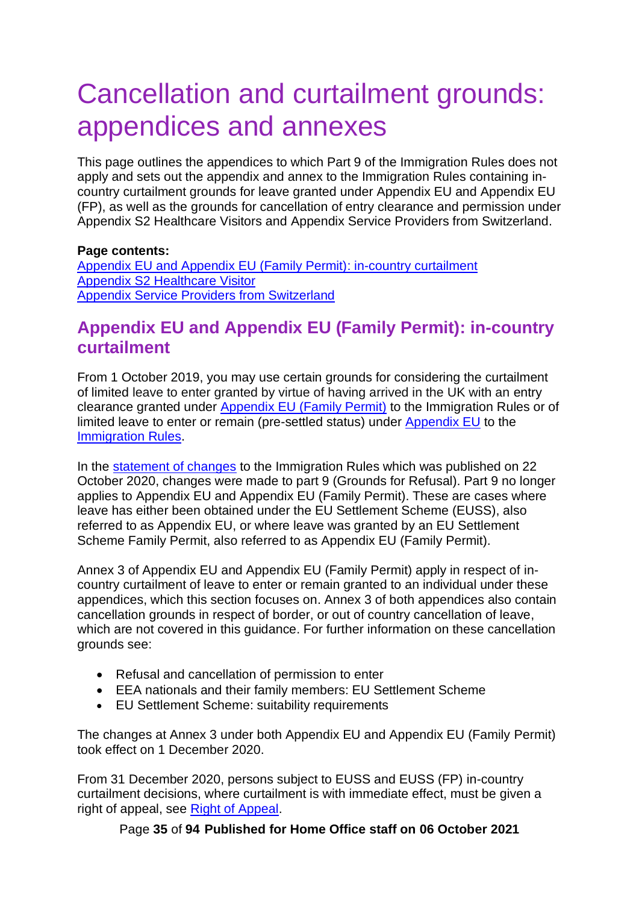# Cancellation and curtailment grounds: appendices and annexes

This page outlines the appendices to which Part 9 of the Immigration Rules does not apply and sets out the appendix and annex to the Immigration Rules containing in-country curtailment grounds for leave granted under Appendix EU and Appendix EU (FP), as well as the grounds for cancellation of entry clearance and permission under Appendix S2 Healthcare Visitors and Appendix Service Providers from Switzerland.

**Page contents:**
Appendix EU and Appendix EU (Family Permit): in-country curtailment
Appendix S2 Healthcare Visitor
Appendix Service Providers from Switzerland

## Appendix EU and Appendix EU (Family Permit): in-country curtailment

From 1 October 2019, you may use certain grounds for considering the curtailment of limited leave to enter granted by virtue of having arrived in the UK with an entry clearance granted under Appendix EU (Family Permit) to the Immigration Rules or of limited leave to enter or remain (pre-settled status) under Appendix EU to the Immigration Rules.

In the statement of changes to the Immigration Rules which was published on 22 October 2020, changes were made to part 9 (Grounds for Refusal). Part 9 no longer applies to Appendix EU and Appendix EU (Family Permit). These are cases where leave has either been obtained under the EU Settlement Scheme (EUSS), also referred to as Appendix EU, or where leave was granted by an EU Settlement Scheme Family Permit, also referred to as Appendix EU (Family Permit).

Annex 3 of Appendix EU and Appendix EU (Family Permit) apply in respect of in-country curtailment of leave to enter or remain granted to an individual under these appendices, which this section focuses on. Annex 3 of both appendices also contain cancellation grounds in respect of border, or out of country cancellation of leave, which are not covered in this guidance. For further information on these cancellation grounds see:

- Refusal and cancellation of permission to enter
- EEA nationals and their family members: EU Settlement Scheme
- EU Settlement Scheme: suitability requirements

The changes at Annex 3 under both Appendix EU and Appendix EU (Family Permit) took effect on 1 December 2020.

From 31 December 2020, persons subject to EUSS and EUSS (FP) in-country curtailment decisions, where curtailment is with immediate effect, must be given a right of appeal, see Right of Appeal.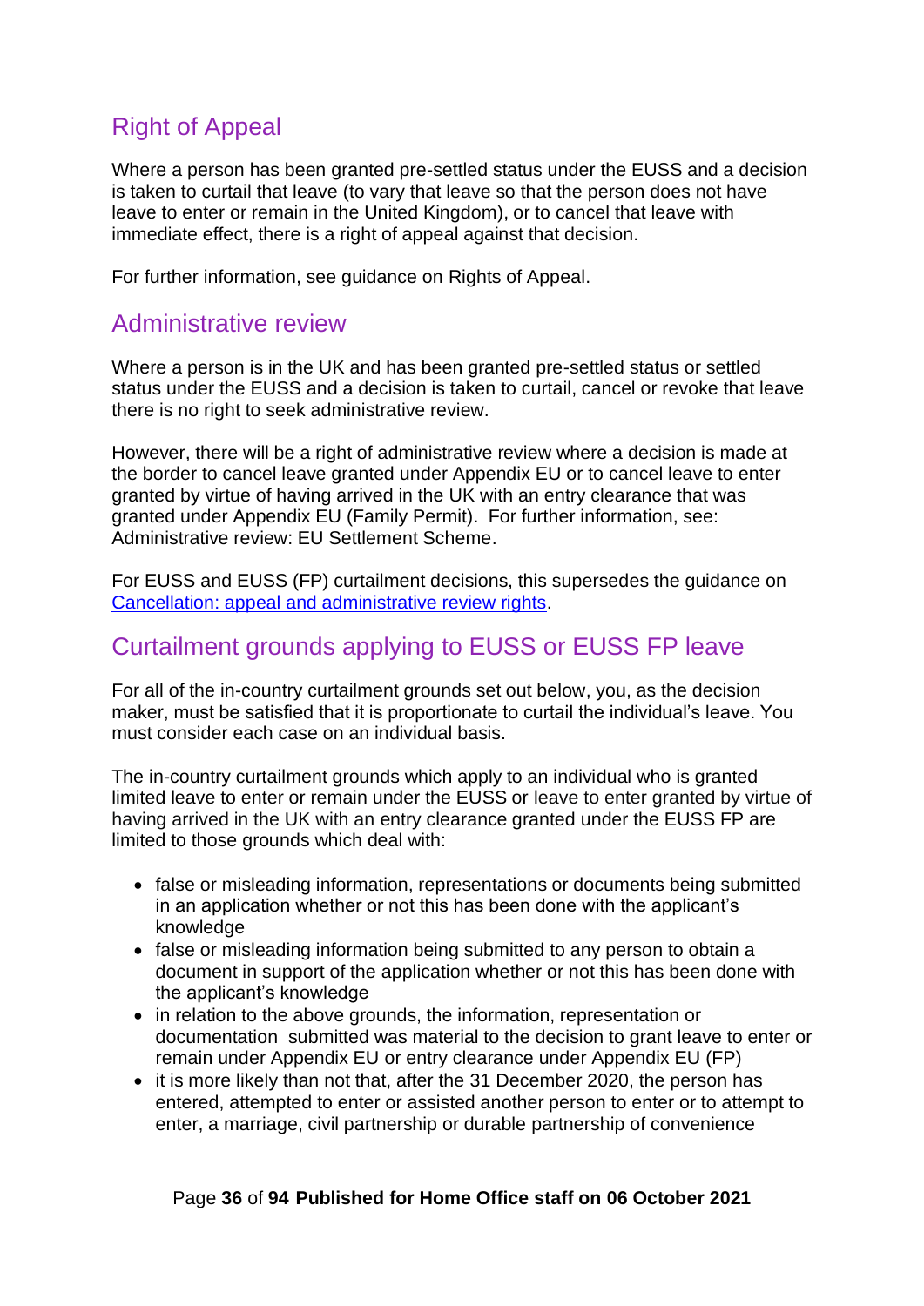## Right of Appeal

Where a person has been granted pre-settled status under the EUSS and a decision is taken to curtail that leave (to vary that leave so that the person does not have leave to enter or remain in the United Kingdom), or to cancel that leave with immediate effect, there is a right of appeal against that decision.

For further information, see guidance on Rights of Appeal.

## Administrative review

Where a person is in the UK and has been granted pre-settled status or settled status under the EUSS and a decision is taken to curtail, cancel or revoke that leave there is no right to seek administrative review.

However, there will be a right of administrative review where a decision is made at the border to cancel leave granted under Appendix EU or to cancel leave to enter granted by virtue of having arrived in the UK with an entry clearance that was granted under Appendix EU (Family Permit). For further information, see: Administrative review: EU Settlement Scheme.

For EUSS and EUSS (FP) curtailment decisions, this supersedes the guidance on [Cancellation: appeal and administrative review rights](#).

## Curtailment grounds applying to EUSS or EUSS FP leave

For all of the in-country curtailment grounds set out below, you, as the decision maker, must be satisfied that it is proportionate to curtail the individual's leave. You must consider each case on an individual basis.

The in-country curtailment grounds which apply to an individual who is granted limited leave to enter or remain under the EUSS or leave to enter granted by virtue of having arrived in the UK with an entry clearance granted under the EUSS FP are limited to those grounds which deal with:

- false or misleading information, representations or documents being submitted in an application whether or not this has been done with the applicant's knowledge
- false or misleading information being submitted to any person to obtain a document in support of the application whether or not this has been done with the applicant's knowledge
- in relation to the above grounds, the information, representation or documentation submitted was material to the decision to grant leave to enter or remain under Appendix EU or entry clearance under Appendix EU (FP)
- it is more likely than not that, after the 31 December 2020, the person has entered, attempted to enter or assisted another person to enter or to attempt to enter, a marriage, civil partnership or durable partnership of convenience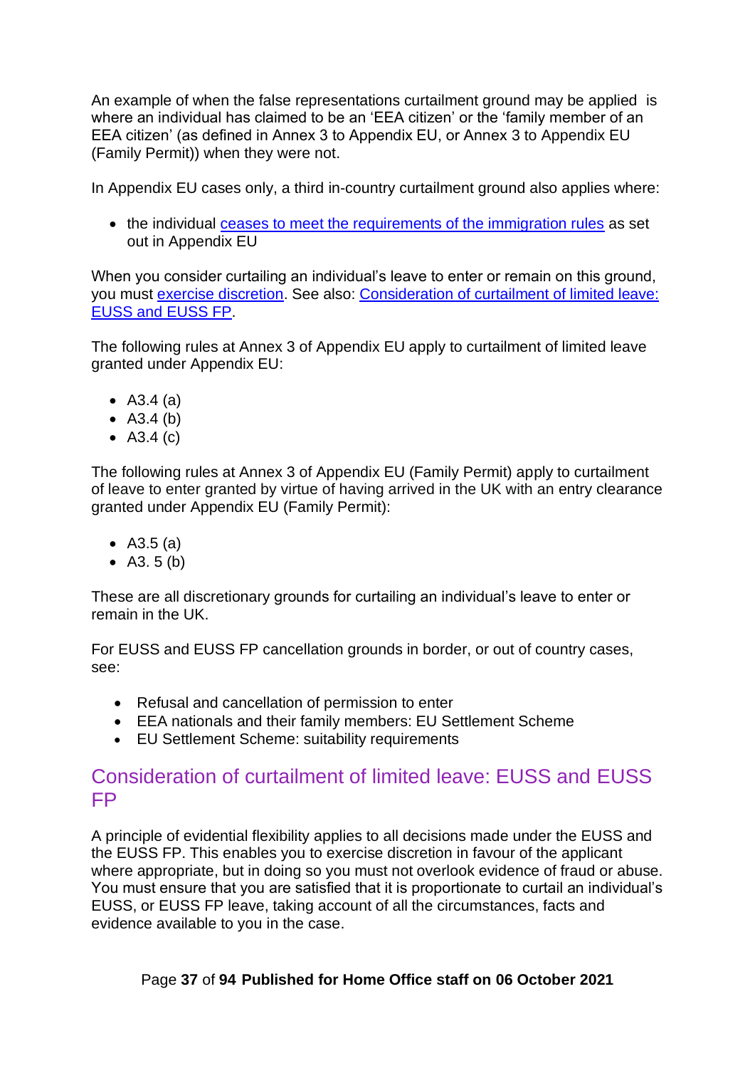An example of when the false representations curtailment ground may be applied is where an individual has claimed to be an 'EEA citizen' or the 'family member of an EEA citizen' (as defined in Annex 3 to Appendix EU, or Annex 3 to Appendix EU (Family Permit)) when they were not.

In Appendix EU cases only, a third in-country curtailment ground also applies where:

- the individual ceases to meet the requirements of the immigration rules as set out in Appendix EU

When you consider curtailing an individual's leave to enter or remain on this ground, you must exercise discretion. See also: Consideration of curtailment of limited leave: EUSS and EUSS FP.

The following rules at Annex 3 of Appendix EU apply to curtailment of limited leave granted under Appendix EU:

- A3.4 (a)
- A3.4 (b)
- A3.4 (c)

The following rules at Annex 3 of Appendix EU (Family Permit) apply to curtailment of leave to enter granted by virtue of having arrived in the UK with an entry clearance granted under Appendix EU (Family Permit):

- A3.5 (a)
- A3. 5 (b)

These are all discretionary grounds for curtailing an individual's leave to enter or remain in the UK.

For EUSS and EUSS FP cancellation grounds in border, or out of country cases, see:

- Refusal and cancellation of permission to enter
- EEA nationals and their family members: EU Settlement Scheme
- EU Settlement Scheme: suitability requirements

## Consideration of curtailment of limited leave: EUSS and EUSS FP

A principle of evidential flexibility applies to all decisions made under the EUSS and the EUSS FP. This enables you to exercise discretion in favour of the applicant where appropriate, but in doing so you must not overlook evidence of fraud or abuse. You must ensure that you are satisfied that it is proportionate to curtail an individual's EUSS, or EUSS FP leave, taking account of all the circumstances, facts and evidence available to you in the case.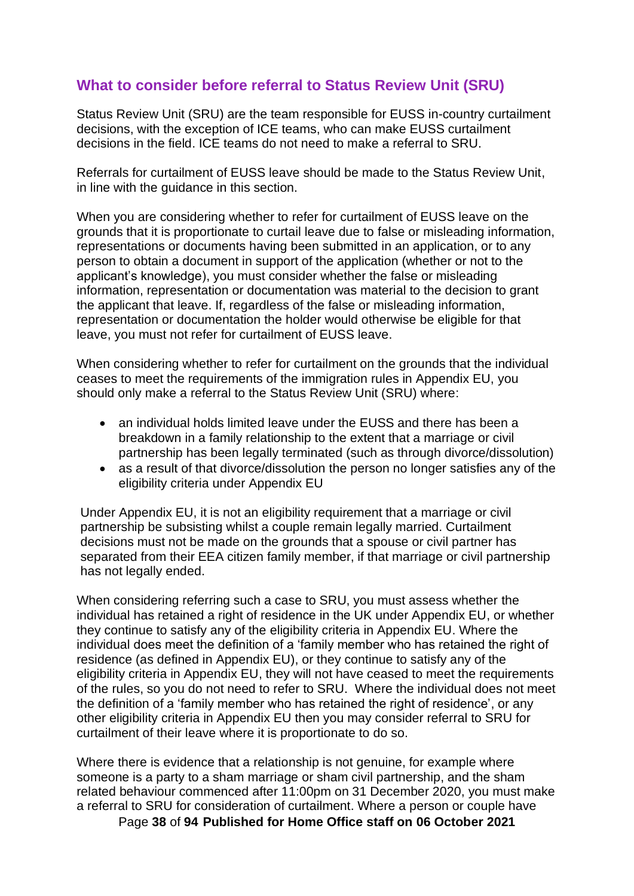## What to consider before referral to Status Review Unit (SRU)

Status Review Unit (SRU) are the team responsible for EUSS in-country curtailment decisions, with the exception of ICE teams, who can make EUSS curtailment decisions in the field. ICE teams do not need to make a referral to SRU.

Referrals for curtailment of EUSS leave should be made to the Status Review Unit, in line with the guidance in this section.

When you are considering whether to refer for curtailment of EUSS leave on the grounds that it is proportionate to curtail leave due to false or misleading information, representations or documents having been submitted in an application, or to any person to obtain a document in support of the application (whether or not to the applicant's knowledge), you must consider whether the false or misleading information, representation or documentation was material to the decision to grant the applicant that leave. If, regardless of the false or misleading information, representation or documentation the holder would otherwise be eligible for that leave, you must not refer for curtailment of EUSS leave.

When considering whether to refer for curtailment on the grounds that the individual ceases to meet the requirements of the immigration rules in Appendix EU, you should only make a referral to the Status Review Unit (SRU) where:

- an individual holds limited leave under the EUSS and there has been a breakdown in a family relationship to the extent that a marriage or civil partnership has been legally terminated (such as through divorce/dissolution)
- as a result of that divorce/dissolution the person no longer satisfies any of the eligibility criteria under Appendix EU

Under Appendix EU, it is not an eligibility requirement that a marriage or civil partnership be subsisting whilst a couple remain legally married. Curtailment decisions must not be made on the grounds that a spouse or civil partner has separated from their EEA citizen family member, if that marriage or civil partnership has not legally ended.

When considering referring such a case to SRU, you must assess whether the individual has retained a right of residence in the UK under Appendix EU, or whether they continue to satisfy any of the eligibility criteria in Appendix EU. Where the individual does meet the definition of a 'family member who has retained the right of residence (as defined in Appendix EU), or they continue to satisfy any of the eligibility criteria in Appendix EU, they will not have ceased to meet the requirements of the rules, so you do not need to refer to SRU. Where the individual does not meet the definition of a 'family member who has retained the right of residence', or any other eligibility criteria in Appendix EU then you may consider referral to SRU for curtailment of their leave where it is proportionate to do so.

Where there is evidence that a relationship is not genuine, for example where someone is a party to a sham marriage or sham civil partnership, and the sham related behaviour commenced after 11:00pm on 31 December 2020, you must make a referral to SRU for consideration of curtailment. Where a person or couple have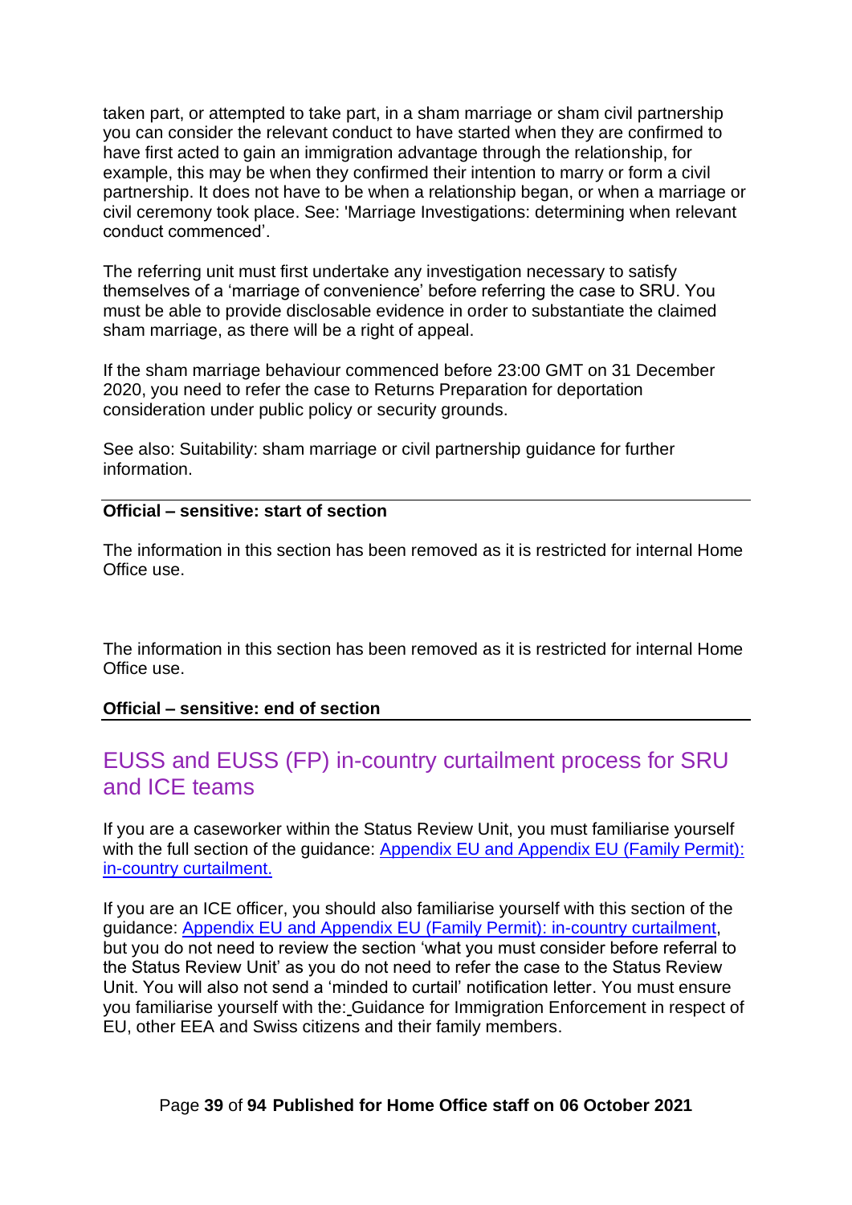taken part, or attempted to take part, in a sham marriage or sham civil partnership you can consider the relevant conduct to have started when they are confirmed to have first acted to gain an immigration advantage through the relationship, for example, this may be when they confirmed their intention to marry or form a civil partnership. It does not have to be when a relationship began, or when a marriage or civil ceremony took place. See: 'Marriage Investigations: determining when relevant conduct commenced'.

The referring unit must first undertake any investigation necessary to satisfy themselves of a 'marriage of convenience' before referring the case to SRU. You must be able to provide disclosable evidence in order to substantiate the claimed sham marriage, as there will be a right of appeal.

If the sham marriage behaviour commenced before 23:00 GMT on 31 December 2020, you need to refer the case to Returns Preparation for deportation consideration under public policy or security grounds.

See also: Suitability: sham marriage or civil partnership guidance for further information.

---

**Official – sensitive: start of section**

The information in this section has been removed as it is restricted for internal Home Office use.

The information in this section has been removed as it is restricted for internal Home Office use.

**Official – sensitive: end of section**

---

## EUSS and EUSS (FP) in-country curtailment process for SRU and ICE teams

If you are a caseworker within the Status Review Unit, you must familiarise yourself with the full section of the guidance: [Appendix EU and Appendix EU (Family Permit): in-country curtailment.]()

If you are an ICE officer, you should also familiarise yourself with this section of the guidance: [Appendix EU and Appendix EU (Family Permit): in-country curtailment](), but you do not need to review the section 'what you must consider before referral to the Status Review Unit' as you do not need to refer the case to the Status Review Unit. You will also not send a 'minded to curtail' notification letter. You must ensure you familiarise yourself with the: Guidance for Immigration Enforcement in respect of EU, other EEA and Swiss citizens and their family members.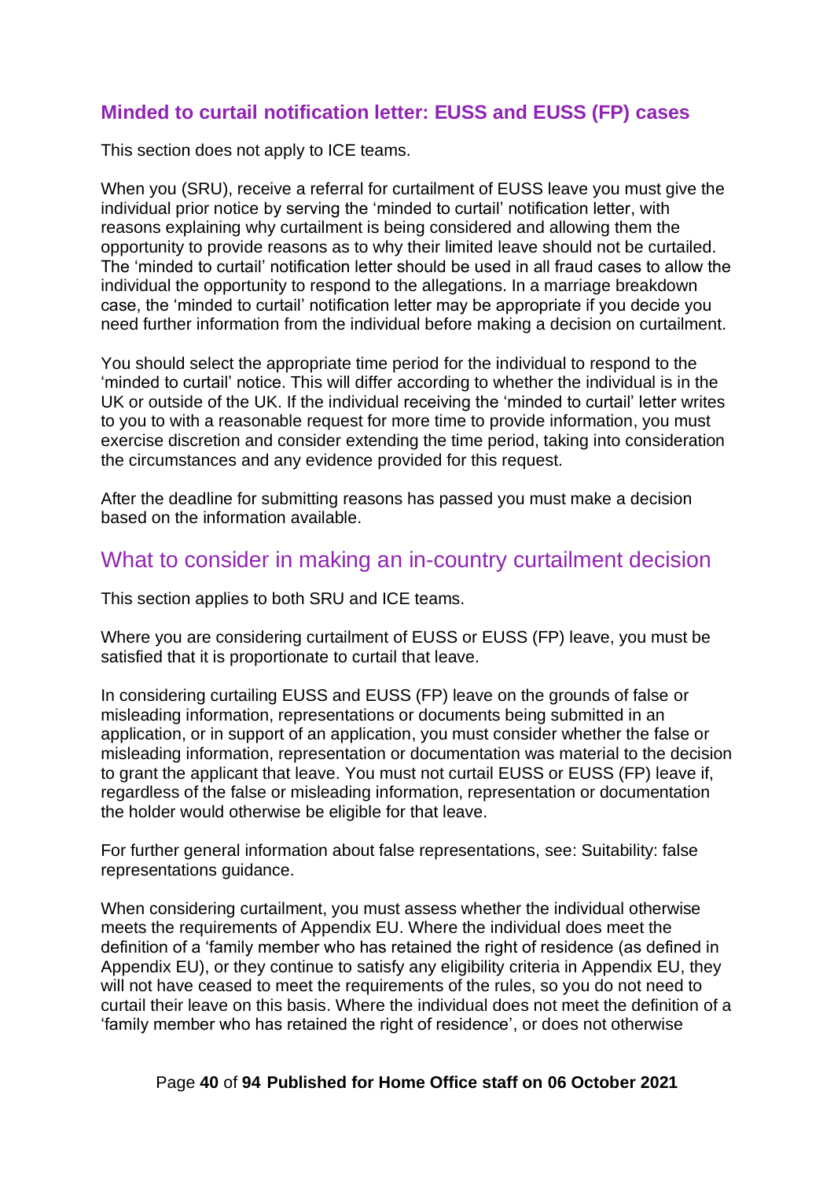### Minded to curtail notification letter: EUSS and EUSS (FP) cases

This section does not apply to ICE teams.

When you (SRU), receive a referral for curtailment of EUSS leave you must give the individual prior notice by serving the 'minded to curtail' notification letter, with reasons explaining why curtailment is being considered and allowing them the opportunity to provide reasons as to why their limited leave should not be curtailed. The 'minded to curtail' notification letter should be used in all fraud cases to allow the individual the opportunity to respond to the allegations. In a marriage breakdown case, the 'minded to curtail' notification letter may be appropriate if you decide you need further information from the individual before making a decision on curtailment.

You should select the appropriate time period for the individual to respond to the 'minded to curtail' notice. This will differ according to whether the individual is in the UK or outside of the UK. If the individual receiving the 'minded to curtail' letter writes to you to with a reasonable request for more time to provide information, you must exercise discretion and consider extending the time period, taking into consideration the circumstances and any evidence provided for this request.

After the deadline for submitting reasons has passed you must make a decision based on the information available.

## What to consider in making an in-country curtailment decision

This section applies to both SRU and ICE teams.

Where you are considering curtailment of EUSS or EUSS (FP) leave, you must be satisfied that it is proportionate to curtail that leave.

In considering curtailing EUSS and EUSS (FP) leave on the grounds of false or misleading information, representations or documents being submitted in an application, or in support of an application, you must consider whether the false or misleading information, representation or documentation was material to the decision to grant the applicant that leave. You must not curtail EUSS or EUSS (FP) leave if, regardless of the false or misleading information, representation or documentation the holder would otherwise be eligible for that leave.

For further general information about false representations, see: Suitability: false representations guidance.

When considering curtailment, you must assess whether the individual otherwise meets the requirements of Appendix EU. Where the individual does meet the definition of a 'family member who has retained the right of residence (as defined in Appendix EU), or they continue to satisfy any eligibility criteria in Appendix EU, they will not have ceased to meet the requirements of the rules, so you do not need to curtail their leave on this basis. Where the individual does not meet the definition of a 'family member who has retained the right of residence', or does not otherwise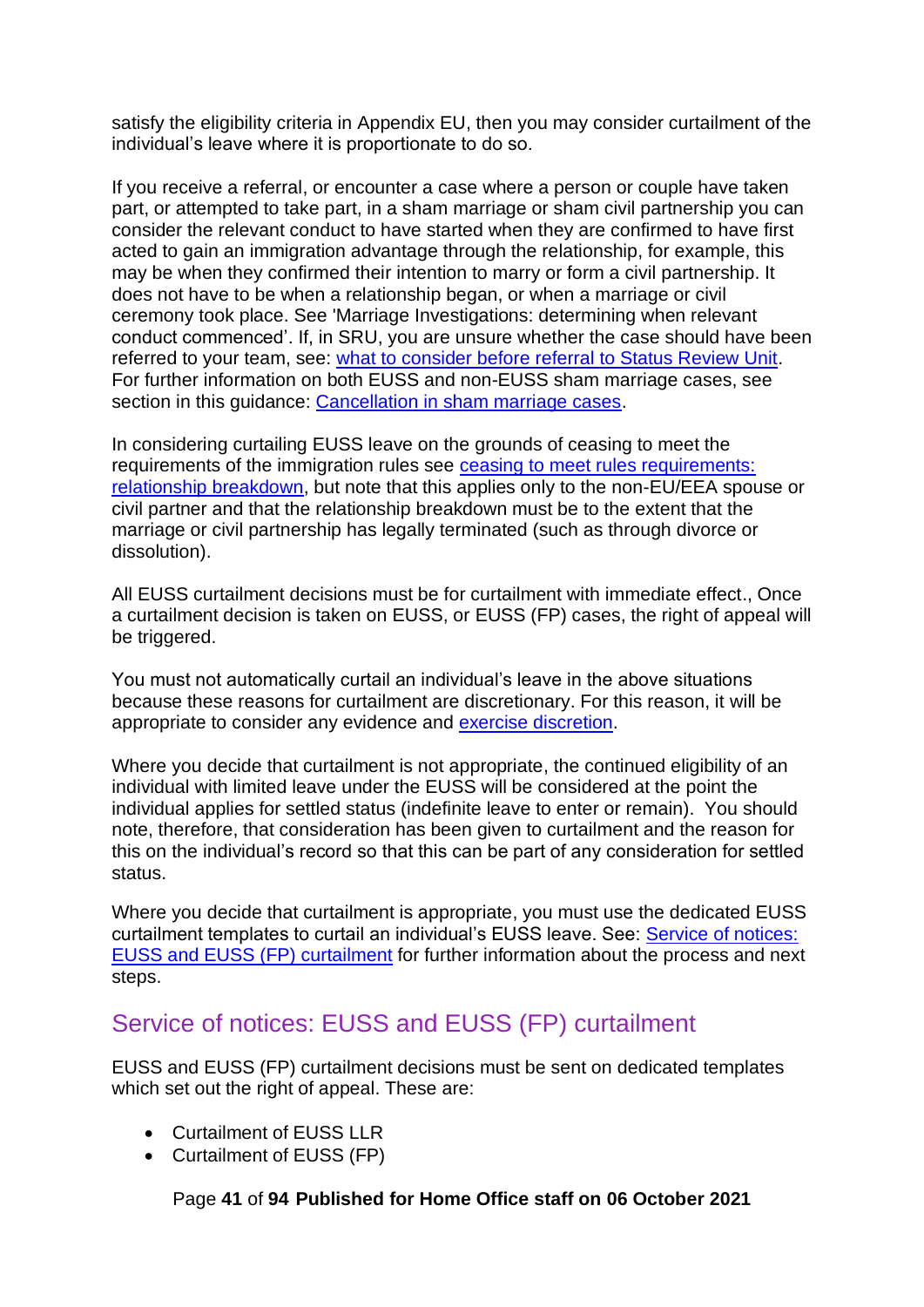satisfy the eligibility criteria in Appendix EU, then you may consider curtailment of the individual's leave where it is proportionate to do so.

If you receive a referral, or encounter a case where a person or couple have taken part, or attempted to take part, in a sham marriage or sham civil partnership you can consider the relevant conduct to have started when they are confirmed to have first acted to gain an immigration advantage through the relationship, for example, this may be when they confirmed their intention to marry or form a civil partnership. It does not have to be when a relationship began, or when a marriage or civil ceremony took place. See 'Marriage Investigations: determining when relevant conduct commenced'. If, in SRU, you are unsure whether the case should have been referred to your team, see: [what to consider before referral to Status Review Unit](). For further information on both EUSS and non-EUSS sham marriage cases, see section in this guidance: [Cancellation in sham marriage cases]().

In considering curtailing EUSS leave on the grounds of ceasing to meet the requirements of the immigration rules see [ceasing to meet rules requirements: relationship breakdown](), but note that this applies only to the non-EU/EEA spouse or civil partner and that the relationship breakdown must be to the extent that the marriage or civil partnership has legally terminated (such as through divorce or dissolution).

All EUSS curtailment decisions must be for curtailment with immediate effect., Once a curtailment decision is taken on EUSS, or EUSS (FP) cases, the right of appeal will be triggered.

You must not automatically curtail an individual's leave in the above situations because these reasons for curtailment are discretionary. For this reason, it will be appropriate to consider any evidence and [exercise discretion]().

Where you decide that curtailment is not appropriate, the continued eligibility of an individual with limited leave under the EUSS will be considered at the point the individual applies for settled status (indefinite leave to enter or remain). You should note, therefore, that consideration has been given to curtailment and the reason for this on the individual's record so that this can be part of any consideration for settled status.

Where you decide that curtailment is appropriate, you must use the dedicated EUSS curtailment templates to curtail an individual's EUSS leave. See: [Service of notices: EUSS and EUSS (FP) curtailment]() for further information about the process and next steps.

## Service of notices: EUSS and EUSS (FP) curtailment

EUSS and EUSS (FP) curtailment decisions must be sent on dedicated templates which set out the right of appeal. These are:

- Curtailment of EUSS LLR
- Curtailment of EUSS (FP)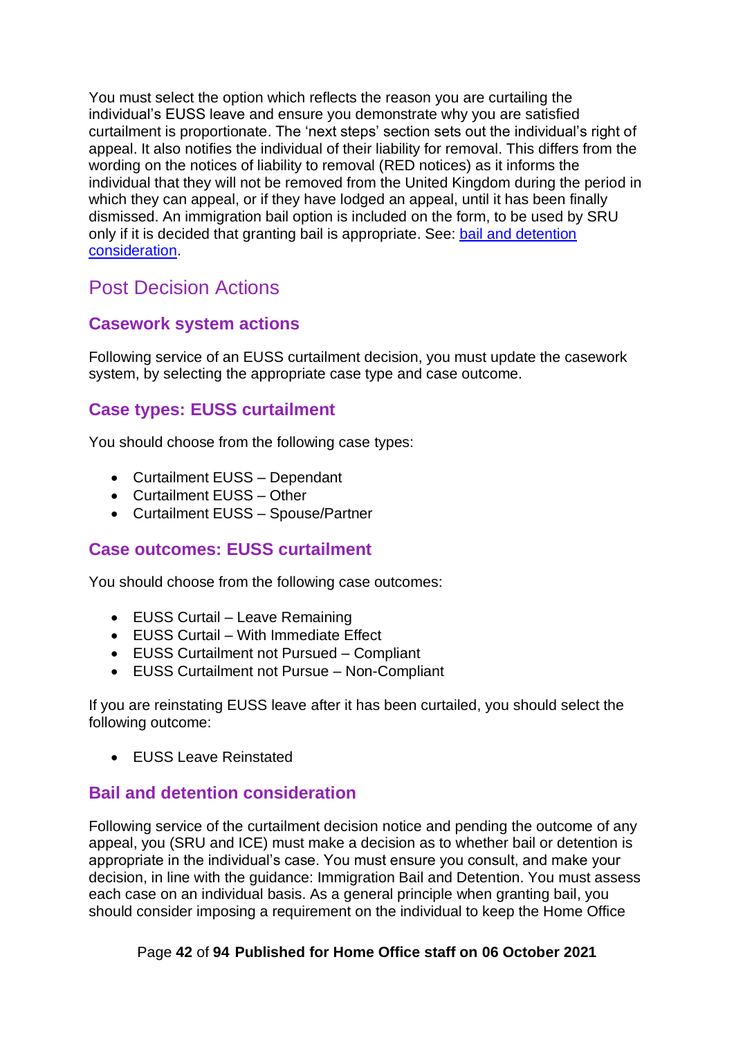You must select the option which reflects the reason you are curtailing the individual's EUSS leave and ensure you demonstrate why you are satisfied curtailment is proportionate. The 'next steps' section sets out the individual's right of appeal. It also notifies the individual of their liability for removal. This differs from the wording on the notices of liability to removal (RED notices) as it informs the individual that they will not be removed from the United Kingdom during the period in which they can appeal, or if they have lodged an appeal, until it has been finally dismissed. An immigration bail option is included on the form, to be used by SRU only if it is decided that granting bail is appropriate. See: [bail and detention consideration](#).

## Post Decision Actions

### Casework system actions

Following service of an EUSS curtailment decision, you must update the casework system, by selecting the appropriate case type and case outcome.

### Case types: EUSS curtailment

You should choose from the following case types:

- Curtailment EUSS – Dependant
- Curtailment EUSS – Other
- Curtailment EUSS – Spouse/Partner

### Case outcomes: EUSS curtailment

You should choose from the following case outcomes:

- EUSS Curtail – Leave Remaining
- EUSS Curtail – With Immediate Effect
- EUSS Curtailment not Pursued – Compliant
- EUSS Curtailment not Pursue – Non-Compliant

If you are reinstating EUSS leave after it has been curtailed, you should select the following outcome:

- EUSS Leave Reinstated

### Bail and detention consideration

Following service of the curtailment decision notice and pending the outcome of any appeal, you (SRU and ICE) must make a decision as to whether bail or detention is appropriate in the individual's case. You must ensure you consult, and make your decision, in line with the guidance: Immigration Bail and Detention. You must assess each case on an individual basis. As a general principle when granting bail, you should consider imposing a requirement on the individual to keep the Home Office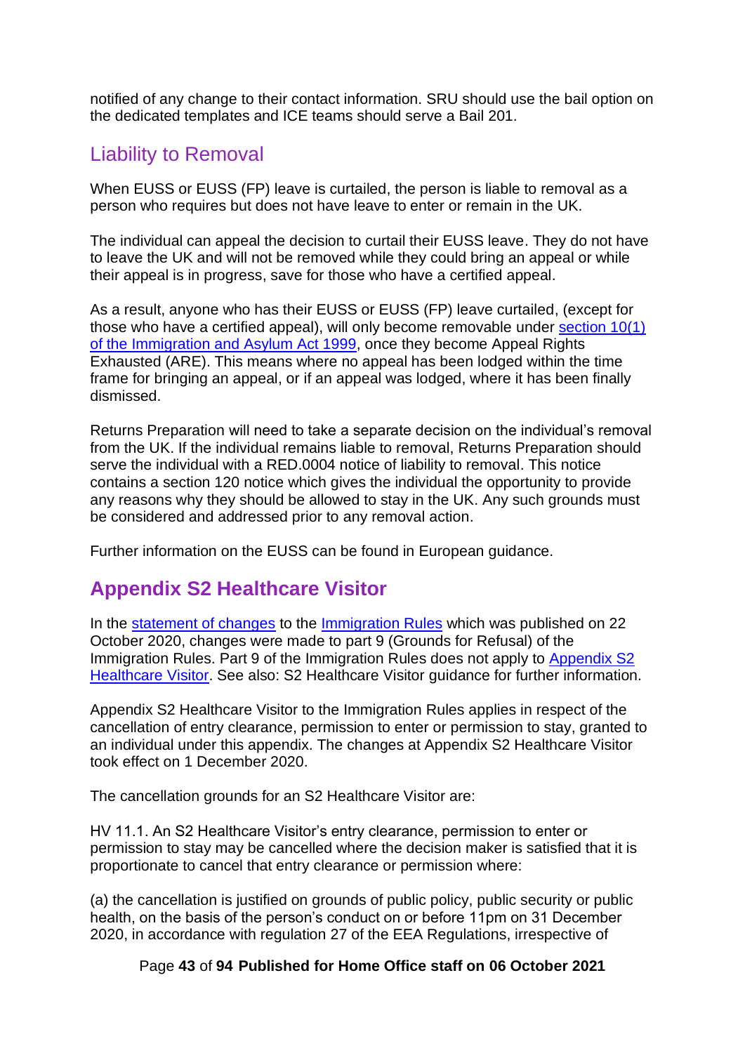notified of any change to their contact information. SRU should use the bail option on the dedicated templates and ICE teams should serve a Bail 201.

## Liability to Removal

When EUSS or EUSS (FP) leave is curtailed, the person is liable to removal as a person who requires but does not have leave to enter or remain in the UK.

The individual can appeal the decision to curtail their EUSS leave. They do not have to leave the UK and will not be removed while they could bring an appeal or while their appeal is in progress, save for those who have a certified appeal.

As a result, anyone who has their EUSS or EUSS (FP) leave curtailed, (except for those who have a certified appeal), will only become removable under section 10(1) of the Immigration and Asylum Act 1999, once they become Appeal Rights Exhausted (ARE). This means where no appeal has been lodged within the time frame for bringing an appeal, or if an appeal was lodged, where it has been finally dismissed.

Returns Preparation will need to take a separate decision on the individual's removal from the UK. If the individual remains liable to removal, Returns Preparation should serve the individual with a RED.0004 notice of liability to removal. This notice contains a section 120 notice which gives the individual the opportunity to provide any reasons why they should be allowed to stay in the UK. Any such grounds must be considered and addressed prior to any removal action.

Further information on the EUSS can be found in European guidance.

## **Appendix S2 Healthcare Visitor**

In the statement of changes to the Immigration Rules which was published on 22 October 2020, changes were made to part 9 (Grounds for Refusal) of the Immigration Rules. Part 9 of the Immigration Rules does not apply to Appendix S2 Healthcare Visitor. See also: S2 Healthcare Visitor guidance for further information.

Appendix S2 Healthcare Visitor to the Immigration Rules applies in respect of the cancellation of entry clearance, permission to enter or permission to stay, granted to an individual under this appendix. The changes at Appendix S2 Healthcare Visitor took effect on 1 December 2020.

The cancellation grounds for an S2 Healthcare Visitor are:

HV 11.1. An S2 Healthcare Visitor's entry clearance, permission to enter or permission to stay may be cancelled where the decision maker is satisfied that it is proportionate to cancel that entry clearance or permission where:

(a) the cancellation is justified on grounds of public policy, public security or public health, on the basis of the person's conduct on or before 11pm on 31 December 2020, in accordance with regulation 27 of the EEA Regulations, irrespective of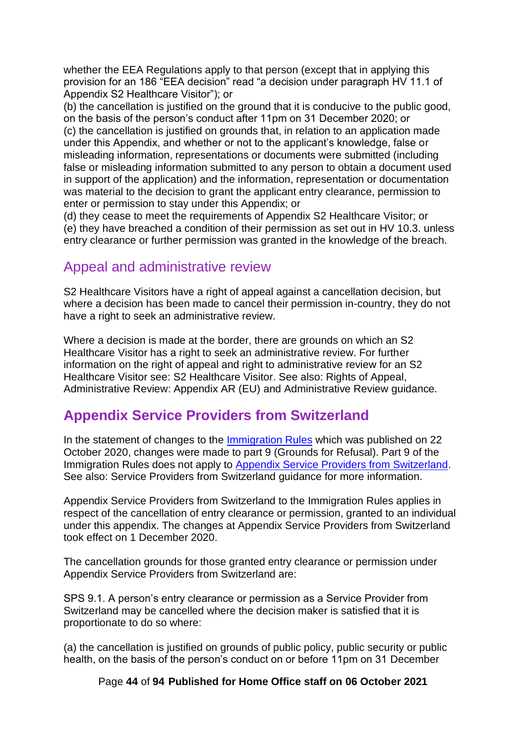whether the EEA Regulations apply to that person (except that in applying this provision for an 186 "EEA decision" read "a decision under paragraph HV 11.1 of Appendix S2 Healthcare Visitor"); or

(b) the cancellation is justified on the ground that it is conducive to the public good, on the basis of the person's conduct after 11pm on 31 December 2020; or

(c) the cancellation is justified on grounds that, in relation to an application made under this Appendix, and whether or not to the applicant's knowledge, false or misleading information, representations or documents were submitted (including false or misleading information submitted to any person to obtain a document used in support of the application) and the information, representation or documentation was material to the decision to grant the applicant entry clearance, permission to enter or permission to stay under this Appendix; or

(d) they cease to meet the requirements of Appendix S2 Healthcare Visitor; or

(e) they have breached a condition of their permission as set out in HV 10.3. unless entry clearance or further permission was granted in the knowledge of the breach.

### Appeal and administrative review

S2 Healthcare Visitors have a right of appeal against a cancellation decision, but where a decision has been made to cancel their permission in-country, they do not have a right to seek an administrative review.

Where a decision is made at the border, there are grounds on which an S2 Healthcare Visitor has a right to seek an administrative review. For further information on the right of appeal and right to administrative review for an S2 Healthcare Visitor see: S2 Healthcare Visitor. See also: Rights of Appeal, Administrative Review: Appendix AR (EU) and Administrative Review guidance.

## Appendix Service Providers from Switzerland

In the statement of changes to the [Immigration Rules](#) which was published on 22 October 2020, changes were made to part 9 (Grounds for Refusal). Part 9 of the Immigration Rules does not apply to [Appendix Service Providers from Switzerland](#). See also: Service Providers from Switzerland guidance for more information.

Appendix Service Providers from Switzerland to the Immigration Rules applies in respect of the cancellation of entry clearance or permission, granted to an individual under this appendix. The changes at Appendix Service Providers from Switzerland took effect on 1 December 2020.

The cancellation grounds for those granted entry clearance or permission under Appendix Service Providers from Switzerland are:

SPS 9.1. A person's entry clearance or permission as a Service Provider from Switzerland may be cancelled where the decision maker is satisfied that it is proportionate to do so where:

(a) the cancellation is justified on grounds of public policy, public security or public health, on the basis of the person's conduct on or before 11pm on 31 December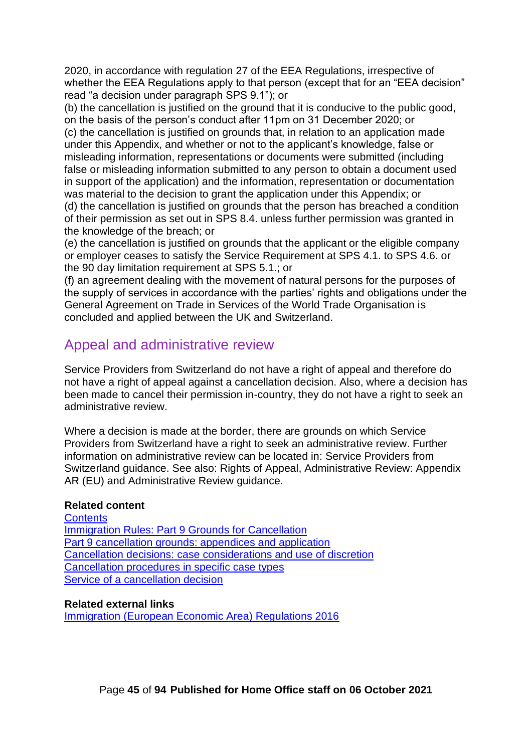2020, in accordance with regulation 27 of the EEA Regulations, irrespective of whether the EEA Regulations apply to that person (except that for an "EEA decision" read "a decision under paragraph SPS 9.1"); or

(b) the cancellation is justified on the ground that it is conducive to the public good, on the basis of the person's conduct after 11pm on 31 December 2020; or

(c) the cancellation is justified on grounds that, in relation to an application made under this Appendix, and whether or not to the applicant's knowledge, false or misleading information, representations or documents were submitted (including false or misleading information submitted to any person to obtain a document used in support of the application) and the information, representation or documentation was material to the decision to grant the application under this Appendix; or

(d) the cancellation is justified on grounds that the person has breached a condition of their permission as set out in SPS 8.4. unless further permission was granted in the knowledge of the breach; or

(e) the cancellation is justified on grounds that the applicant or the eligible company or employer ceases to satisfy the Service Requirement at SPS 4.1. to SPS 4.6. or the 90 day limitation requirement at SPS 5.1.; or

(f) an agreement dealing with the movement of natural persons for the purposes of the supply of services in accordance with the parties' rights and obligations under the General Agreement on Trade in Services of the World Trade Organisation is concluded and applied between the UK and Switzerland.

## Appeal and administrative review

Service Providers from Switzerland do not have a right of appeal and therefore do not have a right of appeal against a cancellation decision. Also, where a decision has been made to cancel their permission in-country, they do not have a right to seek an administrative review.

Where a decision is made at the border, there are grounds on which Service Providers from Switzerland have a right to seek an administrative review. Further information on administrative review can be located in: Service Providers from Switzerland guidance. See also: Rights of Appeal, Administrative Review: Appendix AR (EU) and Administrative Review guidance.

**Related content**
Contents
Immigration Rules: Part 9 Grounds for Cancellation
Part 9 cancellation grounds: appendices and application
Cancellation decisions: case considerations and use of discretion
Cancellation procedures in specific case types
Service of a cancellation decision

**Related external links**
Immigration (European Economic Area) Regulations 2016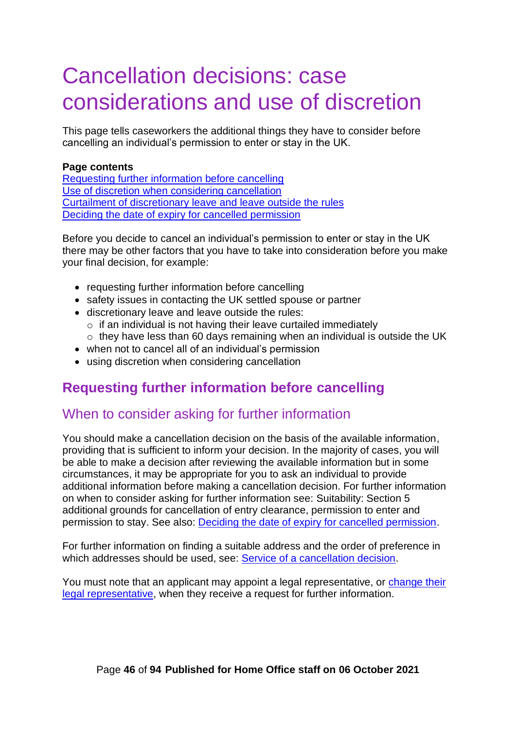# Cancellation decisions: case considerations and use of discretion

This page tells caseworkers the additional things they have to consider before cancelling an individual's permission to enter or stay in the UK.

**Page contents**
Requesting further information before cancelling
Use of discretion when considering cancellation
Curtailment of discretionary leave and leave outside the rules
Deciding the date of expiry for cancelled permission

Before you decide to cancel an individual's permission to enter or stay in the UK there may be other factors that you have to take into consideration before you make your final decision, for example:

- requesting further information before cancelling
- safety issues in contacting the UK settled spouse or partner
- discretionary leave and leave outside the rules:
  - if an individual is not having their leave curtailed immediately
  - they have less than 60 days remaining when an individual is outside the UK
- when not to cancel all of an individual's permission
- using discretion when considering cancellation

## Requesting further information before cancelling

### When to consider asking for further information

You should make a cancellation decision on the basis of the available information, providing that is sufficient to inform your decision. In the majority of cases, you will be able to make a decision after reviewing the available information but in some circumstances, it may be appropriate for you to ask an individual to provide additional information before making a cancellation decision. For further information on when to consider asking for further information see: Suitability: Section 5 additional grounds for cancellation of entry clearance, permission to enter and permission to stay. See also: Deciding the date of expiry for cancelled permission.

For further information on finding a suitable address and the order of preference in which addresses should be used, see: Service of a cancellation decision.

You must note that an applicant may appoint a legal representative, or change their legal representative, when they receive a request for further information.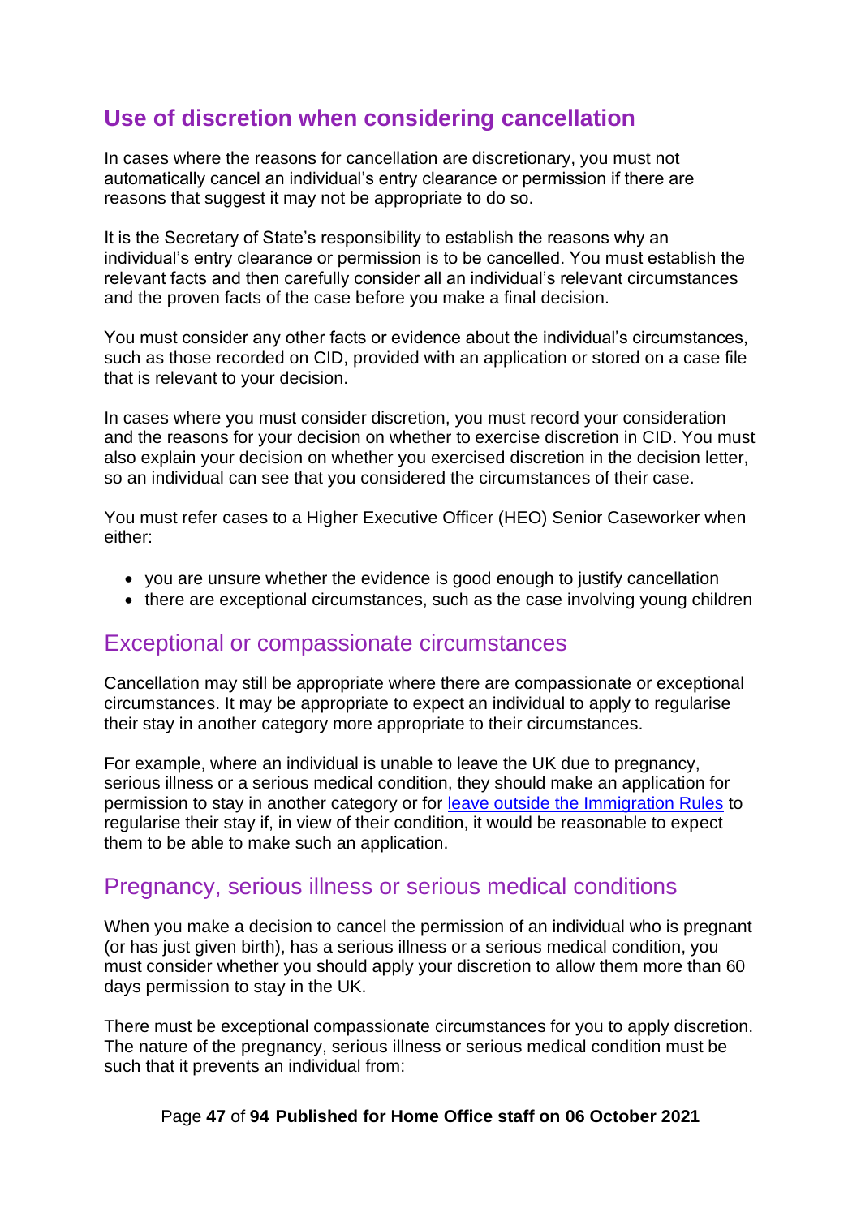## Use of discretion when considering cancellation

In cases where the reasons for cancellation are discretionary, you must not automatically cancel an individual's entry clearance or permission if there are reasons that suggest it may not be appropriate to do so.

It is the Secretary of State's responsibility to establish the reasons why an individual's entry clearance or permission is to be cancelled. You must establish the relevant facts and then carefully consider all an individual's relevant circumstances and the proven facts of the case before you make a final decision.

You must consider any other facts or evidence about the individual's circumstances, such as those recorded on CID, provided with an application or stored on a case file that is relevant to your decision.

In cases where you must consider discretion, you must record your consideration and the reasons for your decision on whether to exercise discretion in CID. You must also explain your decision on whether you exercised discretion in the decision letter, so an individual can see that you considered the circumstances of their case.

You must refer cases to a Higher Executive Officer (HEO) Senior Caseworker when either:

- you are unsure whether the evidence is good enough to justify cancellation
- there are exceptional circumstances, such as the case involving young children

### Exceptional or compassionate circumstances

Cancellation may still be appropriate where there are compassionate or exceptional circumstances. It may be appropriate to expect an individual to apply to regularise their stay in another category more appropriate to their circumstances.

For example, where an individual is unable to leave the UK due to pregnancy, serious illness or a serious medical condition, they should make an application for permission to stay in another category or for leave outside the Immigration Rules to regularise their stay if, in view of their condition, it would be reasonable to expect them to be able to make such an application.

### Pregnancy, serious illness or serious medical conditions

When you make a decision to cancel the permission of an individual who is pregnant (or has just given birth), has a serious illness or a serious medical condition, you must consider whether you should apply your discretion to allow them more than 60 days permission to stay in the UK.

There must be exceptional compassionate circumstances for you to apply discretion. The nature of the pregnancy, serious illness or serious medical condition must be such that it prevents an individual from: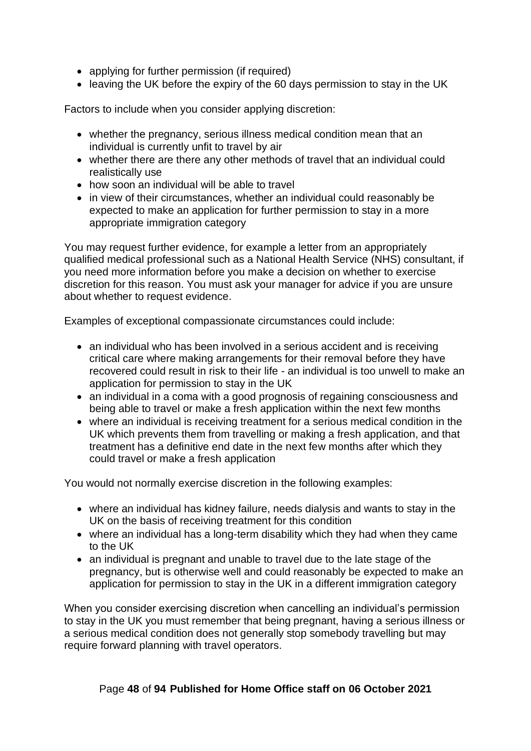- applying for further permission (if required)
- leaving the UK before the expiry of the 60 days permission to stay in the UK

Factors to include when you consider applying discretion:

- whether the pregnancy, serious illness medical condition mean that an individual is currently unfit to travel by air
- whether there are there any other methods of travel that an individual could realistically use
- how soon an individual will be able to travel
- in view of their circumstances, whether an individual could reasonably be expected to make an application for further permission to stay in a more appropriate immigration category

You may request further evidence, for example a letter from an appropriately qualified medical professional such as a National Health Service (NHS) consultant, if you need more information before you make a decision on whether to exercise discretion for this reason. You must ask your manager for advice if you are unsure about whether to request evidence.

Examples of exceptional compassionate circumstances could include:

- an individual who has been involved in a serious accident and is receiving critical care where making arrangements for their removal before they have recovered could result in risk to their life - an individual is too unwell to make an application for permission to stay in the UK
- an individual in a coma with a good prognosis of regaining consciousness and being able to travel or make a fresh application within the next few months
- where an individual is receiving treatment for a serious medical condition in the UK which prevents them from travelling or making a fresh application, and that treatment has a definitive end date in the next few months after which they could travel or make a fresh application

You would not normally exercise discretion in the following examples:

- where an individual has kidney failure, needs dialysis and wants to stay in the UK on the basis of receiving treatment for this condition
- where an individual has a long-term disability which they had when they came to the UK
- an individual is pregnant and unable to travel due to the late stage of the pregnancy, but is otherwise well and could reasonably be expected to make an application for permission to stay in the UK in a different immigration category

When you consider exercising discretion when cancelling an individual's permission to stay in the UK you must remember that being pregnant, having a serious illness or a serious medical condition does not generally stop somebody travelling but may require forward planning with travel operators.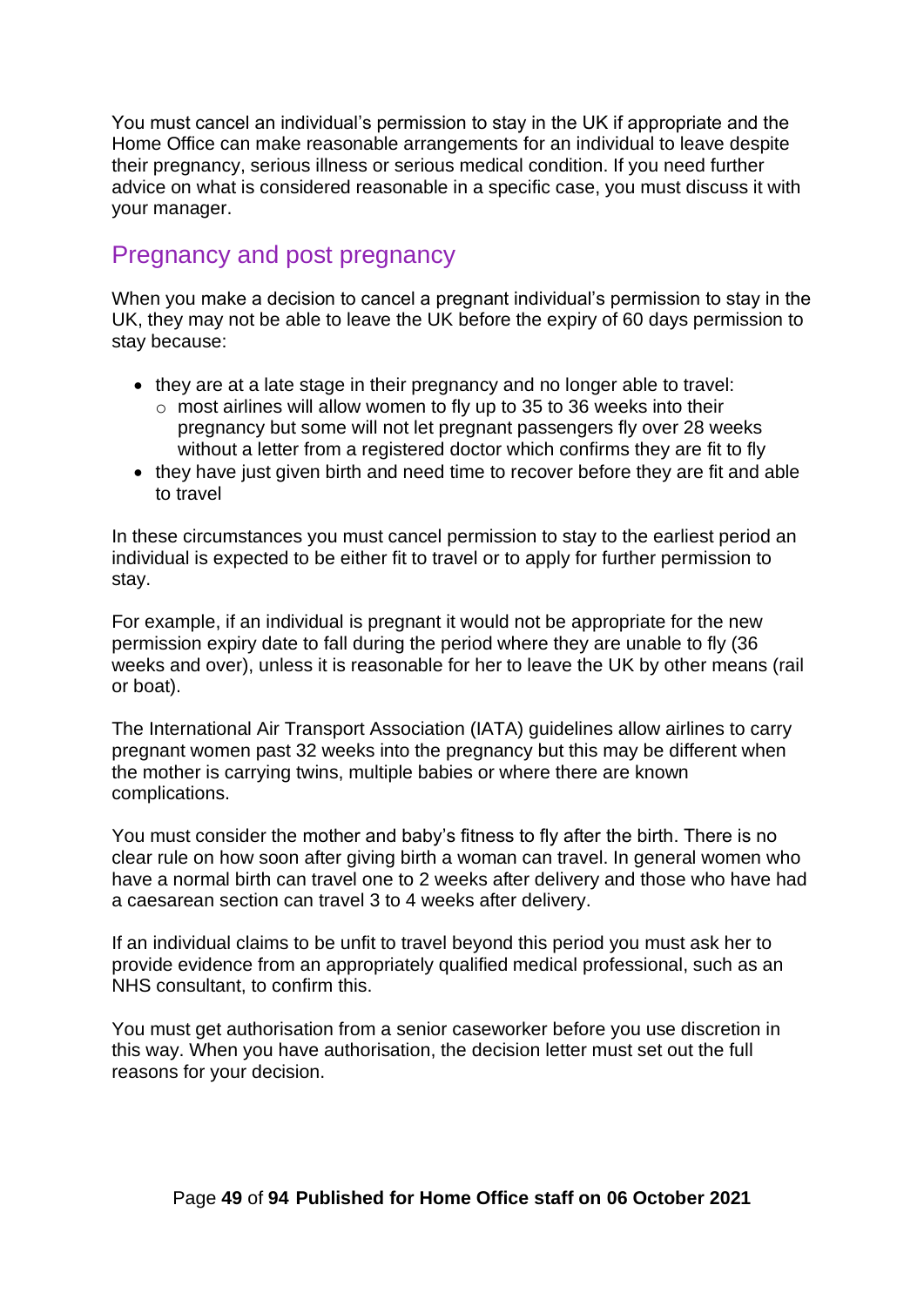You must cancel an individual's permission to stay in the UK if appropriate and the Home Office can make reasonable arrangements for an individual to leave despite their pregnancy, serious illness or serious medical condition. If you need further advice on what is considered reasonable in a specific case, you must discuss it with your manager.

## Pregnancy and post pregnancy

When you make a decision to cancel a pregnant individual's permission to stay in the UK, they may not be able to leave the UK before the expiry of 60 days permission to stay because:

- they are at a late stage in their pregnancy and no longer able to travel:
  - most airlines will allow women to fly up to 35 to 36 weeks into their pregnancy but some will not let pregnant passengers fly over 28 weeks without a letter from a registered doctor which confirms they are fit to fly
- they have just given birth and need time to recover before they are fit and able to travel

In these circumstances you must cancel permission to stay to the earliest period an individual is expected to be either fit to travel or to apply for further permission to stay.

For example, if an individual is pregnant it would not be appropriate for the new permission expiry date to fall during the period where they are unable to fly (36 weeks and over), unless it is reasonable for her to leave the UK by other means (rail or boat).

The International Air Transport Association (IATA) guidelines allow airlines to carry pregnant women past 32 weeks into the pregnancy but this may be different when the mother is carrying twins, multiple babies or where there are known complications.

You must consider the mother and baby's fitness to fly after the birth. There is no clear rule on how soon after giving birth a woman can travel. In general women who have a normal birth can travel one to 2 weeks after delivery and those who have had a caesarean section can travel 3 to 4 weeks after delivery.

If an individual claims to be unfit to travel beyond this period you must ask her to provide evidence from an appropriately qualified medical professional, such as an NHS consultant, to confirm this.

You must get authorisation from a senior caseworker before you use discretion in this way. When you have authorisation, the decision letter must set out the full reasons for your decision.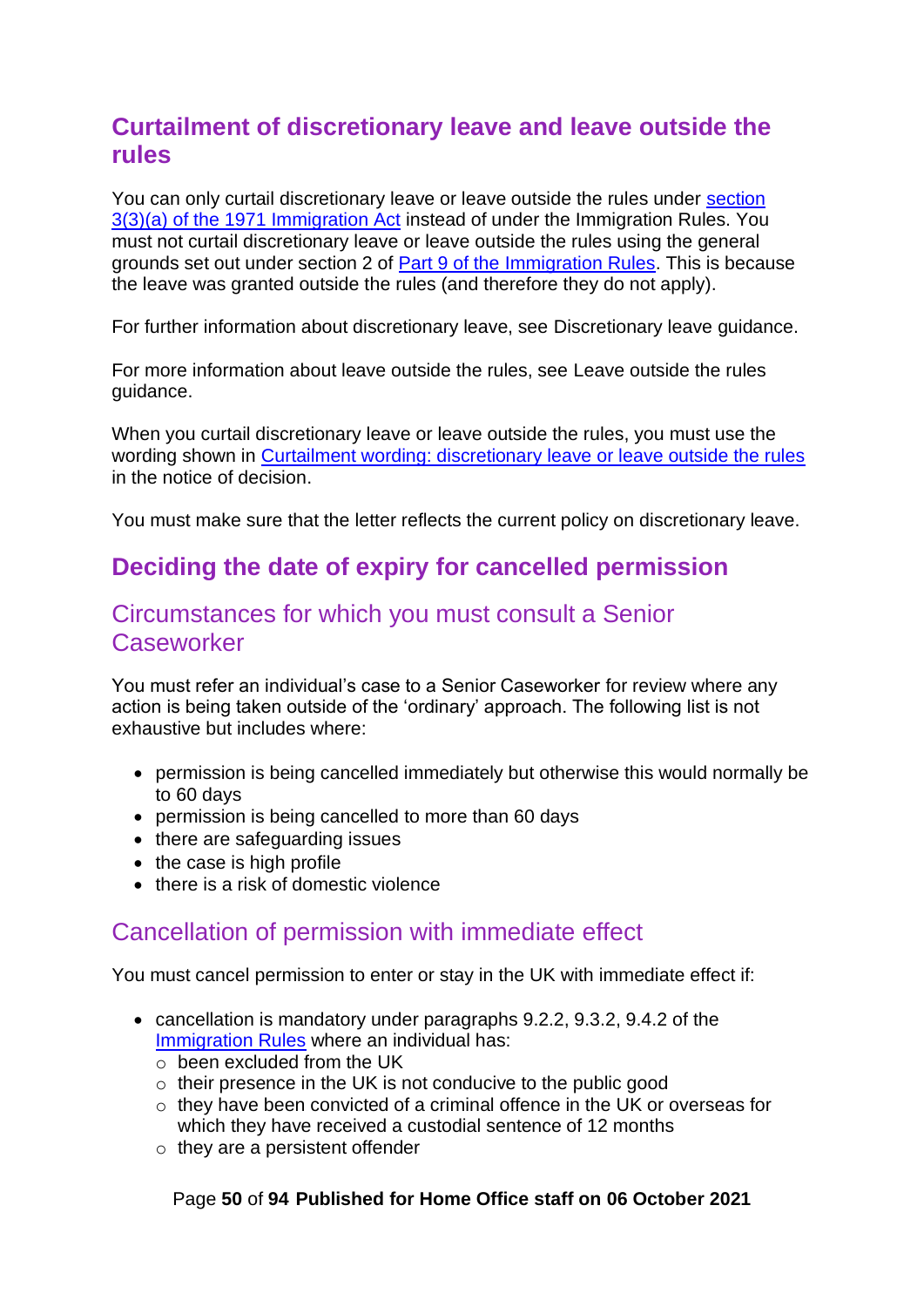## Curtailment of discretionary leave and leave outside the rules

You can only curtail discretionary leave or leave outside the rules under [section 3(3)(a) of the 1971 Immigration Act]() instead of under the Immigration Rules. You must not curtail discretionary leave or leave outside the rules using the general grounds set out under section 2 of [Part 9 of the Immigration Rules](). This is because the leave was granted outside the rules (and therefore they do not apply).

For further information about discretionary leave, see Discretionary leave guidance.

For more information about leave outside the rules, see Leave outside the rules guidance.

When you curtail discretionary leave or leave outside the rules, you must use the wording shown in [Curtailment wording: discretionary leave or leave outside the rules]() in the notice of decision.

You must make sure that the letter reflects the current policy on discretionary leave.

## Deciding the date of expiry for cancelled permission

### Circumstances for which you must consult a Senior Caseworker

You must refer an individual's case to a Senior Caseworker for review where any action is being taken outside of the 'ordinary' approach. The following list is not exhaustive but includes where:

- permission is being cancelled immediately but otherwise this would normally be to 60 days
- permission is being cancelled to more than 60 days
- there are safeguarding issues
- the case is high profile
- there is a risk of domestic violence

### Cancellation of permission with immediate effect

You must cancel permission to enter or stay in the UK with immediate effect if:

- cancellation is mandatory under paragraphs 9.2.2, 9.3.2, 9.4.2 of the [Immigration Rules]() where an individual has:
  - been excluded from the UK
  - their presence in the UK is not conducive to the public good
  - they have been convicted of a criminal offence in the UK or overseas for which they have received a custodial sentence of 12 months
  - they are a persistent offender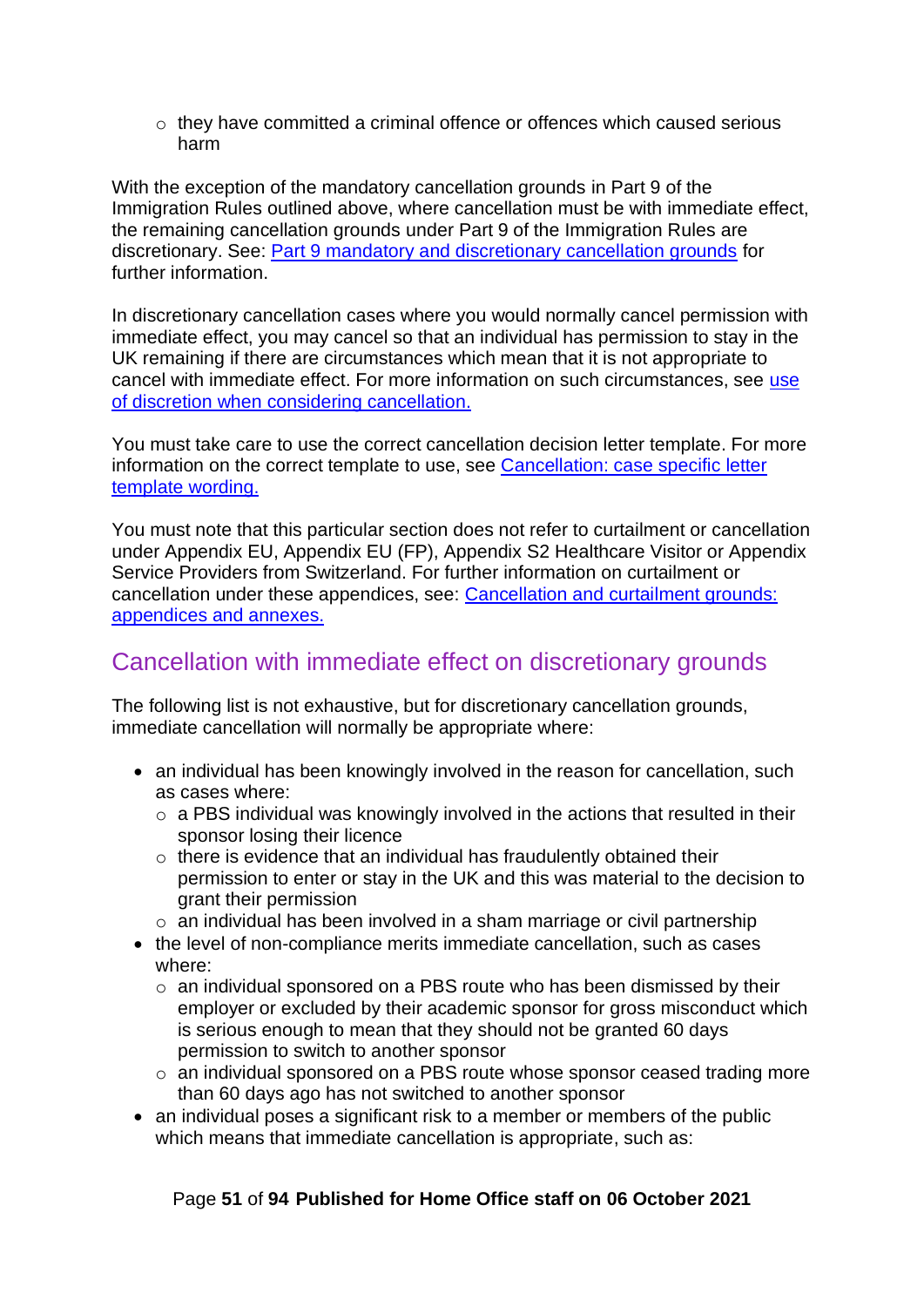- they have committed a criminal offence or offences which caused serious harm

With the exception of the mandatory cancellation grounds in Part 9 of the Immigration Rules outlined above, where cancellation must be with immediate effect, the remaining cancellation grounds under Part 9 of the Immigration Rules are discretionary. See: Part 9 mandatory and discretionary cancellation grounds for further information.

In discretionary cancellation cases where you would normally cancel permission with immediate effect, you may cancel so that an individual has permission to stay in the UK remaining if there are circumstances which mean that it is not appropriate to cancel with immediate effect. For more information on such circumstances, see use of discretion when considering cancellation.

You must take care to use the correct cancellation decision letter template. For more information on the correct template to use, see Cancellation: case specific letter template wording.

You must note that this particular section does not refer to curtailment or cancellation under Appendix EU, Appendix EU (FP), Appendix S2 Healthcare Visitor or Appendix Service Providers from Switzerland. For further information on curtailment or cancellation under these appendices, see: Cancellation and curtailment grounds: appendices and annexes.

## Cancellation with immediate effect on discretionary grounds

The following list is not exhaustive, but for discretionary cancellation grounds, immediate cancellation will normally be appropriate where:

- an individual has been knowingly involved in the reason for cancellation, such as cases where:
  - a PBS individual was knowingly involved in the actions that resulted in their sponsor losing their licence
  - there is evidence that an individual has fraudulently obtained their permission to enter or stay in the UK and this was material to the decision to grant their permission
  - an individual has been involved in a sham marriage or civil partnership
- the level of non-compliance merits immediate cancellation, such as cases where:
  - an individual sponsored on a PBS route who has been dismissed by their employer or excluded by their academic sponsor for gross misconduct which is serious enough to mean that they should not be granted 60 days permission to switch to another sponsor
  - an individual sponsored on a PBS route whose sponsor ceased trading more than 60 days ago has not switched to another sponsor
- an individual poses a significant risk to a member or members of the public which means that immediate cancellation is appropriate, such as: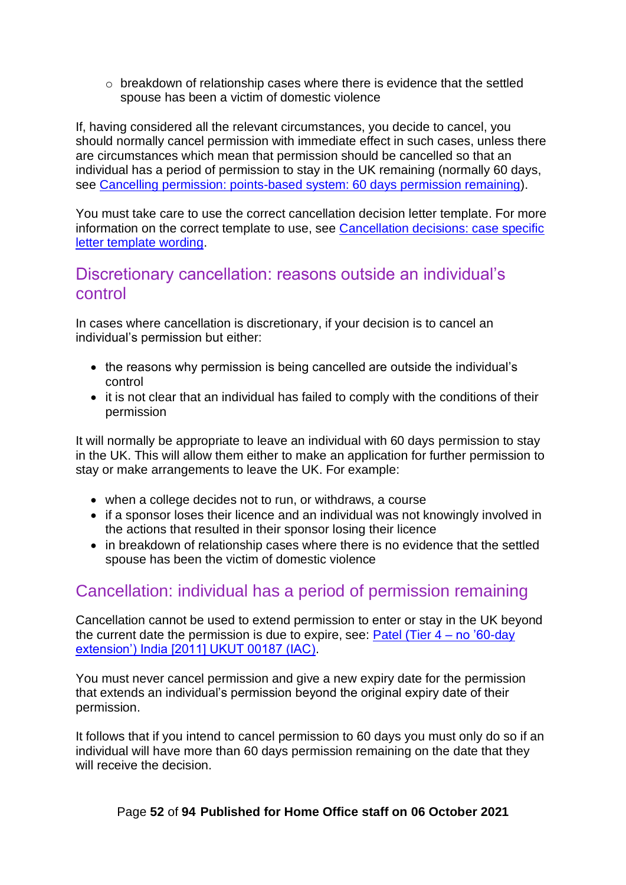- breakdown of relationship cases where there is evidence that the settled spouse has been a victim of domestic violence

If, having considered all the relevant circumstances, you decide to cancel, you should normally cancel permission with immediate effect in such cases, unless there are circumstances which mean that permission should be cancelled so that an individual has a period of permission to stay in the UK remaining (normally 60 days, see [Cancelling permission: points-based system: 60 days permission remaining]).

You must take care to use the correct cancellation decision letter template. For more information on the correct template to use, see [Cancellation decisions: case specific letter template wording].

## Discretionary cancellation: reasons outside an individual's control

In cases where cancellation is discretionary, if your decision is to cancel an individual's permission but either:

- the reasons why permission is being cancelled are outside the individual's control
- it is not clear that an individual has failed to comply with the conditions of their permission

It will normally be appropriate to leave an individual with 60 days permission to stay in the UK. This will allow them either to make an application for further permission to stay or make arrangements to leave the UK. For example:

- when a college decides not to run, or withdraws, a course
- if a sponsor loses their licence and an individual was not knowingly involved in the actions that resulted in their sponsor losing their licence
- in breakdown of relationship cases where there is no evidence that the settled spouse has been the victim of domestic violence

## Cancellation: individual has a period of permission remaining

Cancellation cannot be used to extend permission to enter or stay in the UK beyond the current date the permission is due to expire, see: [Patel (Tier 4 – no '60-day extension') India [2011] UKUT 00187 (IAC)].

You must never cancel permission and give a new expiry date for the permission that extends an individual's permission beyond the original expiry date of their permission.

It follows that if you intend to cancel permission to 60 days you must only do so if an individual will have more than 60 days permission remaining on the date that they will receive the decision.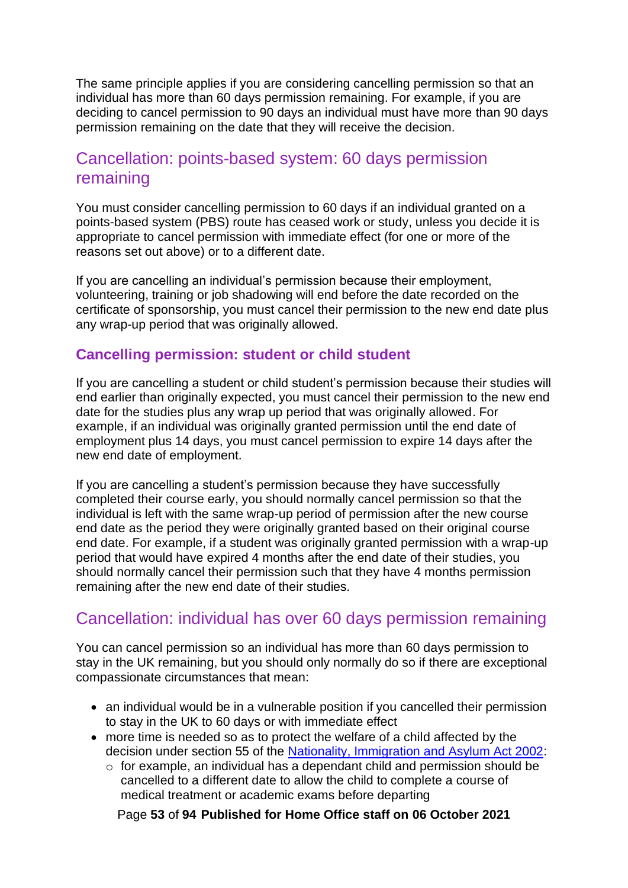The same principle applies if you are considering cancelling permission so that an individual has more than 60 days permission remaining. For example, if you are deciding to cancel permission to 90 days an individual must have more than 90 days permission remaining on the date that they will receive the decision.

## Cancellation: points-based system: 60 days permission remaining

You must consider cancelling permission to 60 days if an individual granted on a points-based system (PBS) route has ceased work or study, unless you decide it is appropriate to cancel permission with immediate effect (for one or more of the reasons set out above) or to a different date.

If you are cancelling an individual's permission because their employment, volunteering, training or job shadowing will end before the date recorded on the certificate of sponsorship, you must cancel their permission to the new end date plus any wrap-up period that was originally allowed.

### Cancelling permission: student or child student

If you are cancelling a student or child student's permission because their studies will end earlier than originally expected, you must cancel their permission to the new end date for the studies plus any wrap up period that was originally allowed. For example, if an individual was originally granted permission until the end date of employment plus 14 days, you must cancel permission to expire 14 days after the new end date of employment.

If you are cancelling a student's permission because they have successfully completed their course early, you should normally cancel permission so that the individual is left with the same wrap-up period of permission after the new course end date as the period they were originally granted based on their original course end date. For example, if a student was originally granted permission with a wrap-up period that would have expired 4 months after the end date of their studies, you should normally cancel their permission such that they have 4 months permission remaining after the new end date of their studies.

## Cancellation: individual has over 60 days permission remaining

You can cancel permission so an individual has more than 60 days permission to stay in the UK remaining, but you should only normally do so if there are exceptional compassionate circumstances that mean:

- an individual would be in a vulnerable position if you cancelled their permission to stay in the UK to 60 days or with immediate effect
- more time is needed so as to protect the welfare of a child affected by the decision under section 55 of the [Nationality, Immigration and Asylum Act 2002](https://www.legislation.gov.uk/ukpga/2002/41/contents):
    - for example, an individual has a dependant child and permission should be cancelled to a different date to allow the child to complete a course of medical treatment or academic exams before departing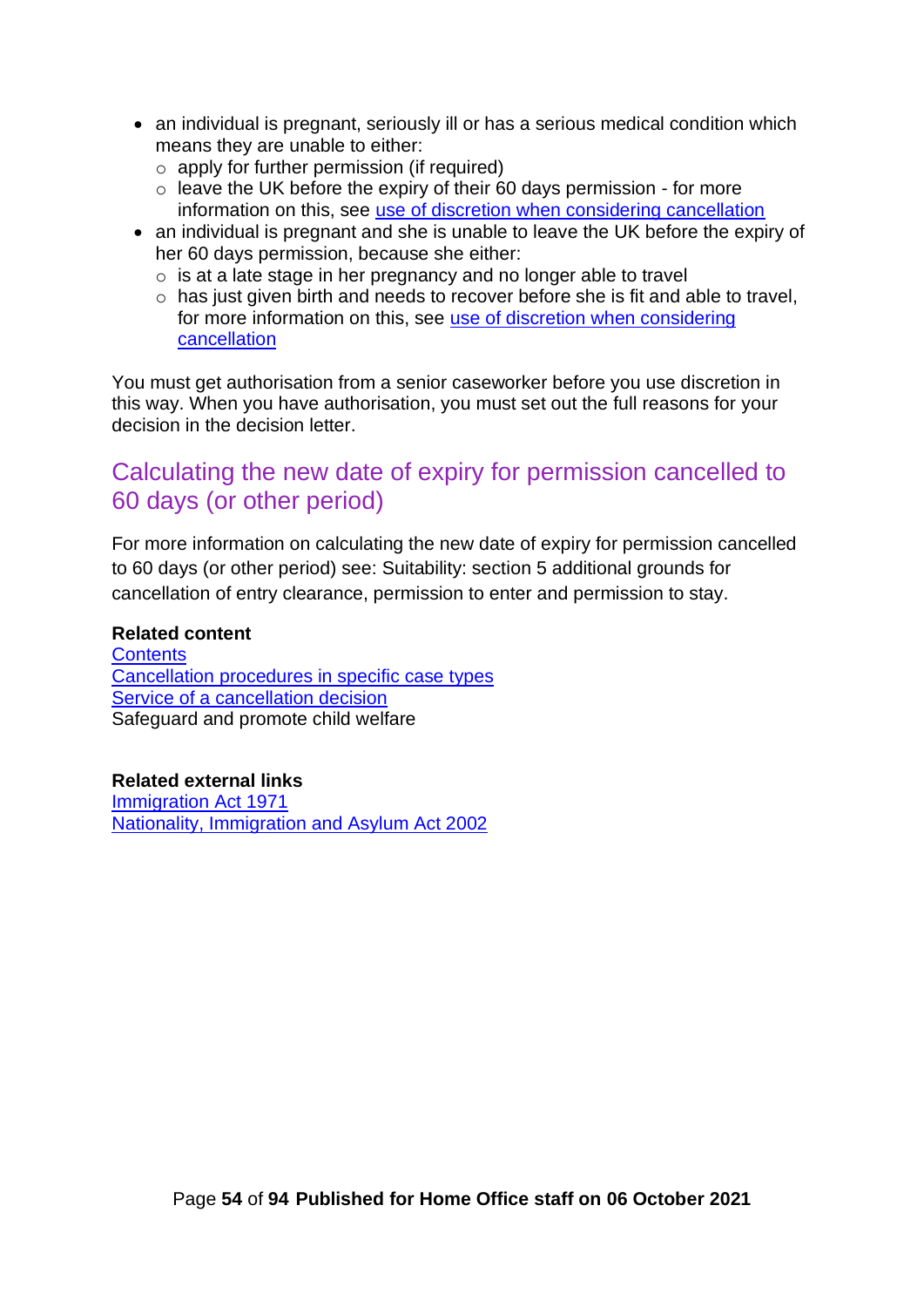- an individual is pregnant, seriously ill or has a serious medical condition which means they are unable to either:
    - apply for further permission (if required)
    - leave the UK before the expiry of their 60 days permission - for more information on this, see use of discretion when considering cancellation
- an individual is pregnant and she is unable to leave the UK before the expiry of her 60 days permission, because she either:
    - is at a late stage in her pregnancy and no longer able to travel
    - has just given birth and needs to recover before she is fit and able to travel, for more information on this, see use of discretion when considering cancellation

You must get authorisation from a senior caseworker before you use discretion in this way. When you have authorisation, you must set out the full reasons for your decision in the decision letter.

## Calculating the new date of expiry for permission cancelled to 60 days (or other period)

For more information on calculating the new date of expiry for permission cancelled to 60 days (or other period) see: Suitability: section 5 additional grounds for cancellation of entry clearance, permission to enter and permission to stay.

**Related content**
Contents
Cancellation procedures in specific case types
Service of a cancellation decision
Safeguard and promote child welfare

**Related external links**
Immigration Act 1971
Nationality, Immigration and Asylum Act 2002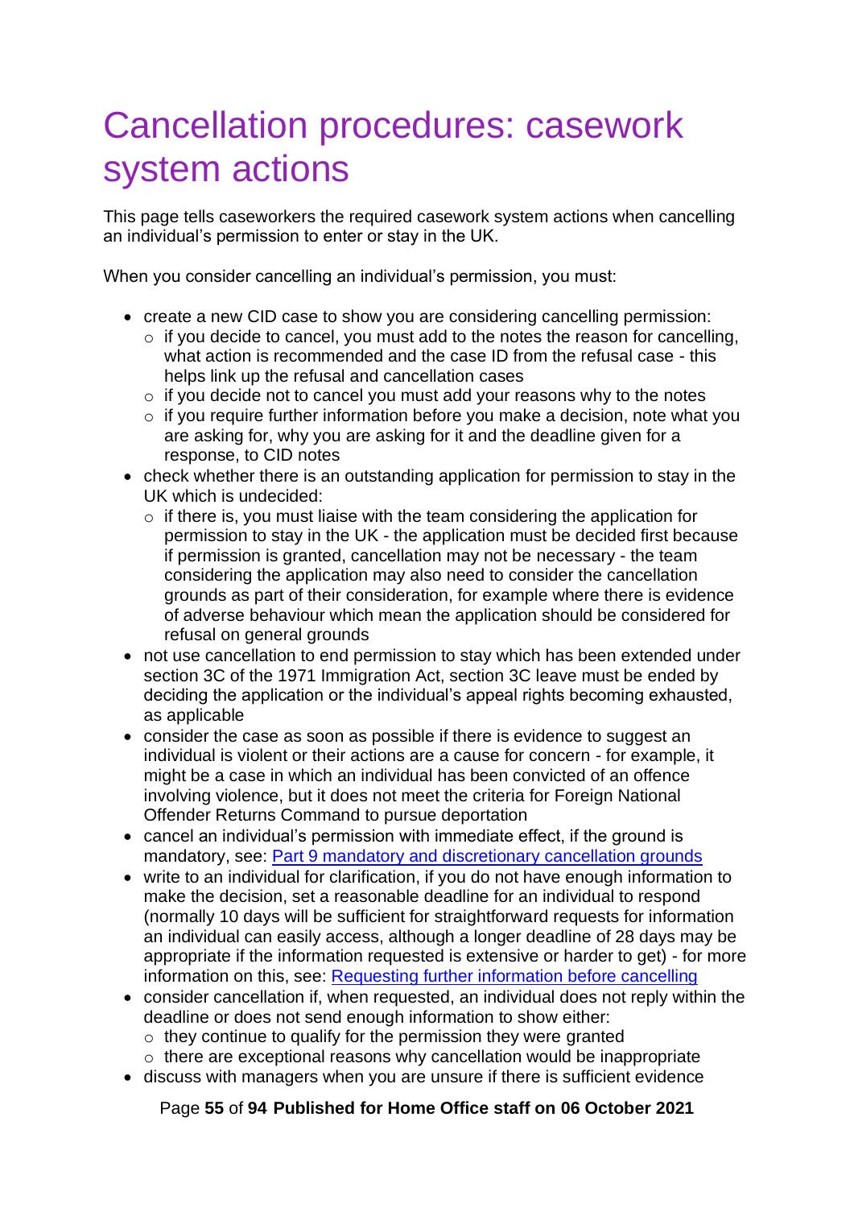# Cancellation procedures: casework system actions

This page tells caseworkers the required casework system actions when cancelling an individual's permission to enter or stay in the UK.

When you consider cancelling an individual's permission, you must:

- create a new CID case to show you are considering cancelling permission:
  - if you decide to cancel, you must add to the notes the reason for cancelling, what action is recommended and the case ID from the refusal case - this helps link up the refusal and cancellation cases
  - if you decide not to cancel you must add your reasons why to the notes
  - if you require further information before you make a decision, note what you are asking for, why you are asking for it and the deadline given for a response, to CID notes
- check whether there is an outstanding application for permission to stay in the UK which is undecided:
  - if there is, you must liaise with the team considering the application for permission to stay in the UK - the application must be decided first because if permission is granted, cancellation may not be necessary - the team considering the application may also need to consider the cancellation grounds as part of their consideration, for example where there is evidence of adverse behaviour which mean the application should be considered for refusal on general grounds
- not use cancellation to end permission to stay which has been extended under section 3C of the 1971 Immigration Act, section 3C leave must be ended by deciding the application or the individual's appeal rights becoming exhausted, as applicable
- consider the case as soon as possible if there is evidence to suggest an individual is violent or their actions are a cause for concern - for example, it might be a case in which an individual has been convicted of an offence involving violence, but it does not meet the criteria for Foreign National Offender Returns Command to pursue deportation
- cancel an individual's permission with immediate effect, if the ground is mandatory, see: [Part 9 mandatory and discretionary cancellation grounds]
- write to an individual for clarification, if you do not have enough information to make the decision, set a reasonable deadline for an individual to respond (normally 10 days will be sufficient for straightforward requests for information an individual can easily access, although a longer deadline of 28 days may be appropriate if the information requested is extensive or harder to get) - for more information on this, see: [Requesting further information before cancelling]
- consider cancellation if, when requested, an individual does not reply within the deadline or does not send enough information to show either:
  - they continue to qualify for the permission they were granted
  - there are exceptional reasons why cancellation would be inappropriate
- discuss with managers when you are unsure if there is sufficient evidence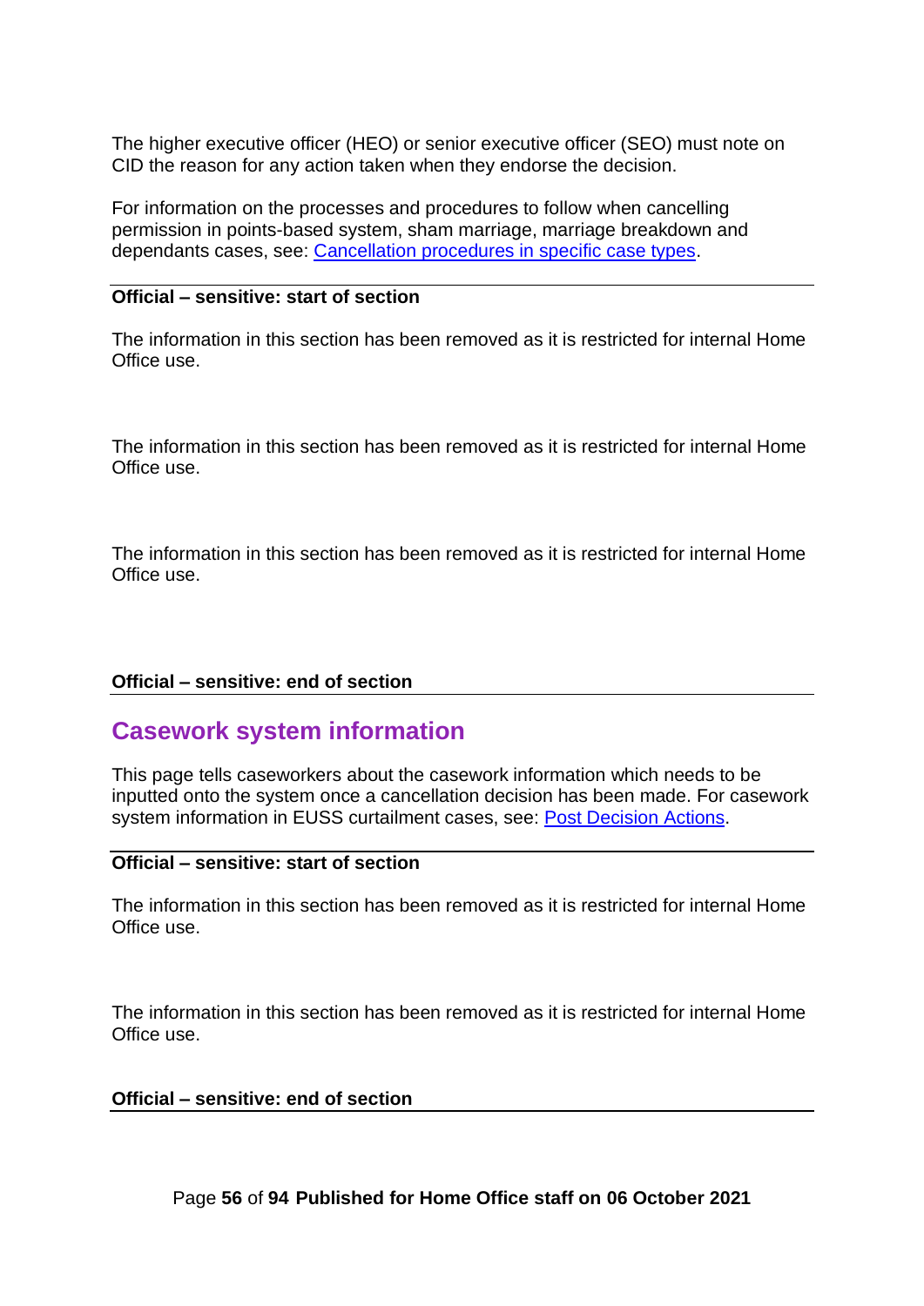The higher executive officer (HEO) or senior executive officer (SEO) must note on CID the reason for any action taken when they endorse the decision.

For information on the processes and procedures to follow when cancelling permission in points-based system, sham marriage, marriage breakdown and dependants cases, see: Cancellation procedures in specific case types.

**Official – sensitive: start of section**

The information in this section has been removed as it is restricted for internal Home Office use.

The information in this section has been removed as it is restricted for internal Home Office use.

The information in this section has been removed as it is restricted for internal Home Office use.

**Official – sensitive: end of section**

## Casework system information

This page tells caseworkers about the casework information which needs to be inputted onto the system once a cancellation decision has been made. For casework system information in EUSS curtailment cases, see: Post Decision Actions.

**Official – sensitive: start of section**

The information in this section has been removed as it is restricted for internal Home Office use.

The information in this section has been removed as it is restricted for internal Home Office use.

**Official – sensitive: end of section**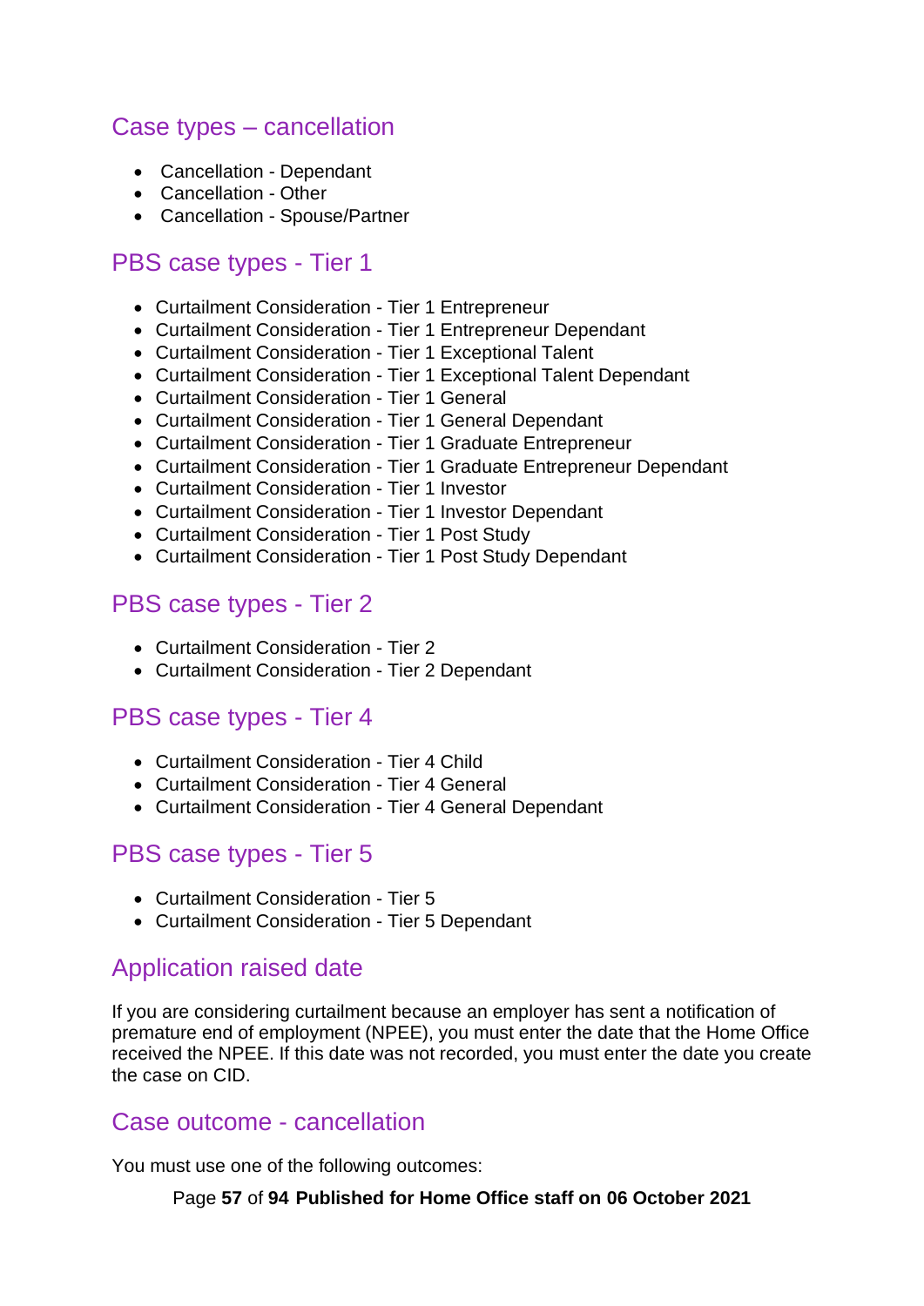## Case types – cancellation

- Cancellation - Dependant
- Cancellation - Other
- Cancellation - Spouse/Partner

## PBS case types - Tier 1

- Curtailment Consideration - Tier 1 Entrepreneur
- Curtailment Consideration - Tier 1 Entrepreneur Dependant
- Curtailment Consideration - Tier 1 Exceptional Talent
- Curtailment Consideration - Tier 1 Exceptional Talent Dependant
- Curtailment Consideration - Tier 1 General
- Curtailment Consideration - Tier 1 General Dependant
- Curtailment Consideration - Tier 1 Graduate Entrepreneur
- Curtailment Consideration - Tier 1 Graduate Entrepreneur Dependant
- Curtailment Consideration - Tier 1 Investor
- Curtailment Consideration - Tier 1 Investor Dependant
- Curtailment Consideration - Tier 1 Post Study
- Curtailment Consideration - Tier 1 Post Study Dependant

## PBS case types - Tier 2

- Curtailment Consideration - Tier 2
- Curtailment Consideration - Tier 2 Dependant

## PBS case types - Tier 4

- Curtailment Consideration - Tier 4 Child
- Curtailment Consideration - Tier 4 General
- Curtailment Consideration - Tier 4 General Dependant

## PBS case types - Tier 5

- Curtailment Consideration - Tier 5
- Curtailment Consideration - Tier 5 Dependant

## Application raised date

If you are considering curtailment because an employer has sent a notification of premature end of employment (NPEE), you must enter the date that the Home Office received the NPEE. If this date was not recorded, you must enter the date you create the case on CID.

## Case outcome - cancellation

You must use one of the following outcomes: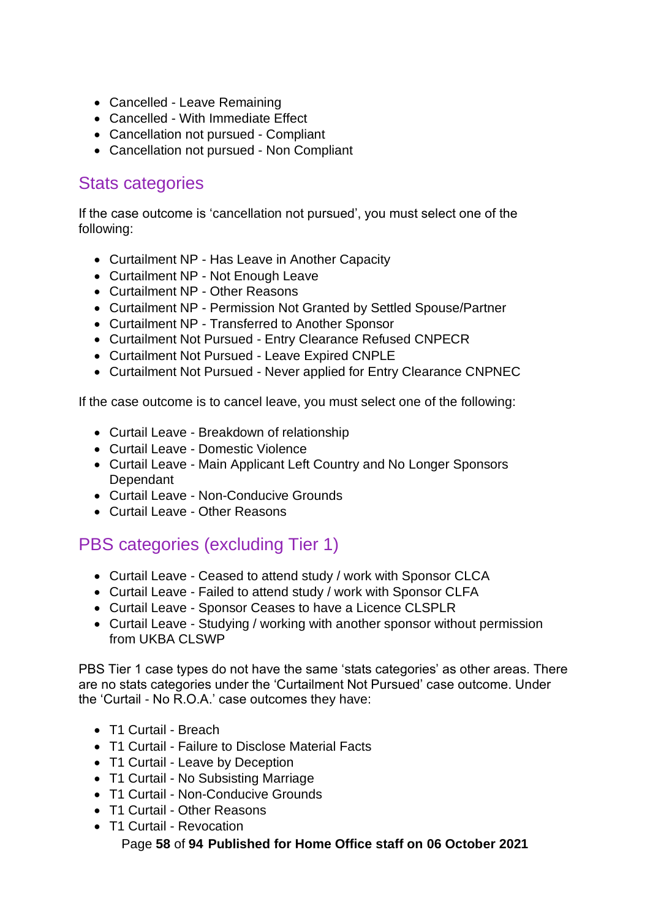- Cancelled - Leave Remaining
- Cancelled - With Immediate Effect
- Cancellation not pursued - Compliant
- Cancellation not pursued - Non Compliant

## Stats categories

If the case outcome is 'cancellation not pursued', you must select one of the following:

- Curtailment NP - Has Leave in Another Capacity
- Curtailment NP - Not Enough Leave
- Curtailment NP - Other Reasons
- Curtailment NP - Permission Not Granted by Settled Spouse/Partner
- Curtailment NP - Transferred to Another Sponsor
- Curtailment Not Pursued - Entry Clearance Refused CNPECR
- Curtailment Not Pursued - Leave Expired CNPLE
- Curtailment Not Pursued - Never applied for Entry Clearance CNPNEC

If the case outcome is to cancel leave, you must select one of the following:

- Curtail Leave - Breakdown of relationship
- Curtail Leave - Domestic Violence
- Curtail Leave - Main Applicant Left Country and No Longer Sponsors Dependant
- Curtail Leave - Non-Conducive Grounds
- Curtail Leave - Other Reasons

## PBS categories (excluding Tier 1)

- Curtail Leave - Ceased to attend study / work with Sponsor CLCA
- Curtail Leave - Failed to attend study / work with Sponsor CLFA
- Curtail Leave - Sponsor Ceases to have a Licence CLSPLR
- Curtail Leave - Studying / working with another sponsor without permission from UKBA CLSWP

PBS Tier 1 case types do not have the same 'stats categories' as other areas. There are no stats categories under the 'Curtailment Not Pursued' case outcome. Under the 'Curtail - No R.O.A.' case outcomes they have:

- T1 Curtail - Breach
- T1 Curtail - Failure to Disclose Material Facts
- T1 Curtail - Leave by Deception
- T1 Curtail - No Subsisting Marriage
- T1 Curtail - Non-Conducive Grounds
- T1 Curtail - Other Reasons
- T1 Curtail - Revocation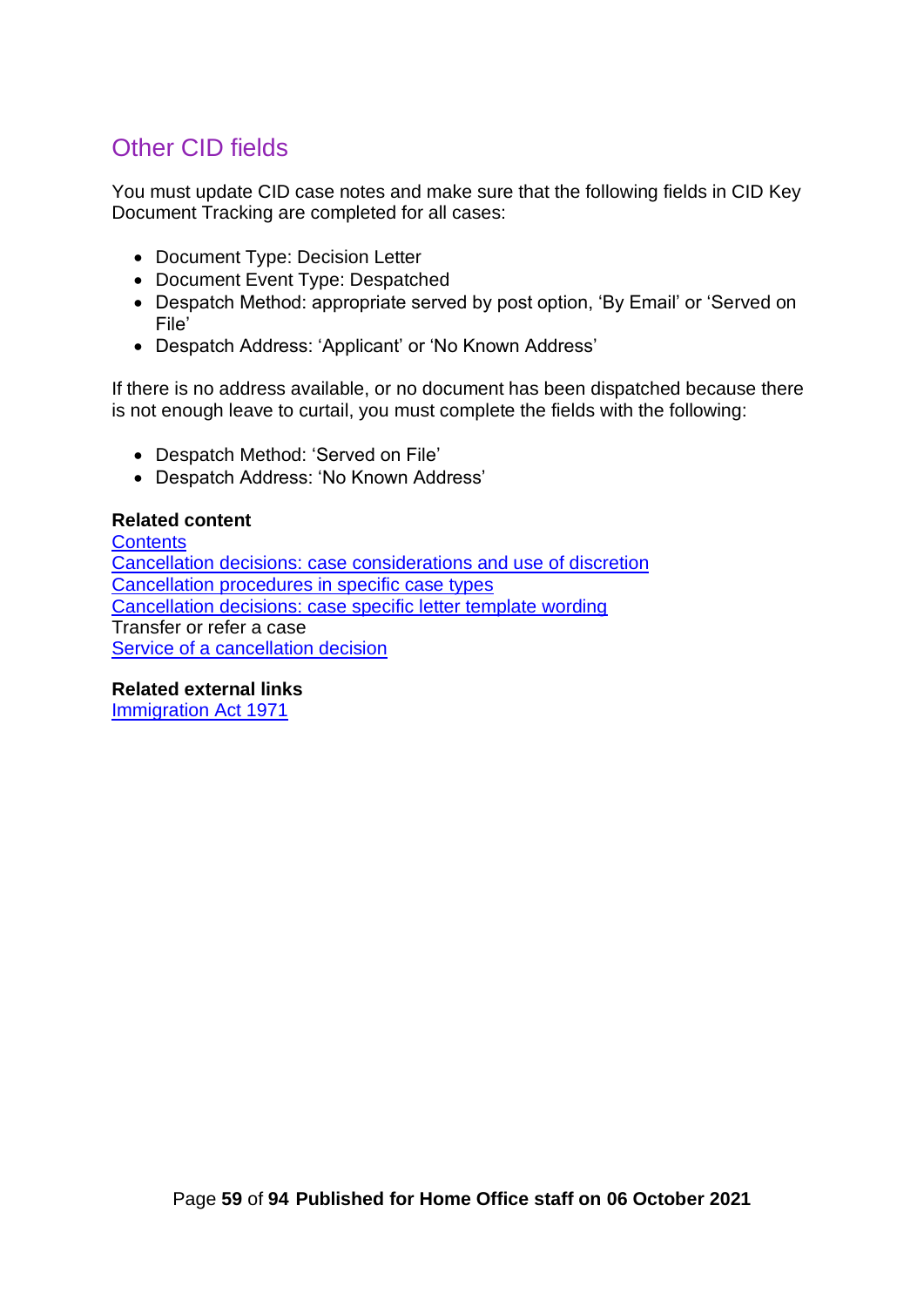## Other CID fields

You must update CID case notes and make sure that the following fields in CID Key Document Tracking are completed for all cases:

- Document Type: Decision Letter
- Document Event Type: Despatched
- Despatch Method: appropriate served by post option, 'By Email' or 'Served on File'
- Despatch Address: 'Applicant' or 'No Known Address'

If there is no address available, or no document has been dispatched because there is not enough leave to curtail, you must complete the fields with the following:

- Despatch Method: 'Served on File'
- Despatch Address: 'No Known Address'

**Related content**
Contents
Cancellation decisions: case considerations and use of discretion
Cancellation procedures in specific case types
Cancellation decisions: case specific letter template wording
Transfer or refer a case
Service of a cancellation decision

**Related external links**
Immigration Act 1971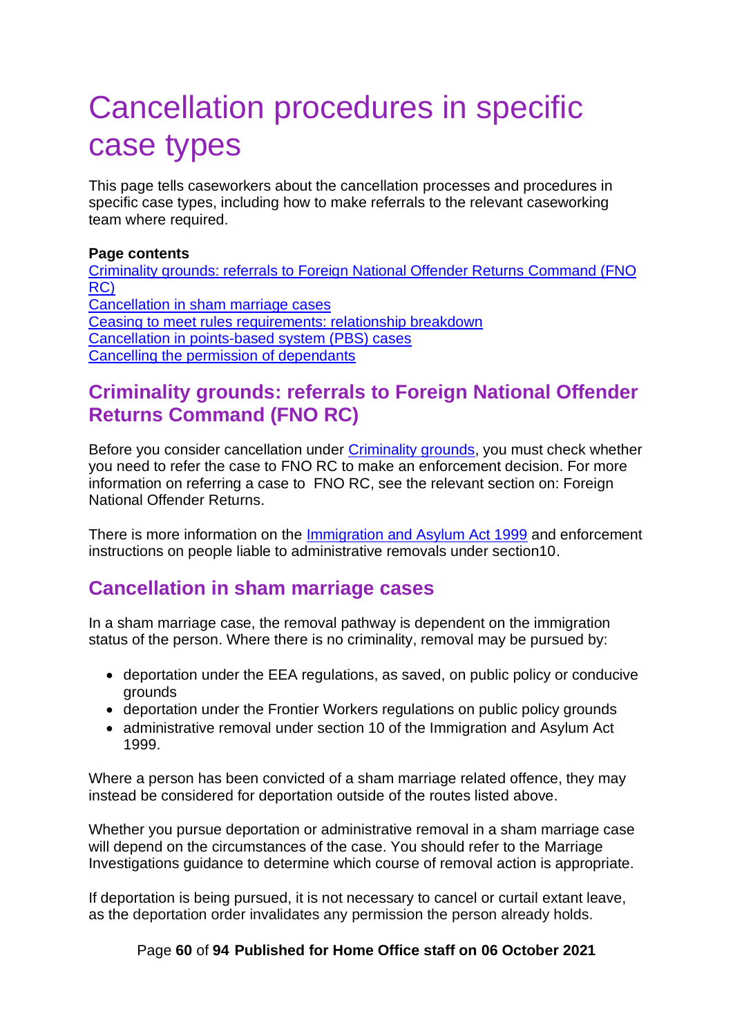# Cancellation procedures in specific case types

This page tells caseworkers about the cancellation processes and procedures in specific case types, including how to make referrals to the relevant caseworking team where required.

**Page contents**

[Criminality grounds: referrals to Foreign National Offender Returns Command (FNO RC)](#)
[Cancellation in sham marriage cases](#)
[Ceasing to meet rules requirements: relationship breakdown](#)
[Cancellation in points-based system (PBS) cases](#)
[Cancelling the permission of dependants](#)

## Criminality grounds: referrals to Foreign National Offender Returns Command (FNO RC)

Before you consider cancellation under [Criminality grounds](#), you must check whether you need to refer the case to FNO RC to make an enforcement decision. For more information on referring a case to FNO RC, see the relevant section on: Foreign National Offender Returns.

There is more information on the [Immigration and Asylum Act 1999](#) and enforcement instructions on people liable to administrative removals under section10.

## Cancellation in sham marriage cases

In a sham marriage case, the removal pathway is dependent on the immigration status of the person. Where there is no criminality, removal may be pursued by:

- deportation under the EEA regulations, as saved, on public policy or conducive grounds
- deportation under the Frontier Workers regulations on public policy grounds
- administrative removal under section 10 of the Immigration and Asylum Act 1999.

Where a person has been convicted of a sham marriage related offence, they may instead be considered for deportation outside of the routes listed above.

Whether you pursue deportation or administrative removal in a sham marriage case will depend on the circumstances of the case. You should refer to the Marriage Investigations guidance to determine which course of removal action is appropriate.

If deportation is being pursued, it is not necessary to cancel or curtail extant leave, as the deportation order invalidates any permission the person already holds.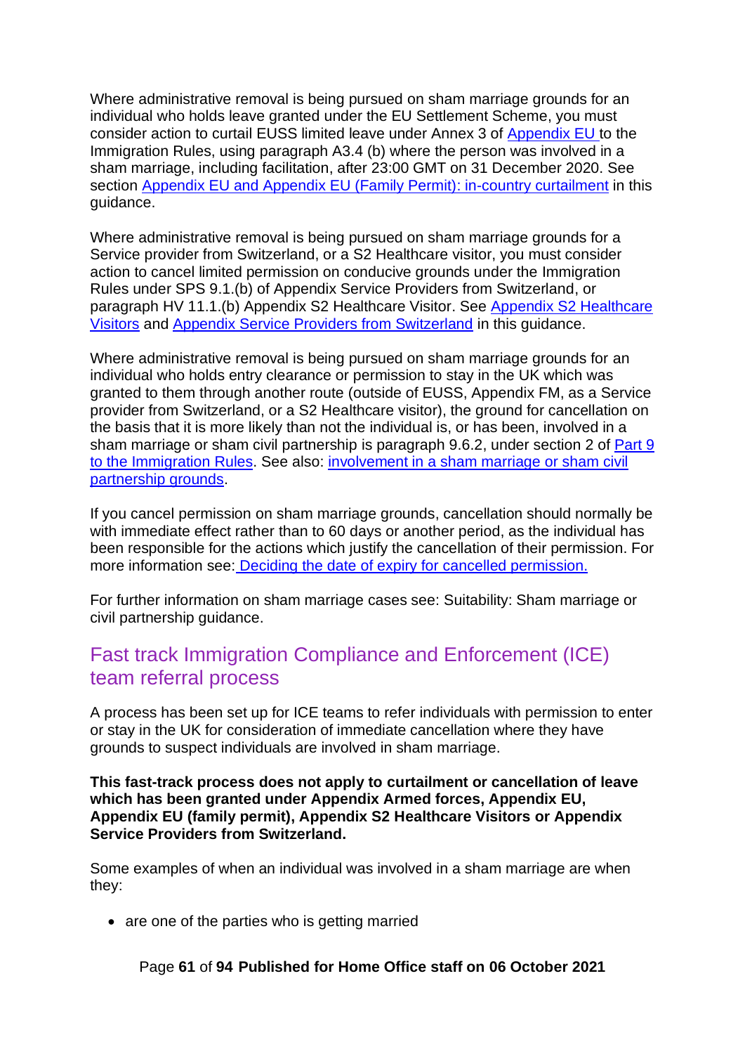Where administrative removal is being pursued on sham marriage grounds for an individual who holds leave granted under the EU Settlement Scheme, you must consider action to curtail EUSS limited leave under Annex 3 of [Appendix EU](#) to the Immigration Rules, using paragraph A3.4 (b) where the person was involved in a sham marriage, including facilitation, after 23:00 GMT on 31 December 2020. See section [Appendix EU and Appendix EU (Family Permit): in-country curtailment](#) in this guidance.

Where administrative removal is being pursued on sham marriage grounds for a Service provider from Switzerland, or a S2 Healthcare visitor, you must consider action to cancel limited permission on conducive grounds under the Immigration Rules under SPS 9.1.(b) of Appendix Service Providers from Switzerland, or paragraph HV 11.1.(b) Appendix S2 Healthcare Visitor. See [Appendix S2 Healthcare Visitors](#) and [Appendix Service Providers from Switzerland](#) in this guidance.

Where administrative removal is being pursued on sham marriage grounds for an individual who holds entry clearance or permission to stay in the UK which was granted to them through another route (outside of EUSS, Appendix FM, as a Service provider from Switzerland, or a S2 Healthcare visitor), the ground for cancellation on the basis that it is more likely than not the individual is, or has been, involved in a sham marriage or sham civil partnership is paragraph 9.6.2, under section 2 of [Part 9 to the Immigration Rules](#). See also: [involvement in a sham marriage or sham civil partnership grounds](#).

If you cancel permission on sham marriage grounds, cancellation should normally be with immediate effect rather than to 60 days or another period, as the individual has been responsible for the actions which justify the cancellation of their permission. For more information see: [Deciding the date of expiry for cancelled permission.](#)

For further information on sham marriage cases see: Suitability: Sham marriage or civil partnership guidance.

## Fast track Immigration Compliance and Enforcement (ICE) team referral process

A process has been set up for ICE teams to refer individuals with permission to enter or stay in the UK for consideration of immediate cancellation where they have grounds to suspect individuals are involved in sham marriage.

**This fast-track process does not apply to curtailment or cancellation of leave which has been granted under Appendix Armed forces, Appendix EU, Appendix EU (family permit), Appendix S2 Healthcare Visitors or Appendix Service Providers from Switzerland.**

Some examples of when an individual was involved in a sham marriage are when they:

- are one of the parties who is getting married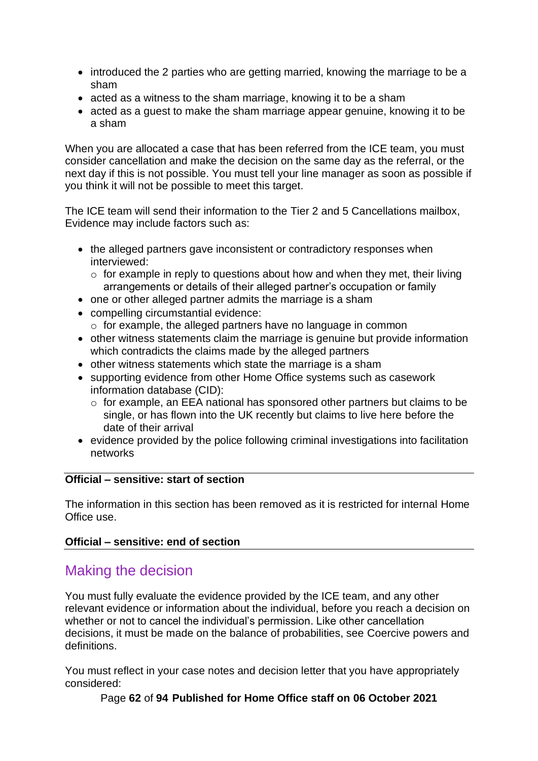- introduced the 2 parties who are getting married, knowing the marriage to be a sham
- acted as a witness to the sham marriage, knowing it to be a sham
- acted as a guest to make the sham marriage appear genuine, knowing it to be a sham

When you are allocated a case that has been referred from the ICE team, you must consider cancellation and make the decision on the same day as the referral, or the next day if this is not possible. You must tell your line manager as soon as possible if you think it will not be possible to meet this target.

The ICE team will send their information to the Tier 2 and 5 Cancellations mailbox, Evidence may include factors such as:

- the alleged partners gave inconsistent or contradictory responses when interviewed:
  - for example in reply to questions about how and when they met, their living arrangements or details of their alleged partner's occupation or family
- one or other alleged partner admits the marriage is a sham
- compelling circumstantial evidence:
  - for example, the alleged partners have no language in common
- other witness statements claim the marriage is genuine but provide information which contradicts the claims made by the alleged partners
- other witness statements which state the marriage is a sham
- supporting evidence from other Home Office systems such as casework information database (CID):
  - for example, an EEA national has sponsored other partners but claims to be single, or has flown into the UK recently but claims to live here before the date of their arrival
- evidence provided by the police following criminal investigations into facilitation networks

**Official – sensitive: start of section**

The information in this section has been removed as it is restricted for internal Home Office use.

**Official – sensitive: end of section**

## Making the decision

You must fully evaluate the evidence provided by the ICE team, and any other relevant evidence or information about the individual, before you reach a decision on whether or not to cancel the individual's permission. Like other cancellation decisions, it must be made on the balance of probabilities, see Coercive powers and definitions.

You must reflect in your case notes and decision letter that you have appropriately considered: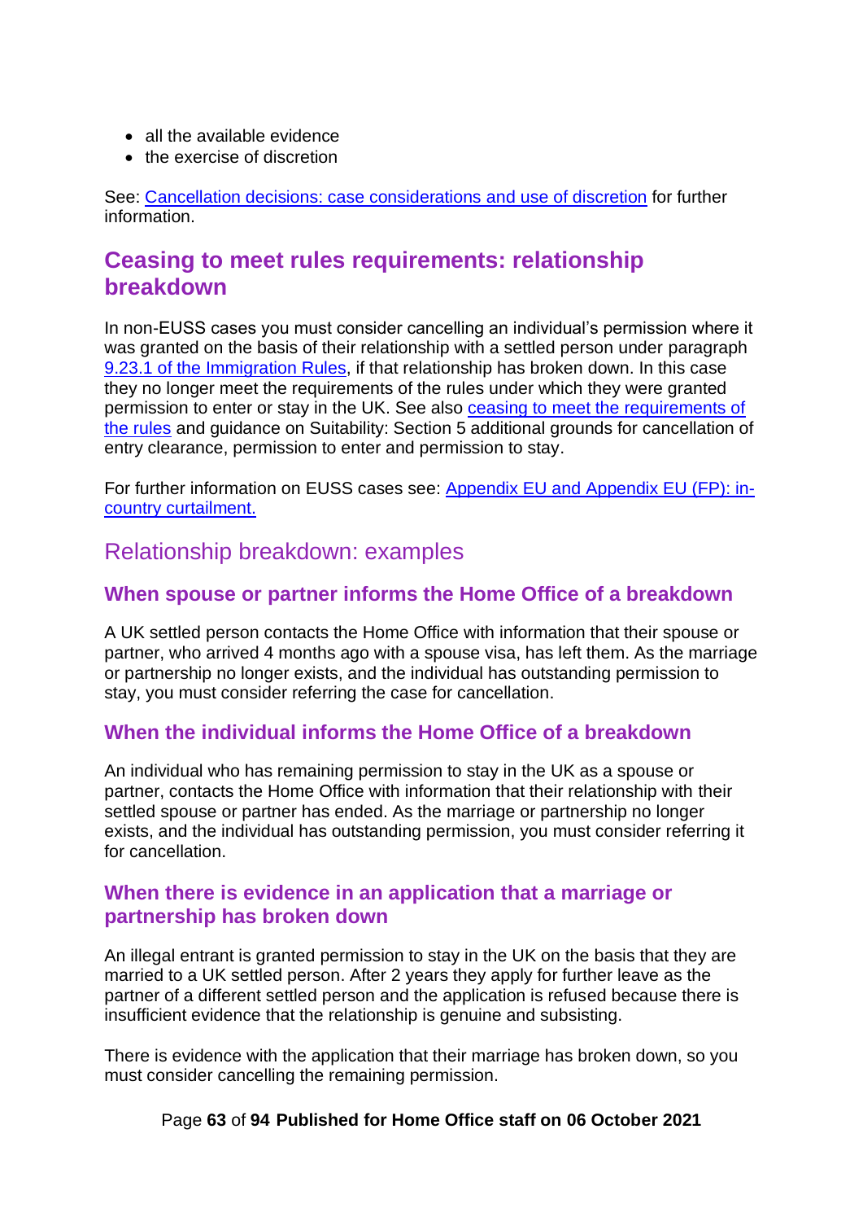- all the available evidence
- the exercise of discretion

See: [Cancellation decisions: case considerations and use of discretion]() for further information.

## Ceasing to meet rules requirements: relationship breakdown

In non-EUSS cases you must consider cancelling an individual's permission where it was granted on the basis of their relationship with a settled person under paragraph [9.23.1 of the Immigration Rules](), if that relationship has broken down. In this case they no longer meet the requirements of the rules under which they were granted permission to enter or stay in the UK. See also [ceasing to meet the requirements of the rules]() and guidance on Suitability: Section 5 additional grounds for cancellation of entry clearance, permission to enter and permission to stay.

For further information on EUSS cases see: [Appendix EU and Appendix EU (FP): in-country curtailment.]()

## Relationship breakdown: examples

### When spouse or partner informs the Home Office of a breakdown

A UK settled person contacts the Home Office with information that their spouse or partner, who arrived 4 months ago with a spouse visa, has left them. As the marriage or partnership no longer exists, and the individual has outstanding permission to stay, you must consider referring the case for cancellation.

### When the individual informs the Home Office of a breakdown

An individual who has remaining permission to stay in the UK as a spouse or partner, contacts the Home Office with information that their relationship with their settled spouse or partner has ended. As the marriage or partnership no longer exists, and the individual has outstanding permission, you must consider referring it for cancellation.

### When there is evidence in an application that a marriage or partnership has broken down

An illegal entrant is granted permission to stay in the UK on the basis that they are married to a UK settled person. After 2 years they apply for further leave as the partner of a different settled person and the application is refused because there is insufficient evidence that the relationship is genuine and subsisting.

There is evidence with the application that their marriage has broken down, so you must consider cancelling the remaining permission.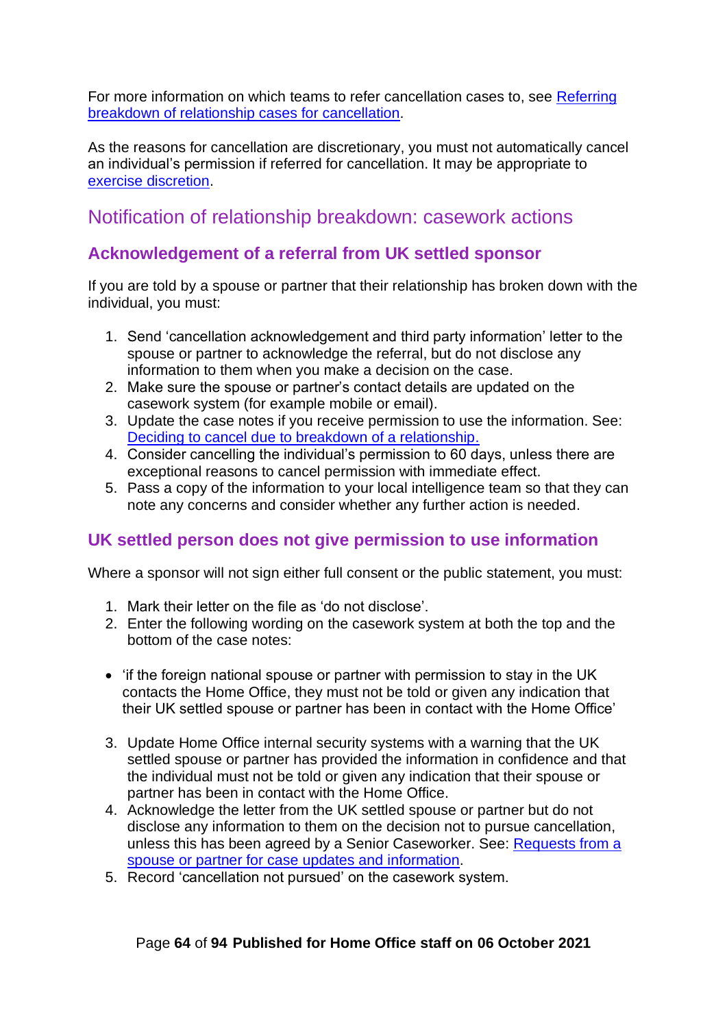For more information on which teams to refer cancellation cases to, see [Referring breakdown of relationship cases for cancellation](#).

As the reasons for cancellation are discretionary, you must not automatically cancel an individual's permission if referred for cancellation. It may be appropriate to [exercise discretion](#).

## Notification of relationship breakdown: casework actions

### Acknowledgement of a referral from UK settled sponsor

If you are told by a spouse or partner that their relationship has broken down with the individual, you must:

1. Send 'cancellation acknowledgement and third party information' letter to the spouse or partner to acknowledge the referral, but do not disclose any information to them when you make a decision on the case.
2. Make sure the spouse or partner's contact details are updated on the casework system (for example mobile or email).
3. Update the case notes if you receive permission to use the information. See: [Deciding to cancel due to breakdown of a relationship.](#)
4. Consider cancelling the individual's permission to 60 days, unless there are exceptional reasons to cancel permission with immediate effect.
5. Pass a copy of the information to your local intelligence team so that they can note any concerns and consider whether any further action is needed.

### UK settled person does not give permission to use information

Where a sponsor will not sign either full consent or the public statement, you must:

1. Mark their letter on the file as 'do not disclose'.
2. Enter the following wording on the casework system at both the top and the bottom of the case notes:

- 'if the foreign national spouse or partner with permission to stay in the UK contacts the Home Office, they must not be told or given any indication that their UK settled spouse or partner has been in contact with the Home Office'

3. Update Home Office internal security systems with a warning that the UK settled spouse or partner has provided the information in confidence and that the individual must not be told or given any indication that their spouse or partner has been in contact with the Home Office.
4. Acknowledge the letter from the UK settled spouse or partner but do not disclose any information to them on the decision not to pursue cancellation, unless this has been agreed by a Senior Caseworker. See: [Requests from a spouse or partner for case updates and information](#).
5. Record 'cancellation not pursued' on the casework system.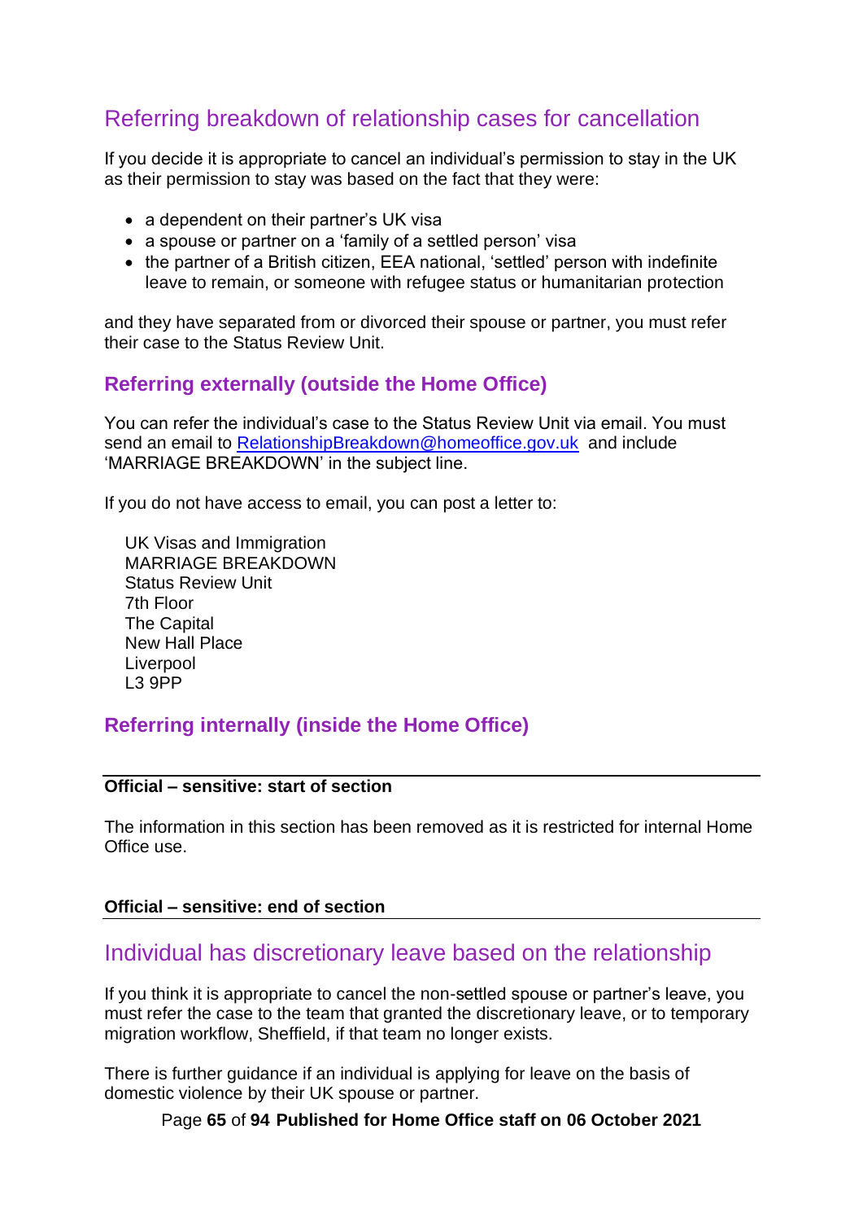## Referring breakdown of relationship cases for cancellation

If you decide it is appropriate to cancel an individual's permission to stay in the UK as their permission to stay was based on the fact that they were:

- a dependent on their partner's UK visa
- a spouse or partner on a 'family of a settled person' visa
- the partner of a British citizen, EEA national, 'settled' person with indefinite leave to remain, or someone with refugee status or humanitarian protection

and they have separated from or divorced their spouse or partner, you must refer their case to the Status Review Unit.

### Referring externally (outside the Home Office)

You can refer the individual's case to the Status Review Unit via email. You must send an email to [RelationshipBreakdown@homeoffice.gov.uk](mailto:RelationshipBreakdown@homeoffice.gov.uk) and include 'MARRIAGE BREAKDOWN' in the subject line.

If you do not have access to email, you can post a letter to:

UK Visas and Immigration
MARRIAGE BREAKDOWN
Status Review Unit
7th Floor
The Capital
New Hall Place
Liverpool
L3 9PP

### Referring internally (inside the Home Office)

---

**Official – sensitive: start of section**

The information in this section has been removed as it is restricted for internal Home Office use.

**Official – sensitive: end of section**

---

## Individual has discretionary leave based on the relationship

If you think it is appropriate to cancel the non-settled spouse or partner's leave, you must refer the case to the team that granted the discretionary leave, or to temporary migration workflow, Sheffield, if that team no longer exists.

There is further guidance if an individual is applying for leave on the basis of domestic violence by their UK spouse or partner.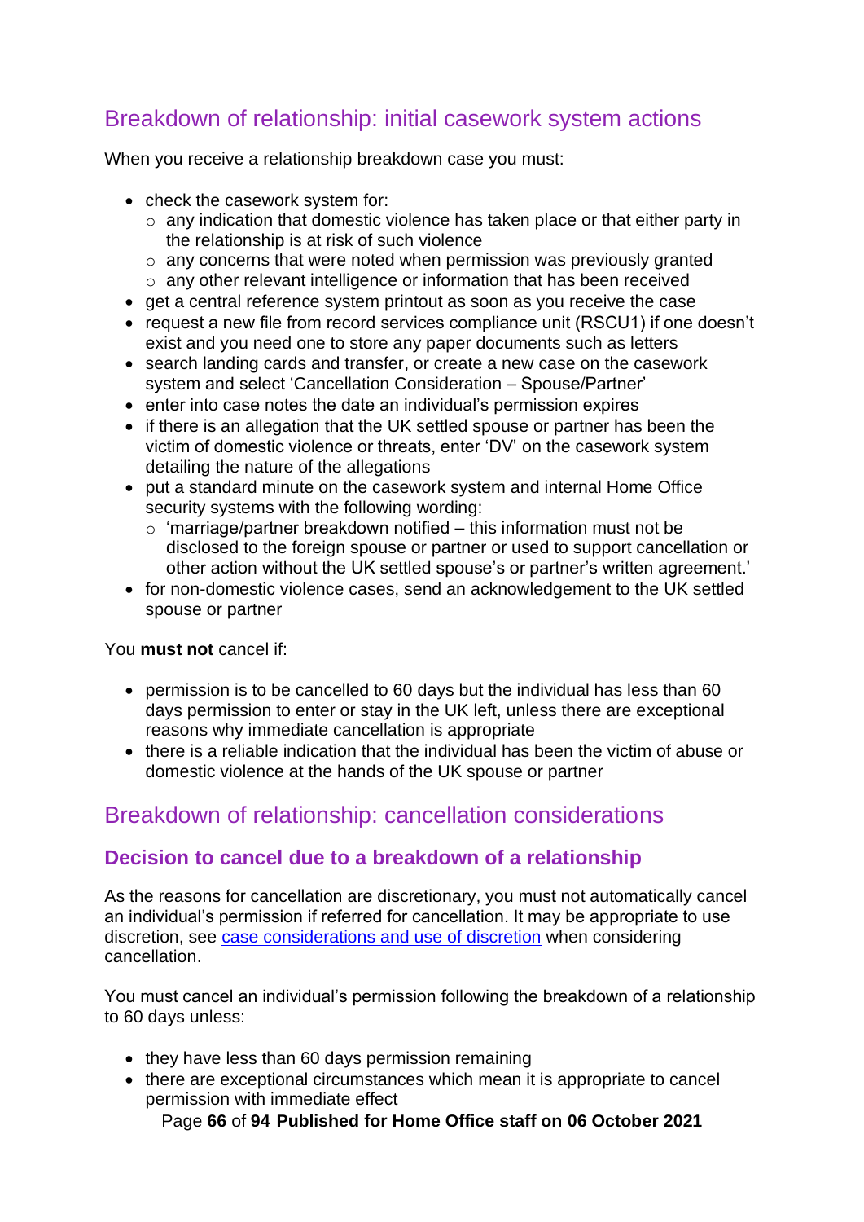## Breakdown of relationship: initial casework system actions

When you receive a relationship breakdown case you must:

- check the casework system for:
  - any indication that domestic violence has taken place or that either party in the relationship is at risk of such violence
  - any concerns that were noted when permission was previously granted
  - any other relevant intelligence or information that has been received
- get a central reference system printout as soon as you receive the case
- request a new file from record services compliance unit (RSCU1) if one doesn't exist and you need one to store any paper documents such as letters
- search landing cards and transfer, or create a new case on the casework system and select 'Cancellation Consideration – Spouse/Partner'
- enter into case notes the date an individual's permission expires
- if there is an allegation that the UK settled spouse or partner has been the victim of domestic violence or threats, enter 'DV' on the casework system detailing the nature of the allegations
- put a standard minute on the casework system and internal Home Office security systems with the following wording:
  - 'marriage/partner breakdown notified – this information must not be disclosed to the foreign spouse or partner or used to support cancellation or other action without the UK settled spouse's or partner's written agreement.'
- for non-domestic violence cases, send an acknowledgement to the UK settled spouse or partner

You **must not** cancel if:

- permission is to be cancelled to 60 days but the individual has less than 60 days permission to enter or stay in the UK left, unless there are exceptional reasons why immediate cancellation is appropriate
- there is a reliable indication that the individual has been the victim of abuse or domestic violence at the hands of the UK spouse or partner

## Breakdown of relationship: cancellation considerations

### Decision to cancel due to a breakdown of a relationship

As the reasons for cancellation are discretionary, you must not automatically cancel an individual's permission if referred for cancellation. It may be appropriate to use discretion, see case considerations and use of discretion when considering cancellation.

You must cancel an individual's permission following the breakdown of a relationship to 60 days unless:

- they have less than 60 days permission remaining
- there are exceptional circumstances which mean it is appropriate to cancel permission with immediate effect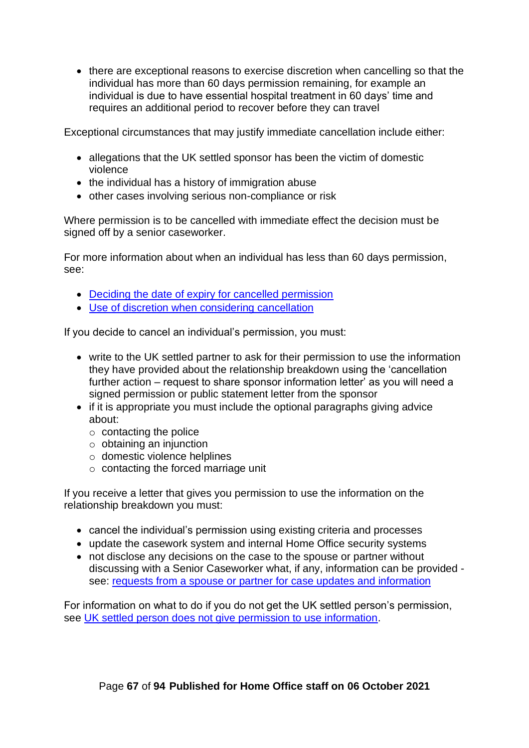- there are exceptional reasons to exercise discretion when cancelling so that the individual has more than 60 days permission remaining, for example an individual is due to have essential hospital treatment in 60 days' time and requires an additional period to recover before they can travel

Exceptional circumstances that may justify immediate cancellation include either:

- allegations that the UK settled sponsor has been the victim of domestic violence
- the individual has a history of immigration abuse
- other cases involving serious non-compliance or risk

Where permission is to be cancelled with immediate effect the decision must be signed off by a senior caseworker.

For more information about when an individual has less than 60 days permission, see:

- [Deciding the date of expiry for cancelled permission]()
- [Use of discretion when considering cancellation]()

If you decide to cancel an individual's permission, you must:

- write to the UK settled partner to ask for their permission to use the information they have provided about the relationship breakdown using the 'cancellation further action – request to share sponsor information letter' as you will need a signed permission or public statement letter from the sponsor
- if it is appropriate you must include the optional paragraphs giving advice about:
  - contacting the police
  - obtaining an injunction
  - domestic violence helplines
  - contacting the forced marriage unit

If you receive a letter that gives you permission to use the information on the relationship breakdown you must:

- cancel the individual's permission using existing criteria and processes
- update the casework system and internal Home Office security systems
- not disclose any decisions on the case to the spouse or partner without discussing with a Senior Caseworker what, if any, information can be provided - see: [requests from a spouse or partner for case updates and information]()

For information on what to do if you do not get the UK settled person's permission, see [UK settled person does not give permission to use information]().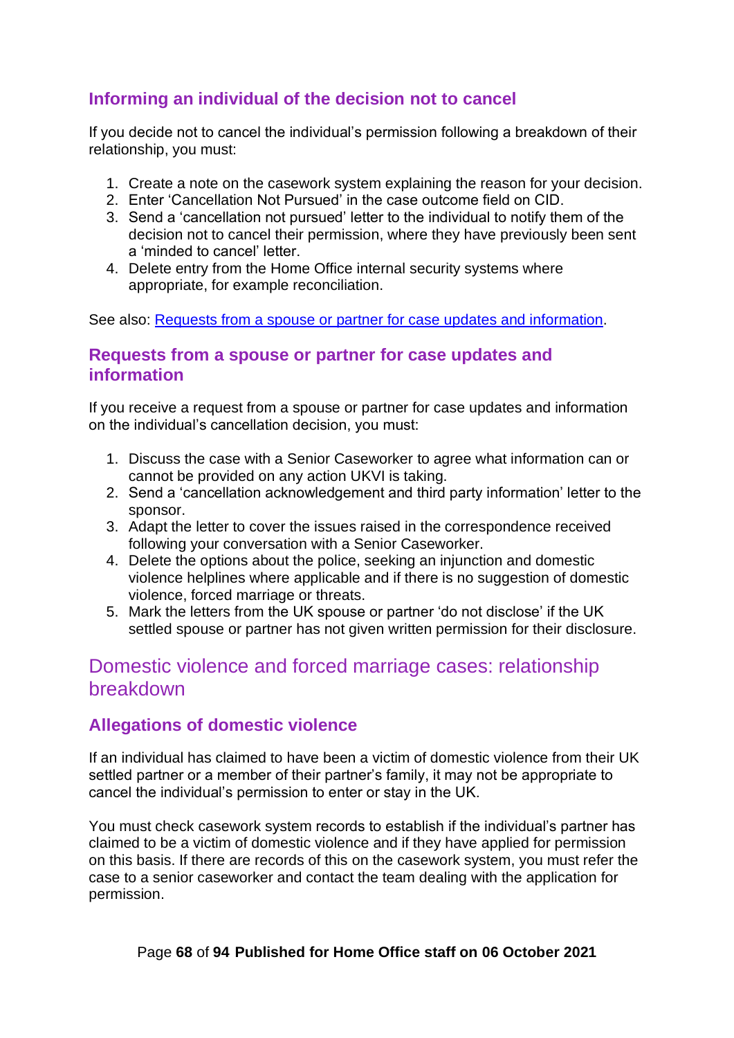### Informing an individual of the decision not to cancel

If you decide not to cancel the individual's permission following a breakdown of their relationship, you must:

1. Create a note on the casework system explaining the reason for your decision.
2. Enter 'Cancellation Not Pursued' in the case outcome field on CID.
3. Send a 'cancellation not pursued' letter to the individual to notify them of the decision not to cancel their permission, where they have previously been sent a 'minded to cancel' letter.
4. Delete entry from the Home Office internal security systems where appropriate, for example reconciliation.

See also: [Requests from a spouse or partner for case updates and information](#requests-from-a-spouse-or-partner-for-case-updates-and-information).

### Requests from a spouse or partner for case updates and information

If you receive a request from a spouse or partner for case updates and information on the individual's cancellation decision, you must:

1. Discuss the case with a Senior Caseworker to agree what information can or cannot be provided on any action UKVI is taking.
2. Send a 'cancellation acknowledgement and third party information' letter to the sponsor.
3. Adapt the letter to cover the issues raised in the correspondence received following your conversation with a Senior Caseworker.
4. Delete the options about the police, seeking an injunction and domestic violence helplines where applicable and if there is no suggestion of domestic violence, forced marriage or threats.
5. Mark the letters from the UK spouse or partner 'do not disclose' if the UK settled spouse or partner has not given written permission for their disclosure.

## Domestic violence and forced marriage cases: relationship breakdown

### Allegations of domestic violence

If an individual has claimed to have been a victim of domestic violence from their UK settled partner or a member of their partner's family, it may not be appropriate to cancel the individual's permission to enter or stay in the UK.

You must check casework system records to establish if the individual's partner has claimed to be a victim of domestic violence and if they have applied for permission on this basis. If there are records of this on the casework system, you must refer the case to a senior caseworker and contact the team dealing with the application for permission.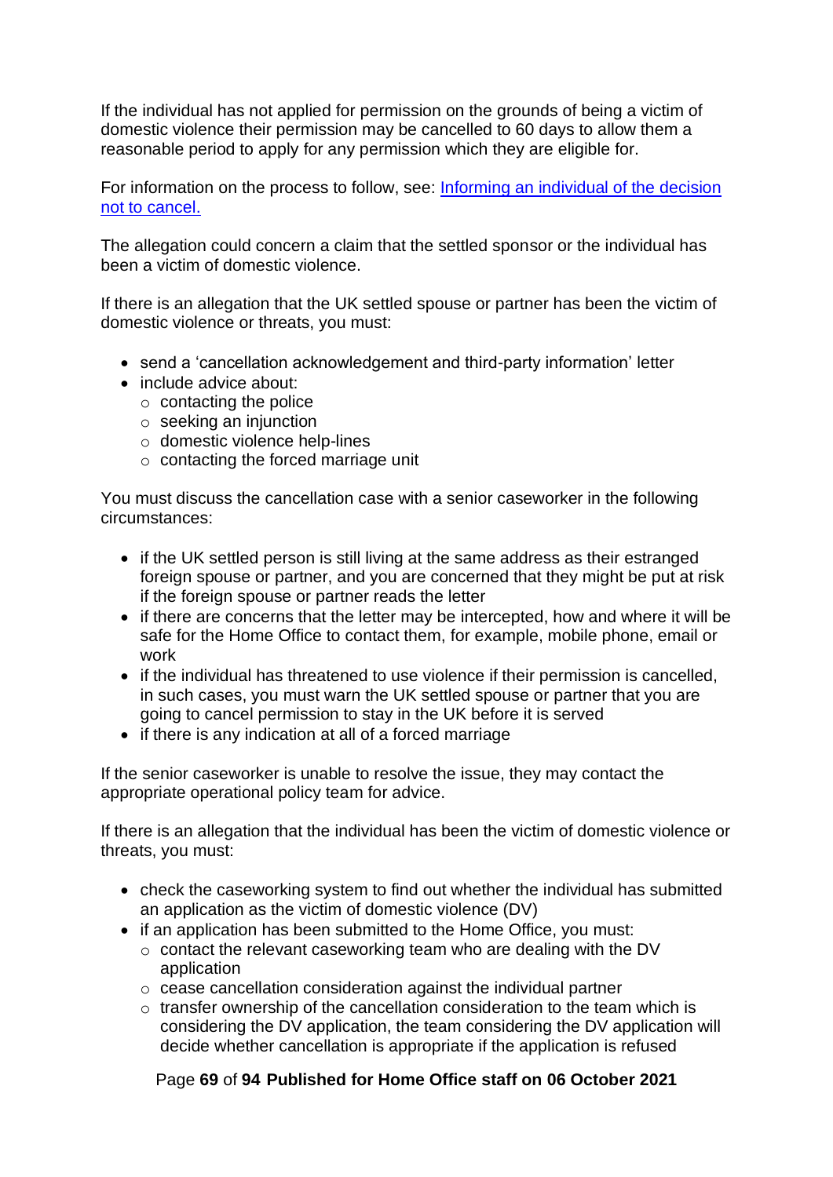If the individual has not applied for permission on the grounds of being a victim of domestic violence their permission may be cancelled to 60 days to allow them a reasonable period to apply for any permission which they are eligible for.

For information on the process to follow, see: [Informing an individual of the decision not to cancel.]()

The allegation could concern a claim that the settled sponsor or the individual has been a victim of domestic violence.

If there is an allegation that the UK settled spouse or partner has been the victim of domestic violence or threats, you must:

- send a 'cancellation acknowledgement and third-party information' letter
- include advice about:
  - contacting the police
  - seeking an injunction
  - domestic violence help-lines
  - contacting the forced marriage unit

You must discuss the cancellation case with a senior caseworker in the following circumstances:

- if the UK settled person is still living at the same address as their estranged foreign spouse or partner, and you are concerned that they might be put at risk if the foreign spouse or partner reads the letter
- if there are concerns that the letter may be intercepted, how and where it will be safe for the Home Office to contact them, for example, mobile phone, email or work
- if the individual has threatened to use violence if their permission is cancelled, in such cases, you must warn the UK settled spouse or partner that you are going to cancel permission to stay in the UK before it is served
- if there is any indication at all of a forced marriage

If the senior caseworker is unable to resolve the issue, they may contact the appropriate operational policy team for advice.

If there is an allegation that the individual has been the victim of domestic violence or threats, you must:

- check the caseworking system to find out whether the individual has submitted an application as the victim of domestic violence (DV)
- if an application has been submitted to the Home Office, you must:
  - contact the relevant caseworking team who are dealing with the DV application
  - cease cancellation consideration against the individual partner
  - transfer ownership of the cancellation consideration to the team which is considering the DV application, the team considering the DV application will decide whether cancellation is appropriate if the application is refused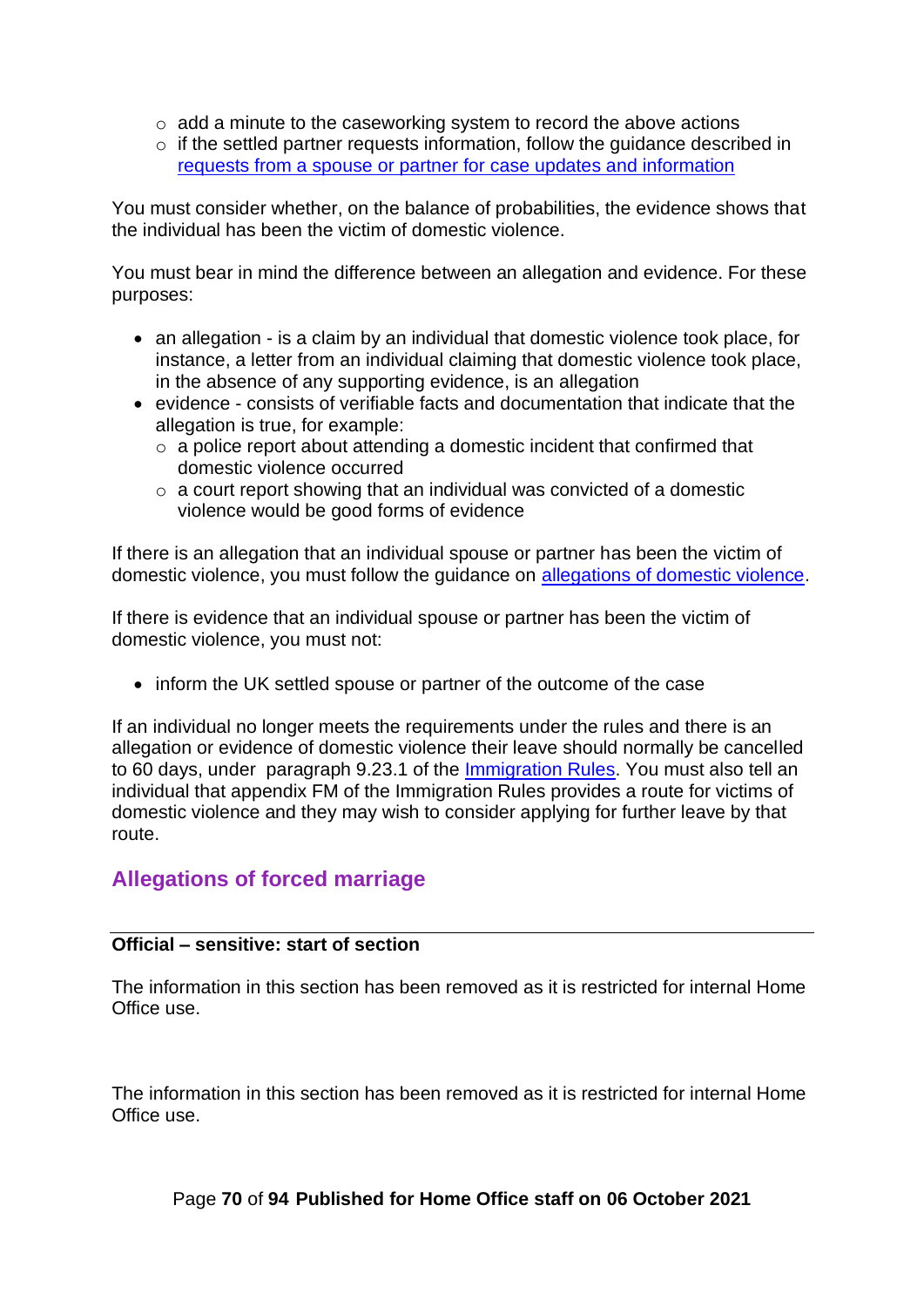- add a minute to the caseworking system to record the above actions
  - if the settled partner requests information, follow the guidance described in [requests from a spouse or partner for case updates and information]()

You must consider whether, on the balance of probabilities, the evidence shows that the individual has been the victim of domestic violence.

You must bear in mind the difference between an allegation and evidence. For these purposes:

- an allegation - is a claim by an individual that domestic violence took place, for instance, a letter from an individual claiming that domestic violence took place, in the absence of any supporting evidence, is an allegation
- evidence - consists of verifiable facts and documentation that indicate that the allegation is true, for example:
  - a police report about attending a domestic incident that confirmed that domestic violence occurred
  - a court report showing that an individual was convicted of a domestic violence would be good forms of evidence

If there is an allegation that an individual spouse or partner has been the victim of domestic violence, you must follow the guidance on [allegations of domestic violence]().

If there is evidence that an individual spouse or partner has been the victim of domestic violence, you must not:

- inform the UK settled spouse or partner of the outcome of the case

If an individual no longer meets the requirements under the rules and there is an allegation or evidence of domestic violence their leave should normally be cancelled to 60 days, under paragraph 9.23.1 of the [Immigration Rules](). You must also tell an individual that appendix FM of the Immigration Rules provides a route for victims of domestic violence and they may wish to consider applying for further leave by that route.

## Allegations of forced marriage

**Official – sensitive: start of section**

The information in this section has been removed as it is restricted for internal Home Office use.

The information in this section has been removed as it is restricted for internal Home Office use.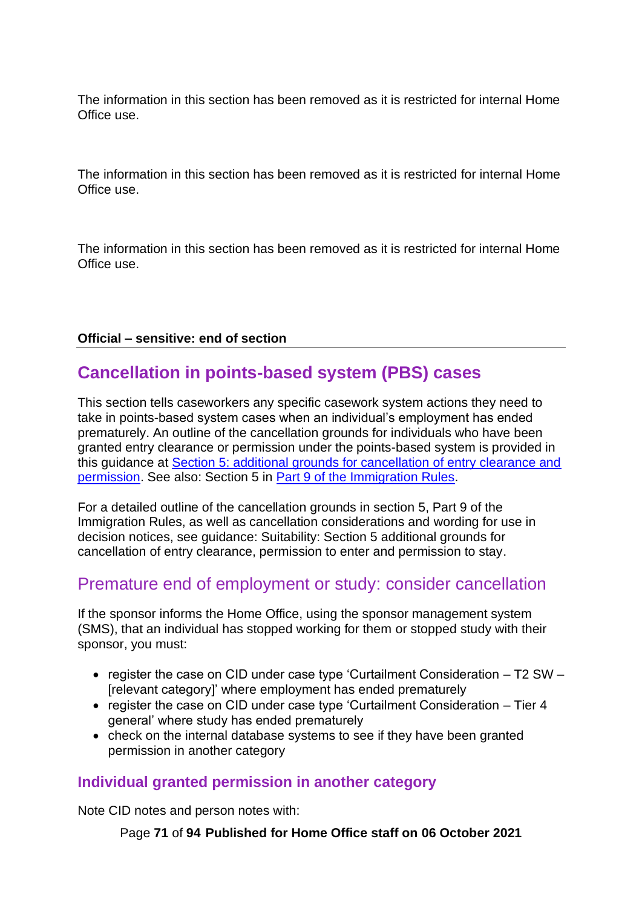The information in this section has been removed as it is restricted for internal Home Office use.

The information in this section has been removed as it is restricted for internal Home Office use.

The information in this section has been removed as it is restricted for internal Home Office use.

**Official – sensitive: end of section**

---

## Cancellation in points-based system (PBS) cases

This section tells caseworkers any specific casework system actions they need to take in points-based system cases when an individual's employment has ended prematurely. An outline of the cancellation grounds for individuals who have been granted entry clearance or permission under the points-based system is provided in this guidance at Section 5: additional grounds for cancellation of entry clearance and permission. See also: Section 5 in Part 9 of the Immigration Rules.

For a detailed outline of the cancellation grounds in section 5, Part 9 of the Immigration Rules, as well as cancellation considerations and wording for use in decision notices, see guidance: Suitability: Section 5 additional grounds for cancellation of entry clearance, permission to enter and permission to stay.

## Premature end of employment or study: consider cancellation

If the sponsor informs the Home Office, using the sponsor management system (SMS), that an individual has stopped working for them or stopped study with their sponsor, you must:

- register the case on CID under case type 'Curtailment Consideration – T2 SW – [relevant category]' where employment has ended prematurely
- register the case on CID under case type 'Curtailment Consideration – Tier 4 general' where study has ended prematurely
- check on the internal database systems to see if they have been granted permission in another category

### Individual granted permission in another category

Note CID notes and person notes with: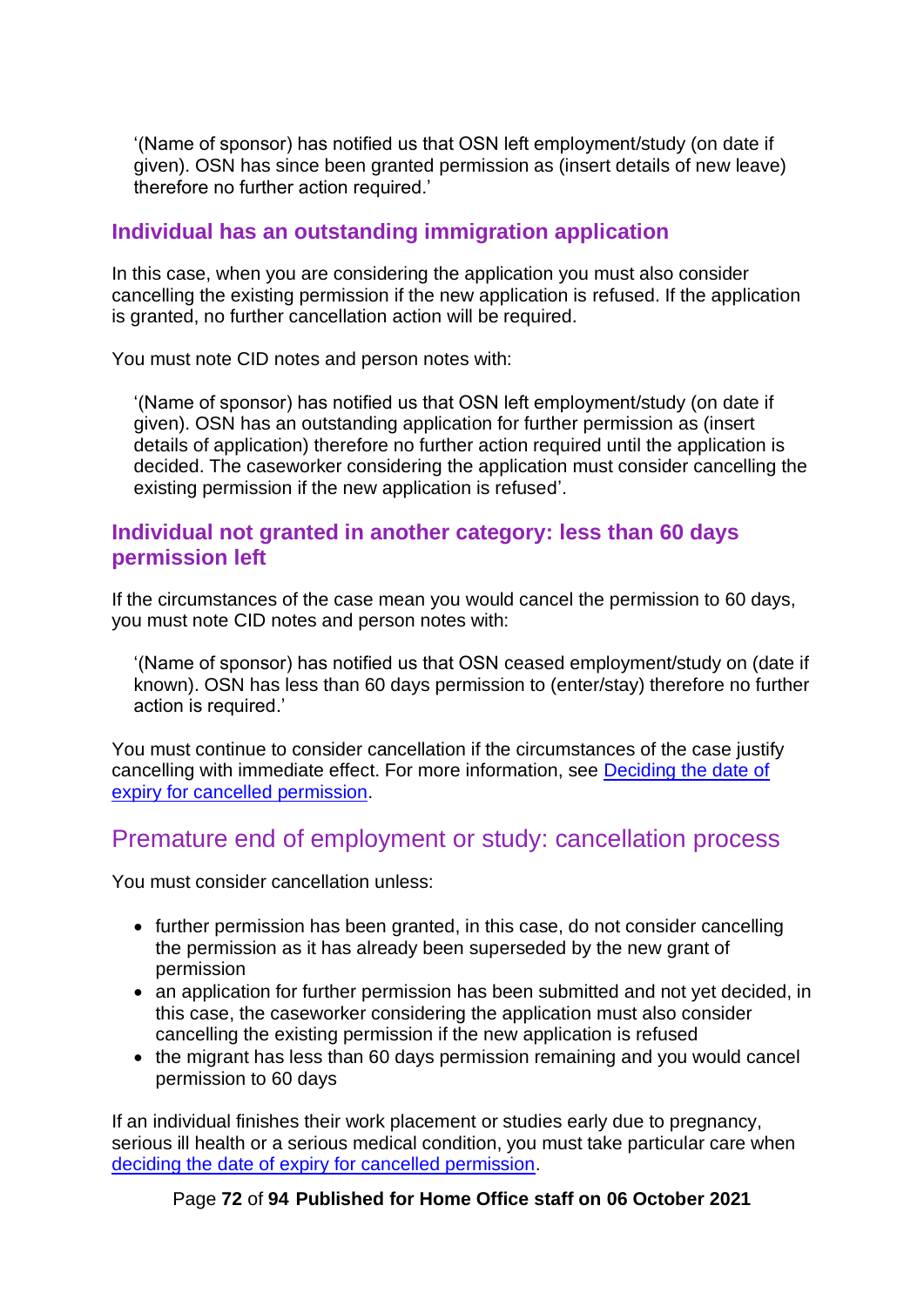'(Name of sponsor) has notified us that OSN left employment/study (on date if given). OSN has since been granted permission as (insert details of new leave) therefore no further action required.'

### Individual has an outstanding immigration application

In this case, when you are considering the application you must also consider cancelling the existing permission if the new application is refused. If the application is granted, no further cancellation action will be required.

You must note CID notes and person notes with:

> '(Name of sponsor) has notified us that OSN left employment/study (on date if given). OSN has an outstanding application for further permission as (insert details of application) therefore no further action required until the application is decided. The caseworker considering the application must consider cancelling the existing permission if the new application is refused'.

### Individual not granted in another category: less than 60 days permission left

If the circumstances of the case mean you would cancel the permission to 60 days, you must note CID notes and person notes with:

> '(Name of sponsor) has notified us that OSN ceased employment/study on (date if known). OSN has less than 60 days permission to (enter/stay) therefore no further action is required.'

You must continue to consider cancellation if the circumstances of the case justify cancelling with immediate effect. For more information, see [Deciding the date of expiry for cancelled permission](#).

## Premature end of employment or study: cancellation process

You must consider cancellation unless:

- further permission has been granted, in this case, do not consider cancelling the permission as it has already been superseded by the new grant of permission
- an application for further permission has been submitted and not yet decided, in this case, the caseworker considering the application must also consider cancelling the existing permission if the new application is refused
- the migrant has less than 60 days permission remaining and you would cancel permission to 60 days

If an individual finishes their work placement or studies early due to pregnancy, serious ill health or a serious medical condition, you must take particular care when [deciding the date of expiry for cancelled permission](#).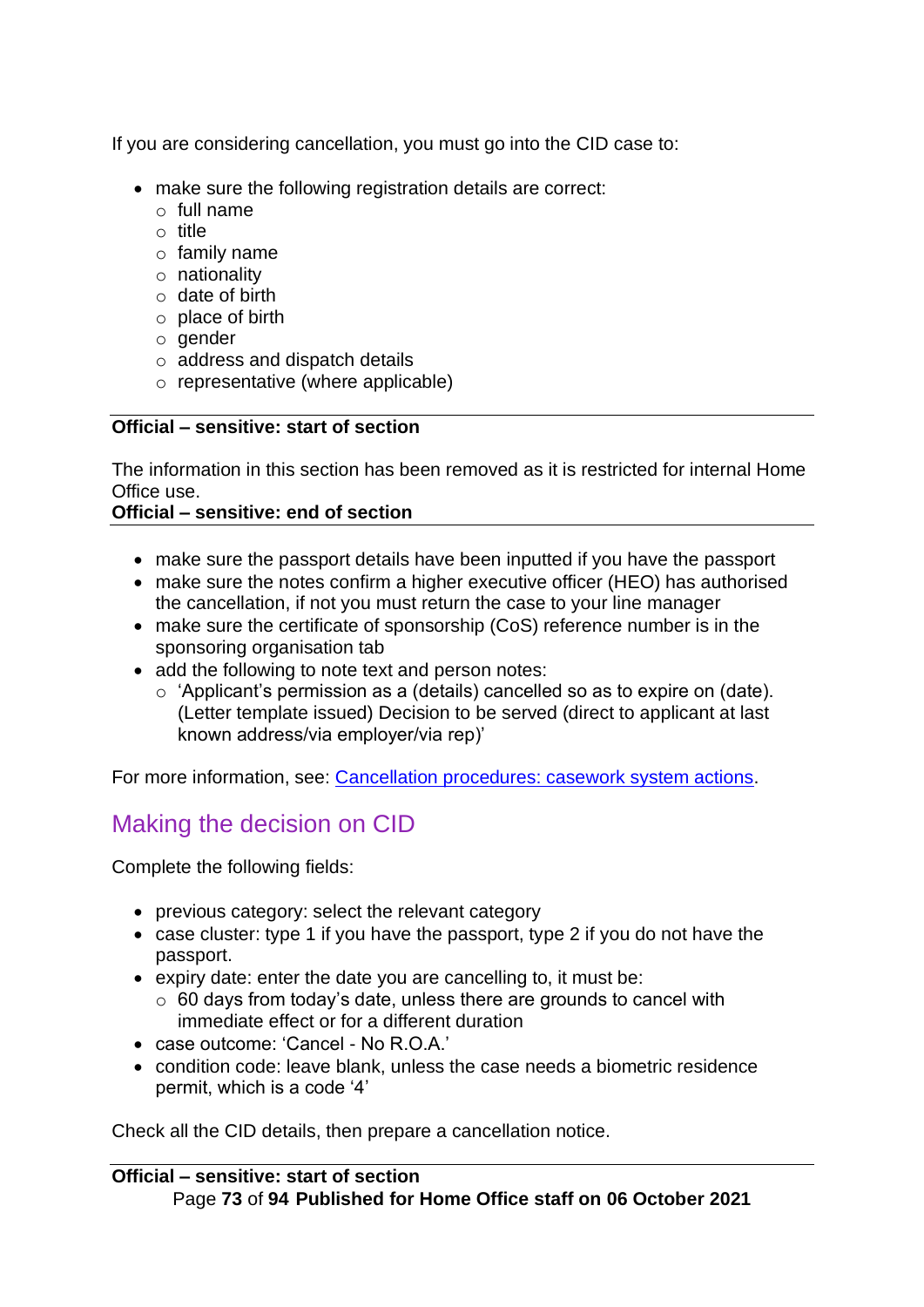If you are considering cancellation, you must go into the CID case to:

- make sure the following registration details are correct:
  - full name
  - title
  - family name
  - nationality
  - date of birth
  - place of birth
  - gender
  - address and dispatch details
  - representative (where applicable)

---

**Official – sensitive: start of section**

The information in this section has been removed as it is restricted for internal Home Office use.

**Official – sensitive: end of section**

---

- make sure the passport details have been inputted if you have the passport
- make sure the notes confirm a higher executive officer (HEO) has authorised the cancellation, if not you must return the case to your line manager
- make sure the certificate of sponsorship (CoS) reference number is in the sponsoring organisation tab
- add the following to note text and person notes:
  - 'Applicant's permission as a (details) cancelled so as to expire on (date). (Letter template issued) Decision to be served (direct to applicant at last known address/via employer/via rep)'

For more information, see: [Cancellation procedures: casework system actions](Cancellation procedures: casework system actions).

## Making the decision on CID

Complete the following fields:

- previous category: select the relevant category
- case cluster: type 1 if you have the passport, type 2 if you do not have the passport.
- expiry date: enter the date you are cancelling to, it must be:
  - 60 days from today's date, unless there are grounds to cancel with immediate effect or for a different duration
- case outcome: 'Cancel - No R.O.A.'
- condition code: leave blank, unless the case needs a biometric residence permit, which is a code '4'

Check all the CID details, then prepare a cancellation notice.

---

**Official – sensitive: start of section**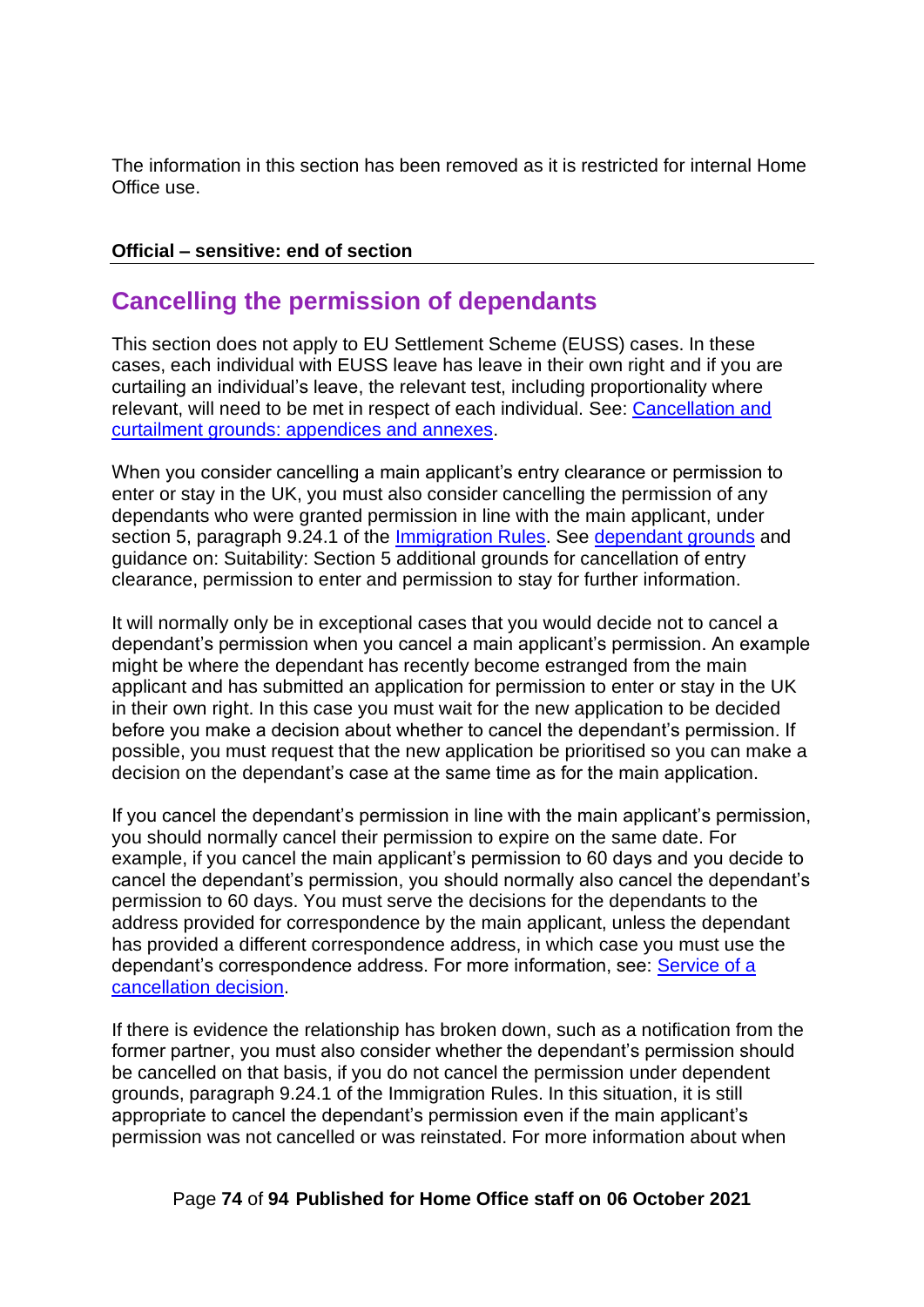The information in this section has been removed as it is restricted for internal Home Office use.

**Official – sensitive: end of section**

## Cancelling the permission of dependants

This section does not apply to EU Settlement Scheme (EUSS) cases. In these cases, each individual with EUSS leave has leave in their own right and if you are curtailing an individual's leave, the relevant test, including proportionality where relevant, will need to be met in respect of each individual. See: [Cancellation and curtailment grounds: appendices and annexes](#).

When you consider cancelling a main applicant's entry clearance or permission to enter or stay in the UK, you must also consider cancelling the permission of any dependants who were granted permission in line with the main applicant, under section 5, paragraph 9.24.1 of the [Immigration Rules](#). See [dependant grounds](#) and guidance on: Suitability: Section 5 additional grounds for cancellation of entry clearance, permission to enter and permission to stay for further information.

It will normally only be in exceptional cases that you would decide not to cancel a dependant's permission when you cancel a main applicant's permission. An example might be where the dependant has recently become estranged from the main applicant and has submitted an application for permission to enter or stay in the UK in their own right. In this case you must wait for the new application to be decided before you make a decision about whether to cancel the dependant's permission. If possible, you must request that the new application be prioritised so you can make a decision on the dependant's case at the same time as for the main application.

If you cancel the dependant's permission in line with the main applicant's permission, you should normally cancel their permission to expire on the same date. For example, if you cancel the main applicant's permission to 60 days and you decide to cancel the dependant's permission, you should normally also cancel the dependant's permission to 60 days. You must serve the decisions for the dependants to the address provided for correspondence by the main applicant, unless the dependant has provided a different correspondence address, in which case you must use the dependant's correspondence address. For more information, see: [Service of a cancellation decision](#).

If there is evidence the relationship has broken down, such as a notification from the former partner, you must also consider whether the dependant's permission should be cancelled on that basis, if you do not cancel the permission under dependent grounds, paragraph 9.24.1 of the Immigration Rules. In this situation, it is still appropriate to cancel the dependant's permission even if the main applicant's permission was not cancelled or was reinstated. For more information about when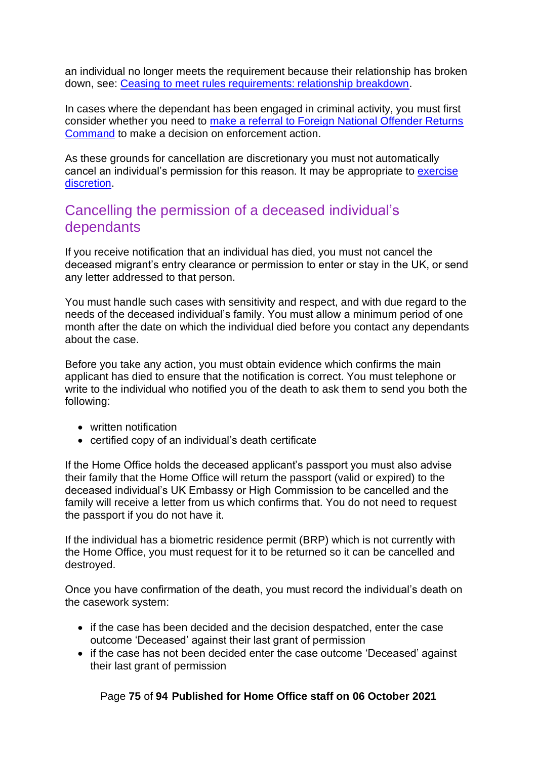an individual no longer meets the requirement because their relationship has broken down, see: [Ceasing to meet rules requirements: relationship breakdown](#).

In cases where the dependant has been engaged in criminal activity, you must first consider whether you need to [make a referral to Foreign National Offender Returns Command](#) to make a decision on enforcement action.

As these grounds for cancellation are discretionary you must not automatically cancel an individual's permission for this reason. It may be appropriate to [exercise discretion](#).

## Cancelling the permission of a deceased individual's dependants

If you receive notification that an individual has died, you must not cancel the deceased migrant's entry clearance or permission to enter or stay in the UK, or send any letter addressed to that person.

You must handle such cases with sensitivity and respect, and with due regard to the needs of the deceased individual's family. You must allow a minimum period of one month after the date on which the individual died before you contact any dependants about the case.

Before you take any action, you must obtain evidence which confirms the main applicant has died to ensure that the notification is correct. You must telephone or write to the individual who notified you of the death to ask them to send you both the following:

- written notification
- certified copy of an individual's death certificate

If the Home Office holds the deceased applicant's passport you must also advise their family that the Home Office will return the passport (valid or expired) to the deceased individual's UK Embassy or High Commission to be cancelled and the family will receive a letter from us which confirms that. You do not need to request the passport if you do not have it.

If the individual has a biometric residence permit (BRP) which is not currently with the Home Office, you must request for it to be returned so it can be cancelled and destroyed.

Once you have confirmation of the death, you must record the individual's death on the casework system:

- if the case has been decided and the decision despatched, enter the case outcome 'Deceased' against their last grant of permission
- if the case has not been decided enter the case outcome 'Deceased' against their last grant of permission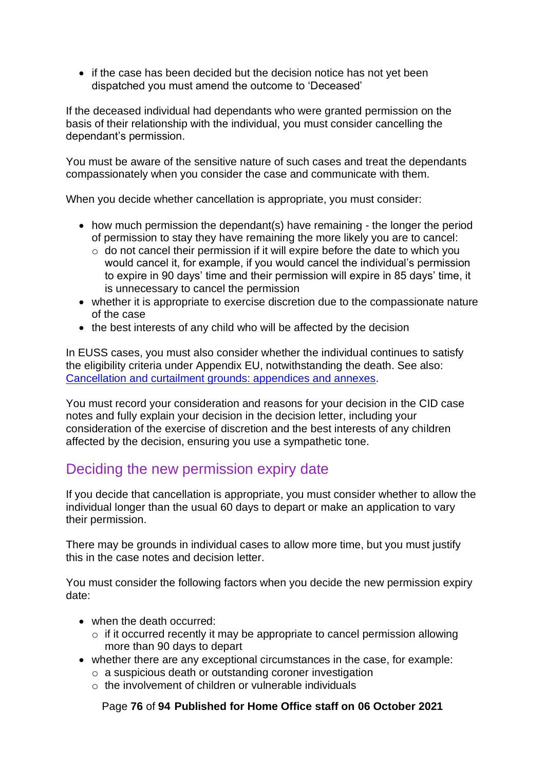- if the case has been decided but the decision notice has not yet been dispatched you must amend the outcome to 'Deceased'

If the deceased individual had dependants who were granted permission on the basis of their relationship with the individual, you must consider cancelling the dependant's permission.

You must be aware of the sensitive nature of such cases and treat the dependants compassionately when you consider the case and communicate with them.

When you decide whether cancellation is appropriate, you must consider:

- how much permission the dependant(s) have remaining - the longer the period of permission to stay they have remaining the more likely you are to cancel:
  - do not cancel their permission if it will expire before the date to which you would cancel it, for example, if you would cancel the individual's permission to expire in 90 days' time and their permission will expire in 85 days' time, it is unnecessary to cancel the permission
- whether it is appropriate to exercise discretion due to the compassionate nature of the case
- the best interests of any child who will be affected by the decision

In EUSS cases, you must also consider whether the individual continues to satisfy the eligibility criteria under Appendix EU, notwithstanding the death. See also: [Cancellation and curtailment grounds: appendices and annexes](#).

You must record your consideration and reasons for your decision in the CID case notes and fully explain your decision in the decision letter, including your consideration of the exercise of discretion and the best interests of any children affected by the decision, ensuring you use a sympathetic tone.

## Deciding the new permission expiry date

If you decide that cancellation is appropriate, you must consider whether to allow the individual longer than the usual 60 days to depart or make an application to vary their permission.

There may be grounds in individual cases to allow more time, but you must justify this in the case notes and decision letter.

You must consider the following factors when you decide the new permission expiry date:

- when the death occurred:
  - if it occurred recently it may be appropriate to cancel permission allowing more than 90 days to depart
- whether there are any exceptional circumstances in the case, for example:
  - a suspicious death or outstanding coroner investigation
  - the involvement of children or vulnerable individuals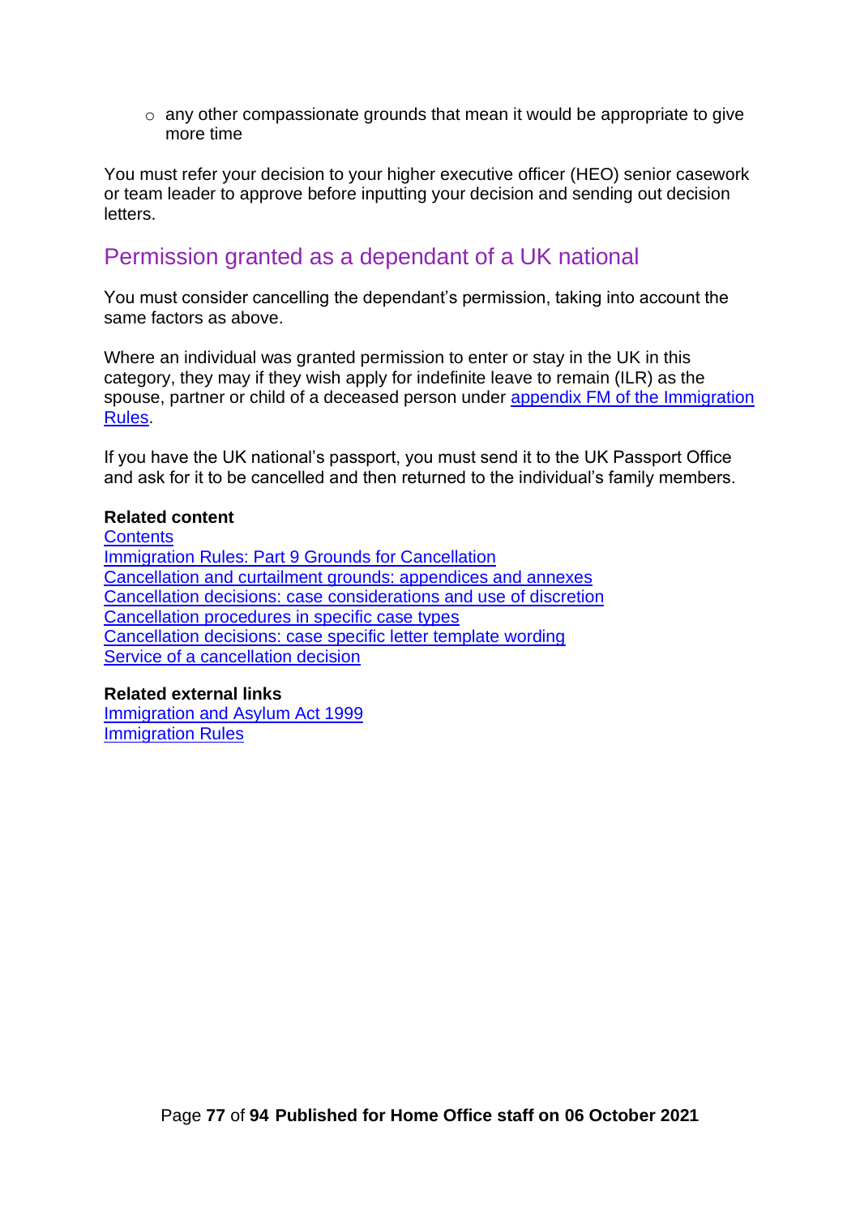- any other compassionate grounds that mean it would be appropriate to give more time

You must refer your decision to your higher executive officer (HEO) senior casework or team leader to approve before inputting your decision and sending out decision letters.

## Permission granted as a dependant of a UK national

You must consider cancelling the dependant's permission, taking into account the same factors as above.

Where an individual was granted permission to enter or stay in the UK in this category, they may if they wish apply for indefinite leave to remain (ILR) as the spouse, partner or child of a deceased person under appendix FM of the Immigration Rules.

If you have the UK national's passport, you must send it to the UK Passport Office and ask for it to be cancelled and then returned to the individual's family members.

**Related content**
Contents
Immigration Rules: Part 9 Grounds for Cancellation
Cancellation and curtailment grounds: appendices and annexes
Cancellation decisions: case considerations and use of discretion
Cancellation procedures in specific case types
Cancellation decisions: case specific letter template wording
Service of a cancellation decision

**Related external links**
Immigration and Asylum Act 1999
Immigration Rules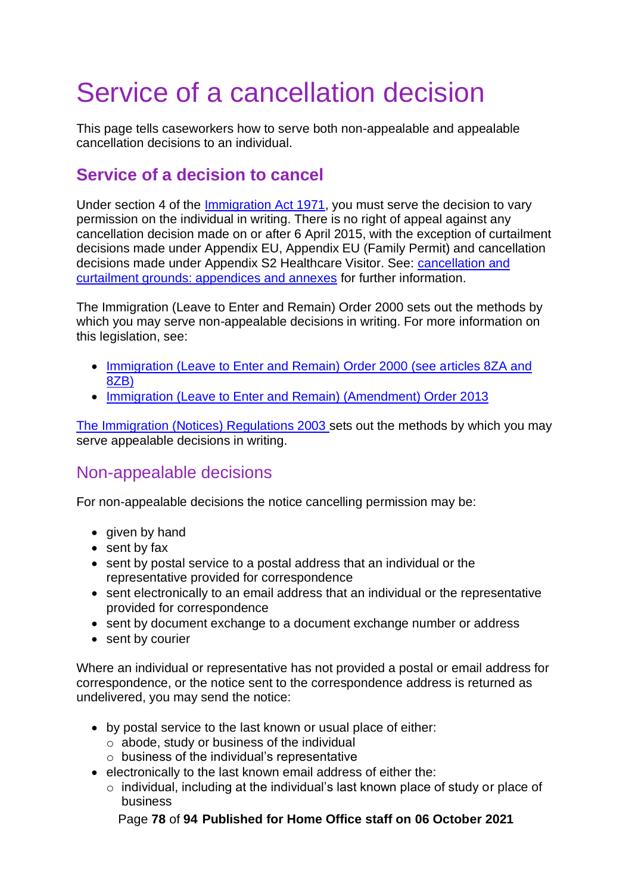# Service of a cancellation decision

This page tells caseworkers how to serve both non-appealable and appealable cancellation decisions to an individual.

## Service of a decision to cancel

Under section 4 of the Immigration Act 1971, you must serve the decision to vary permission on the individual in writing. There is no right of appeal against any cancellation decision made on or after 6 April 2015, with the exception of curtailment decisions made under Appendix EU, Appendix EU (Family Permit) and cancellation decisions made under Appendix S2 Healthcare Visitor. See: cancellation and curtailment grounds: appendices and annexes for further information.

The Immigration (Leave to Enter and Remain) Order 2000 sets out the methods by which you may serve non-appealable decisions in writing. For more information on this legislation, see:

- Immigration (Leave to Enter and Remain) Order 2000 (see articles 8ZA and 8ZB)
- Immigration (Leave to Enter and Remain) (Amendment) Order 2013

The Immigration (Notices) Regulations 2003 sets out the methods by which you may serve appealable decisions in writing.

## Non-appealable decisions

For non-appealable decisions the notice cancelling permission may be:

- given by hand
- sent by fax
- sent by postal service to a postal address that an individual or the representative provided for correspondence
- sent electronically to an email address that an individual or the representative provided for correspondence
- sent by document exchange to a document exchange number or address
- sent by courier

Where an individual or representative has not provided a postal or email address for correspondence, or the notice sent to the correspondence address is returned as undelivered, you may send the notice:

- by postal service to the last known or usual place of either:
  - abode, study or business of the individual
  - business of the individual's representative
- electronically to the last known email address of either the:
  - individual, including at the individual's last known place of study or place of business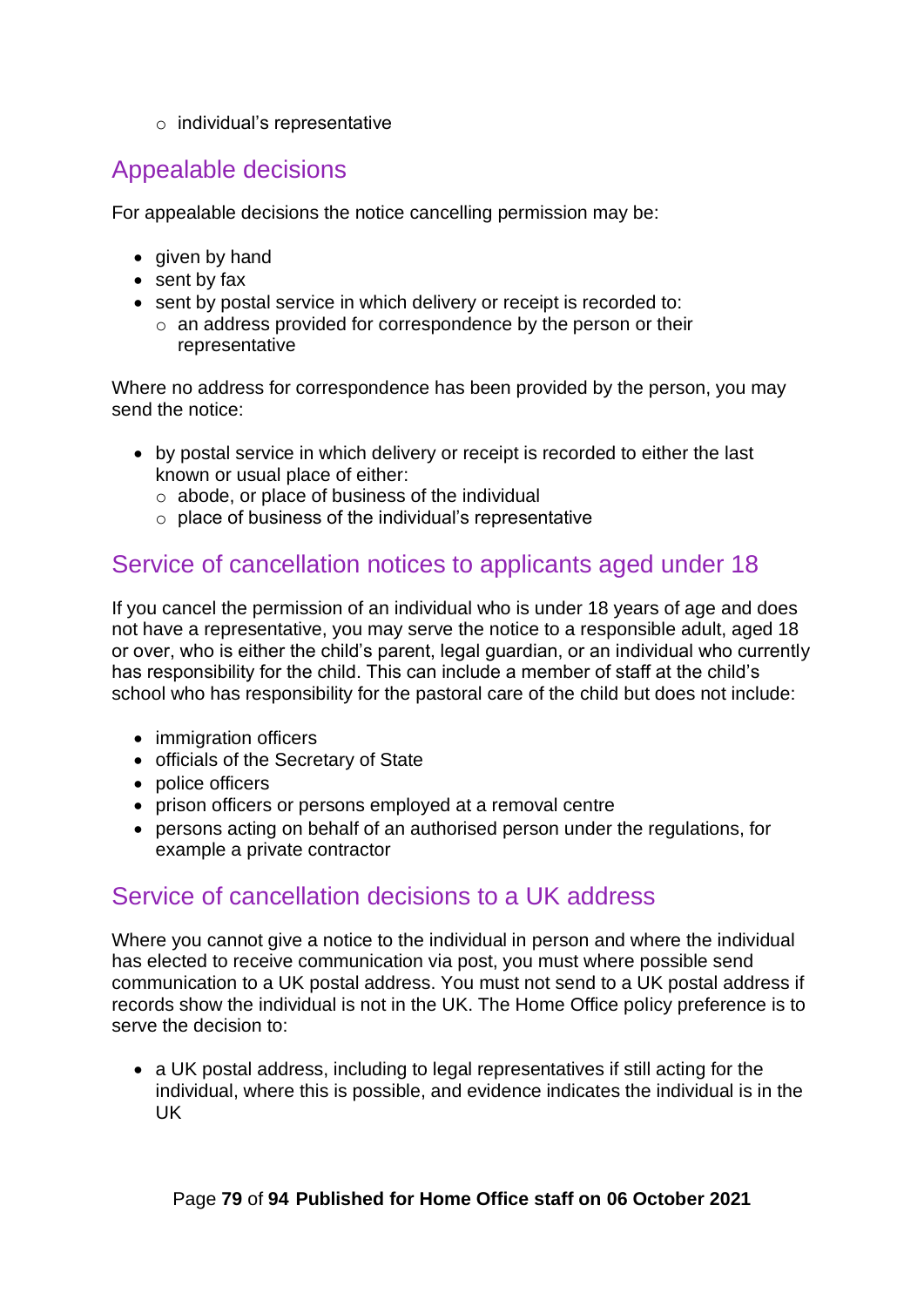- individual's representative

## Appealable decisions

For appealable decisions the notice cancelling permission may be:

- given by hand
- sent by fax
- sent by postal service in which delivery or receipt is recorded to:
  - an address provided for correspondence by the person or their representative

Where no address for correspondence has been provided by the person, you may send the notice:

- by postal service in which delivery or receipt is recorded to either the last known or usual place of either:
  - abode, or place of business of the individual
  - place of business of the individual's representative

## Service of cancellation notices to applicants aged under 18

If you cancel the permission of an individual who is under 18 years of age and does not have a representative, you may serve the notice to a responsible adult, aged 18 or over, who is either the child's parent, legal guardian, or an individual who currently has responsibility for the child. This can include a member of staff at the child's school who has responsibility for the pastoral care of the child but does not include:

- immigration officers
- officials of the Secretary of State
- police officers
- prison officers or persons employed at a removal centre
- persons acting on behalf of an authorised person under the regulations, for example a private contractor

## Service of cancellation decisions to a UK address

Where you cannot give a notice to the individual in person and where the individual has elected to receive communication via post, you must where possible send communication to a UK postal address. You must not send to a UK postal address if records show the individual is not in the UK. The Home Office policy preference is to serve the decision to:

- a UK postal address, including to legal representatives if still acting for the individual, where this is possible, and evidence indicates the individual is in the UK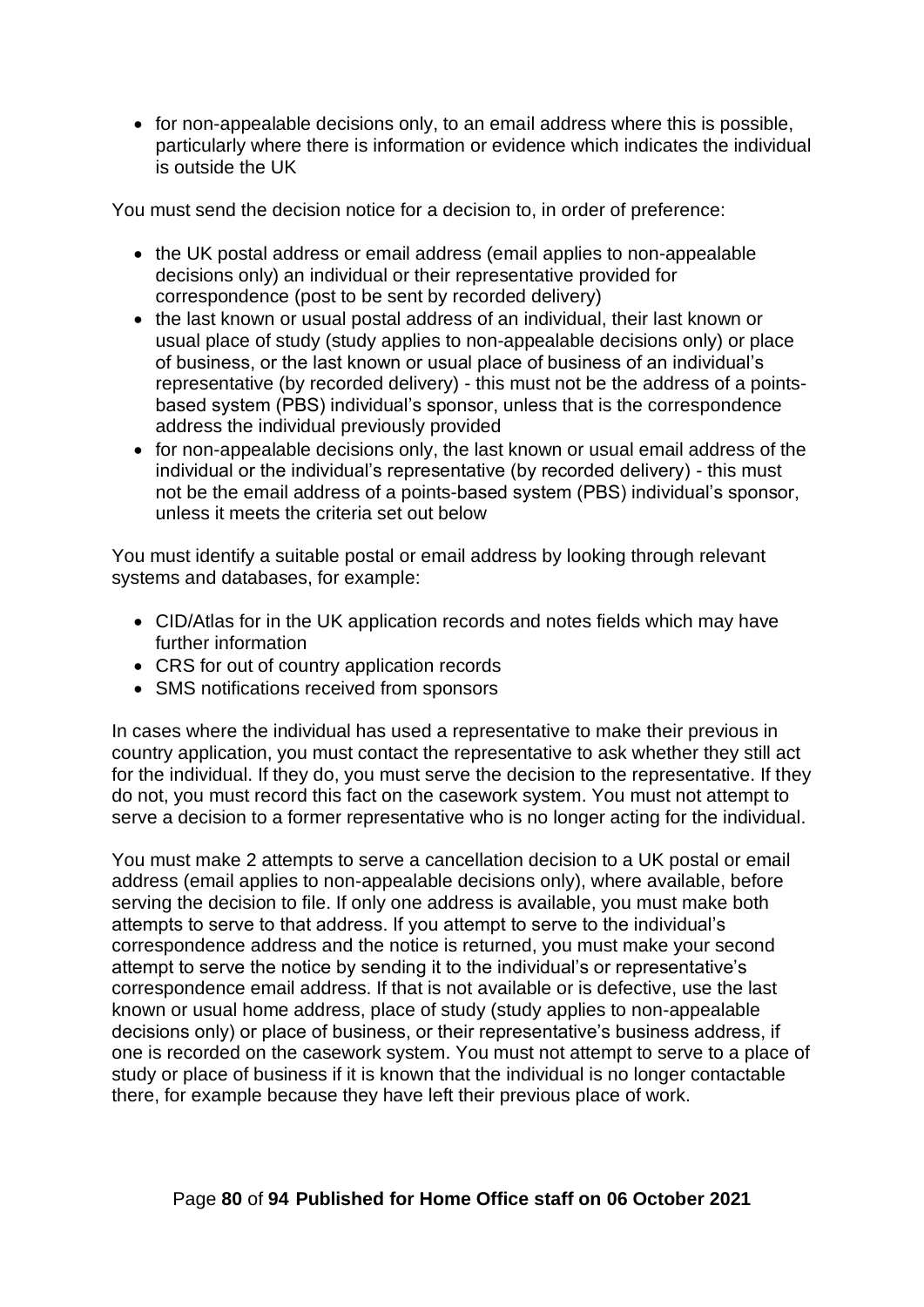- for non-appealable decisions only, to an email address where this is possible, particularly where there is information or evidence which indicates the individual is outside the UK

You must send the decision notice for a decision to, in order of preference:

- the UK postal address or email address (email applies to non-appealable decisions only) an individual or their representative provided for correspondence (post to be sent by recorded delivery)
- the last known or usual postal address of an individual, their last known or usual place of study (study applies to non-appealable decisions only) or place of business, or the last known or usual place of business of an individual's representative (by recorded delivery) - this must not be the address of a points-based system (PBS) individual's sponsor, unless that is the correspondence address the individual previously provided
- for non-appealable decisions only, the last known or usual email address of the individual or the individual's representative (by recorded delivery) - this must not be the email address of a points-based system (PBS) individual's sponsor, unless it meets the criteria set out below

You must identify a suitable postal or email address by looking through relevant systems and databases, for example:

- CID/Atlas for in the UK application records and notes fields which may have further information
- CRS for out of country application records
- SMS notifications received from sponsors

In cases where the individual has used a representative to make their previous in country application, you must contact the representative to ask whether they still act for the individual. If they do, you must serve the decision to the representative. If they do not, you must record this fact on the casework system. You must not attempt to serve a decision to a former representative who is no longer acting for the individual.

You must make 2 attempts to serve a cancellation decision to a UK postal or email address (email applies to non-appealable decisions only), where available, before serving the decision to file. If only one address is available, you must make both attempts to serve to that address. If you attempt to serve to the individual's correspondence address and the notice is returned, you must make your second attempt to serve the notice by sending it to the individual's or representative's correspondence email address. If that is not available or is defective, use the last known or usual home address, place of study (study applies to non-appealable decisions only) or place of business, or their representative's business address, if one is recorded on the casework system. You must not attempt to serve to a place of study or place of business if it is known that the individual is no longer contactable there, for example because they have left their previous place of work.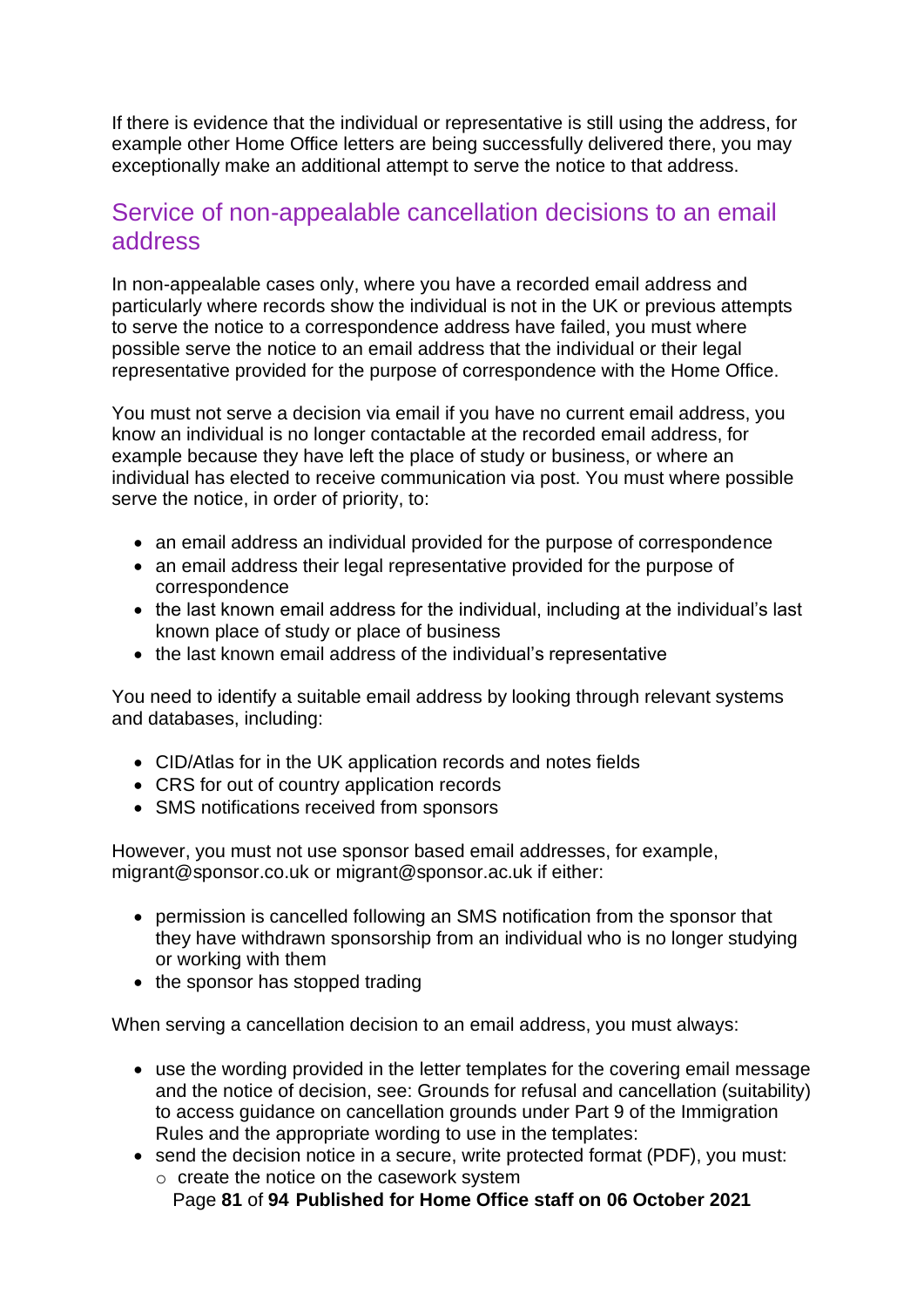If there is evidence that the individual or representative is still using the address, for example other Home Office letters are being successfully delivered there, you may exceptionally make an additional attempt to serve the notice to that address.

## Service of non-appealable cancellation decisions to an email address

In non-appealable cases only, where you have a recorded email address and particularly where records show the individual is not in the UK or previous attempts to serve the notice to a correspondence address have failed, you must where possible serve the notice to an email address that the individual or their legal representative provided for the purpose of correspondence with the Home Office.

You must not serve a decision via email if you have no current email address, you know an individual is no longer contactable at the recorded email address, for example because they have left the place of study or business, or where an individual has elected to receive communication via post. You must where possible serve the notice, in order of priority, to:

- an email address an individual provided for the purpose of correspondence
- an email address their legal representative provided for the purpose of correspondence
- the last known email address for the individual, including at the individual's last known place of study or place of business
- the last known email address of the individual's representative

You need to identify a suitable email address by looking through relevant systems and databases, including:

- CID/Atlas for in the UK application records and notes fields
- CRS for out of country application records
- SMS notifications received from sponsors

However, you must not use sponsor based email addresses, for example, migrant@sponsor.co.uk or migrant@sponsor.ac.uk if either:

- permission is cancelled following an SMS notification from the sponsor that they have withdrawn sponsorship from an individual who is no longer studying or working with them
- the sponsor has stopped trading

When serving a cancellation decision to an email address, you must always:

- use the wording provided in the letter templates for the covering email message and the notice of decision, see: Grounds for refusal and cancellation (suitability) to access guidance on cancellation grounds under Part 9 of the Immigration Rules and the appropriate wording to use in the templates:
- send the decision notice in a secure, write protected format (PDF), you must:
  - create the notice on the casework system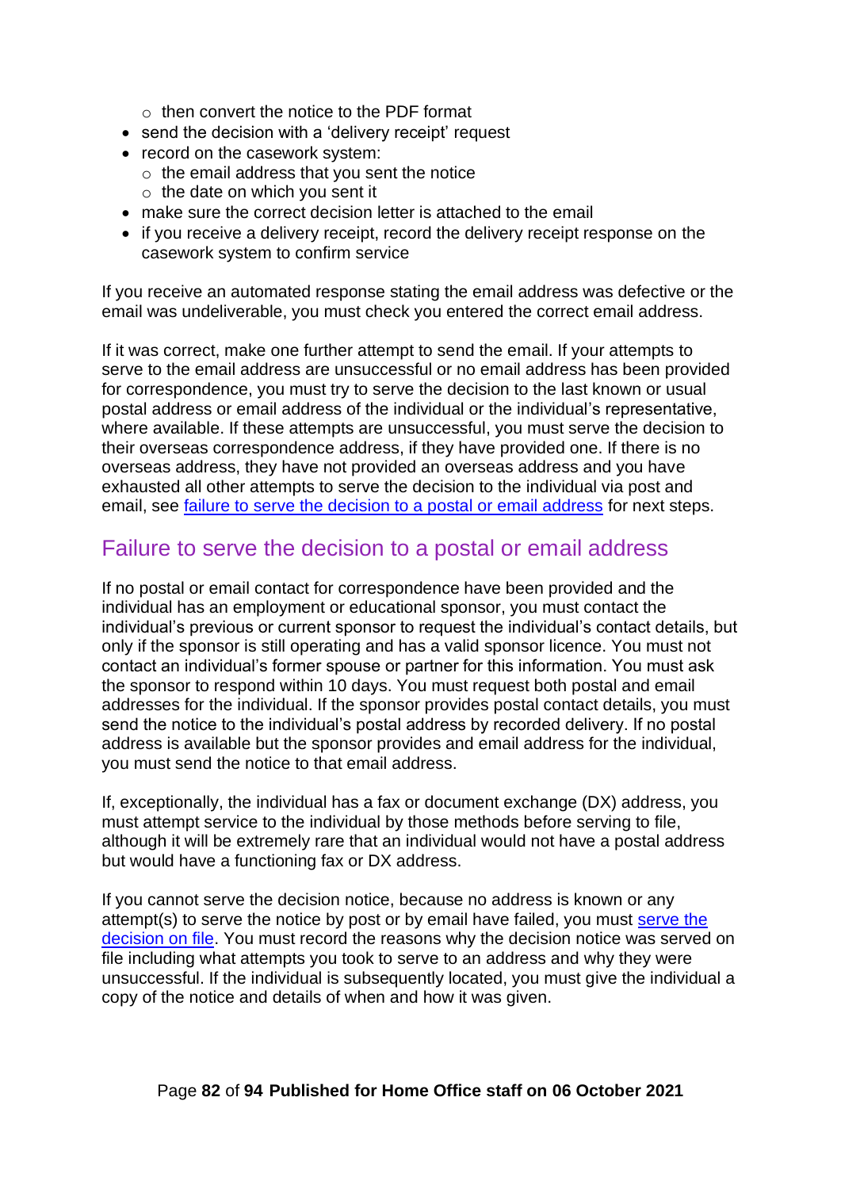- then convert the notice to the PDF format
- send the decision with a 'delivery receipt' request
- record on the casework system:
    - the email address that you sent the notice
    - the date on which you sent it
- make sure the correct decision letter is attached to the email
- if you receive a delivery receipt, record the delivery receipt response on the casework system to confirm service

If you receive an automated response stating the email address was defective or the email was undeliverable, you must check you entered the correct email address.

If it was correct, make one further attempt to send the email. If your attempts to serve to the email address are unsuccessful or no email address has been provided for correspondence, you must try to serve the decision to the last known or usual postal address or email address of the individual or the individual's representative, where available. If these attempts are unsuccessful, you must serve the decision to their overseas correspondence address, if they have provided one. If there is no overseas address, they have not provided an overseas address and you have exhausted all other attempts to serve the decision to the individual via post and email, see failure to serve the decision to a postal or email address for next steps.

## Failure to serve the decision to a postal or email address

If no postal or email contact for correspondence have been provided and the individual has an employment or educational sponsor, you must contact the individual's previous or current sponsor to request the individual's contact details, but only if the sponsor is still operating and has a valid sponsor licence. You must not contact an individual's former spouse or partner for this information. You must ask the sponsor to respond within 10 days. You must request both postal and email addresses for the individual. If the sponsor provides postal contact details, you must send the notice to the individual's postal address by recorded delivery. If no postal address is available but the sponsor provides and email address for the individual, you must send the notice to that email address.

If, exceptionally, the individual has a fax or document exchange (DX) address, you must attempt service to the individual by those methods before serving to file, although it will be extremely rare that an individual would not have a postal address but would have a functioning fax or DX address.

If you cannot serve the decision notice, because no address is known or any attempt(s) to serve the notice by post or by email have failed, you must serve the decision on file. You must record the reasons why the decision notice was served on file including what attempts you took to serve to an address and why they were unsuccessful. If the individual is subsequently located, you must give the individual a copy of the notice and details of when and how it was given.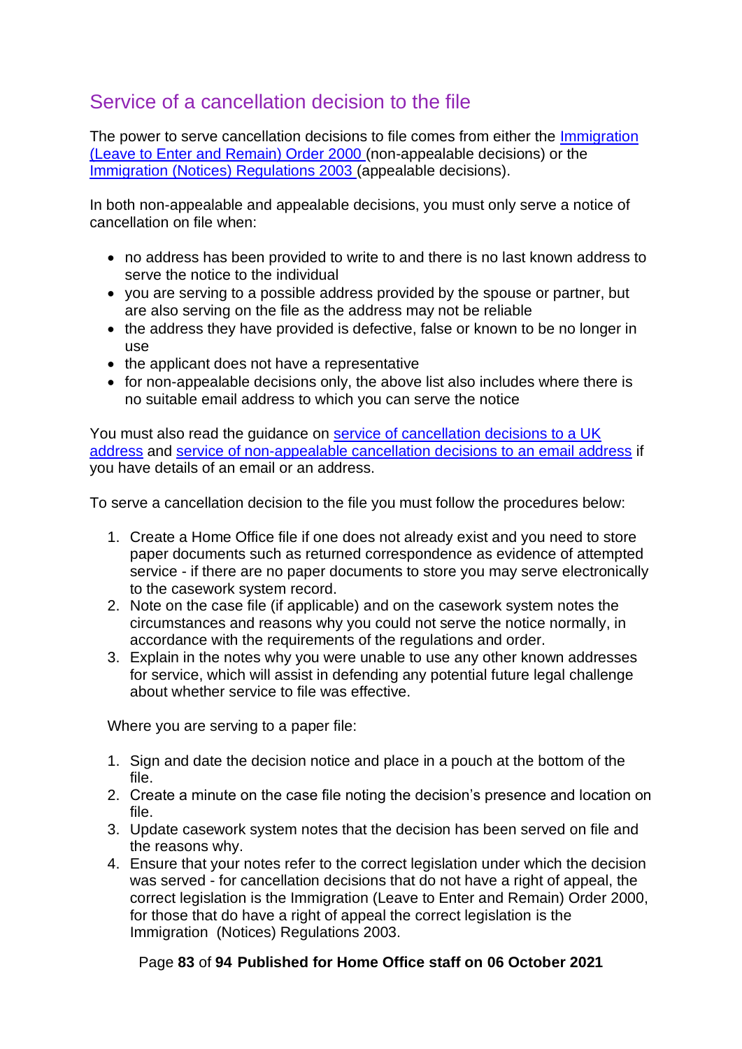## Service of a cancellation decision to the file

The power to serve cancellation decisions to file comes from either the [Immigration (Leave to Enter and Remain) Order 2000](#) (non-appealable decisions) or the [Immigration (Notices) Regulations 2003](#) (appealable decisions).

In both non-appealable and appealable decisions, you must only serve a notice of cancellation on file when:

- no address has been provided to write to and there is no last known address to serve the notice to the individual
- you are serving to a possible address provided by the spouse or partner, but are also serving on the file as the address may not be reliable
- the address they have provided is defective, false or known to be no longer in use
- the applicant does not have a representative
- for non-appealable decisions only, the above list also includes where there is no suitable email address to which you can serve the notice

You must also read the guidance on [service of cancellation decisions to a UK address](#) and [service of non-appealable cancellation decisions to an email address](#) if you have details of an email or an address.

To serve a cancellation decision to the file you must follow the procedures below:

1. Create a Home Office file if one does not already exist and you need to store paper documents such as returned correspondence as evidence of attempted service - if there are no paper documents to store you may serve electronically to the casework system record.
2. Note on the case file (if applicable) and on the casework system notes the circumstances and reasons why you could not serve the notice normally, in accordance with the requirements of the regulations and order.
3. Explain in the notes why you were unable to use any other known addresses for service, which will assist in defending any potential future legal challenge about whether service to file was effective.

Where you are serving to a paper file:

1. Sign and date the decision notice and place in a pouch at the bottom of the file.
2. Create a minute on the case file noting the decision's presence and location on file.
3. Update casework system notes that the decision has been served on file and the reasons why.
4. Ensure that your notes refer to the correct legislation under which the decision was served - for cancellation decisions that do not have a right of appeal, the correct legislation is the Immigration (Leave to Enter and Remain) Order 2000, for those that do have a right of appeal the correct legislation is the Immigration (Notices) Regulations 2003.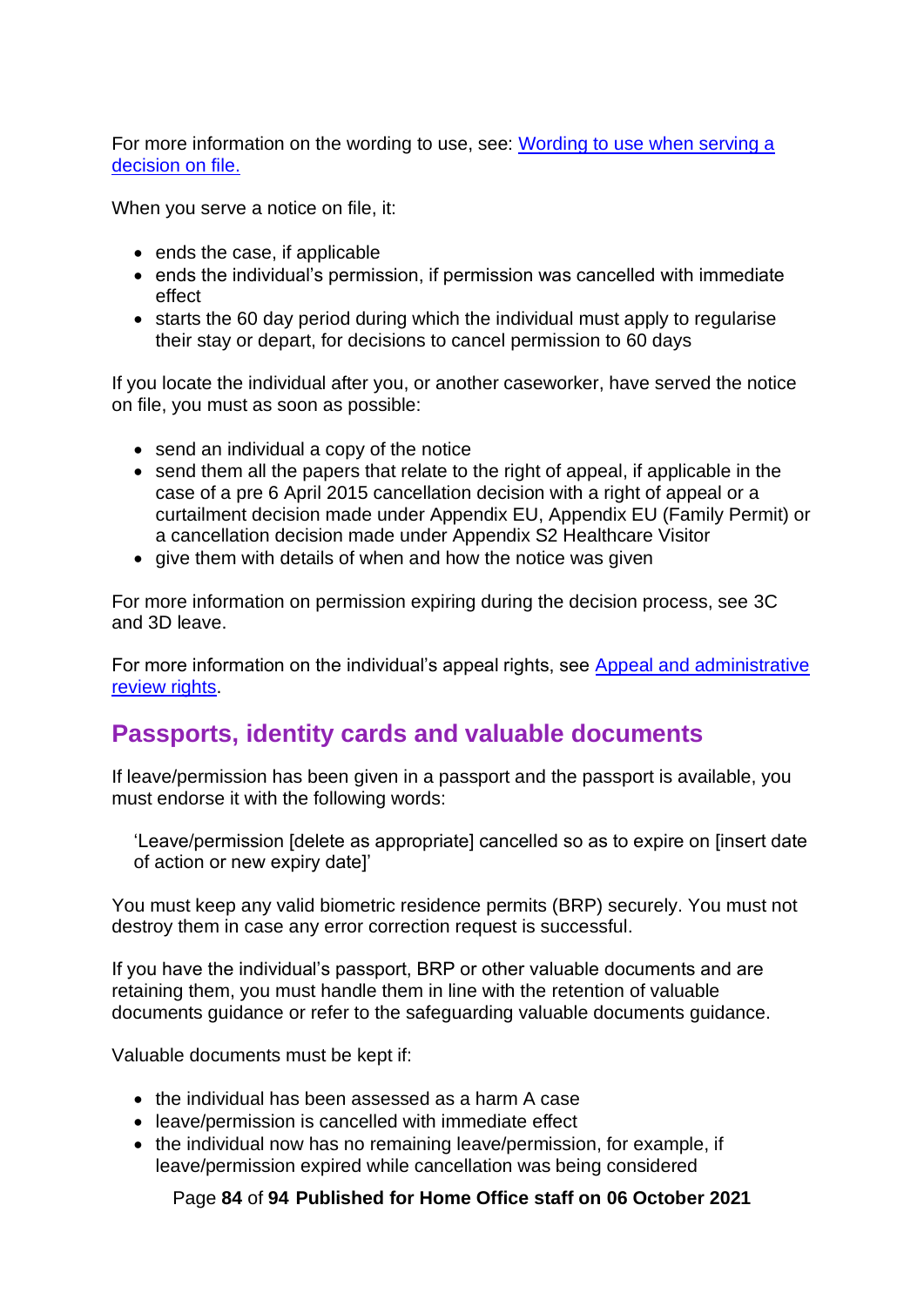For more information on the wording to use, see: [Wording to use when serving a decision on file.](#)

When you serve a notice on file, it:

- ends the case, if applicable
- ends the individual's permission, if permission was cancelled with immediate effect
- starts the 60 day period during which the individual must apply to regularise their stay or depart, for decisions to cancel permission to 60 days

If you locate the individual after you, or another caseworker, have served the notice on file, you must as soon as possible:

- send an individual a copy of the notice
- send them all the papers that relate to the right of appeal, if applicable in the case of a pre 6 April 2015 cancellation decision with a right of appeal or a curtailment decision made under Appendix EU, Appendix EU (Family Permit) or a cancellation decision made under Appendix S2 Healthcare Visitor
- give them with details of when and how the notice was given

For more information on permission expiring during the decision process, see 3C and 3D leave.

For more information on the individual's appeal rights, see [Appeal and administrative review rights](#).

## Passports, identity cards and valuable documents

If leave/permission has been given in a passport and the passport is available, you must endorse it with the following words:

> 'Leave/permission [delete as appropriate] cancelled so as to expire on [insert date of action or new expiry date]'

You must keep any valid biometric residence permits (BRP) securely. You must not destroy them in case any error correction request is successful.

If you have the individual's passport, BRP or other valuable documents and are retaining them, you must handle them in line with the retention of valuable documents guidance or refer to the safeguarding valuable documents guidance.

Valuable documents must be kept if:

- the individual has been assessed as a harm A case
- leave/permission is cancelled with immediate effect
- the individual now has no remaining leave/permission, for example, if leave/permission expired while cancellation was being considered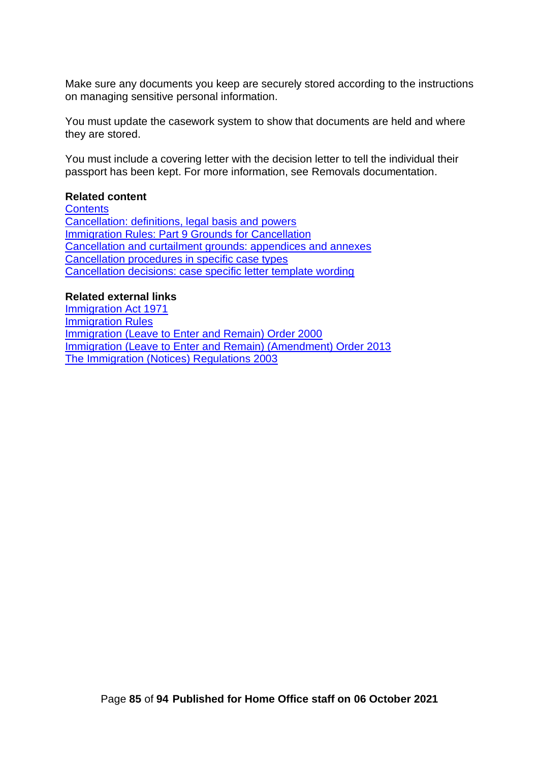Make sure any documents you keep are securely stored according to the instructions on managing sensitive personal information.

You must update the casework system to show that documents are held and where they are stored.

You must include a covering letter with the decision letter to tell the individual their passport has been kept. For more information, see Removals documentation.

**Related content**
Contents
Cancellation: definitions, legal basis and powers
Immigration Rules: Part 9 Grounds for Cancellation
Cancellation and curtailment grounds: appendices and annexes
Cancellation procedures in specific case types
Cancellation decisions: case specific letter template wording

**Related external links**
Immigration Act 1971
Immigration Rules
Immigration (Leave to Enter and Remain) Order 2000
Immigration (Leave to Enter and Remain) (Amendment) Order 2013
The Immigration (Notices) Regulations 2003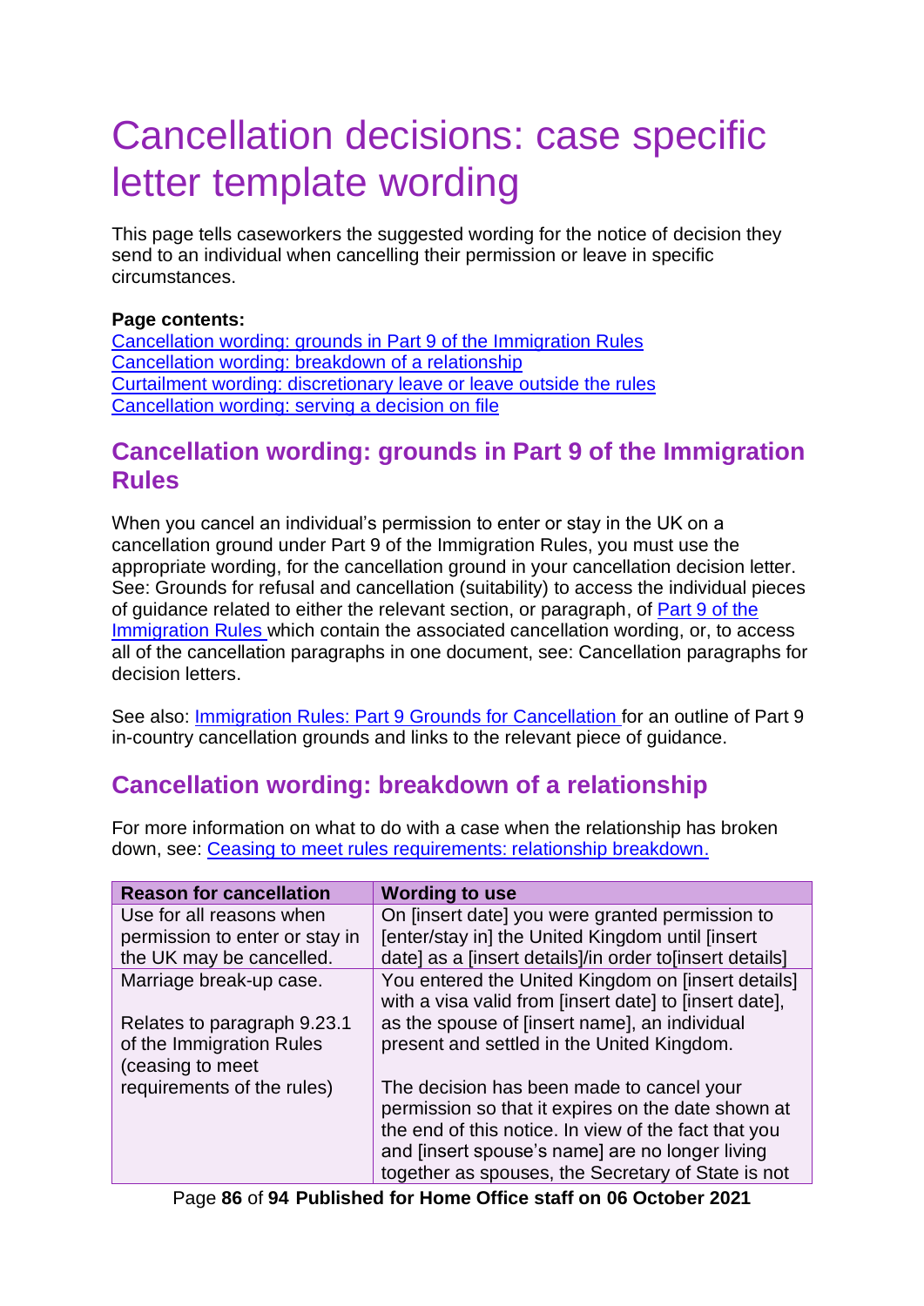# Cancellation decisions: case specific letter template wording

This page tells caseworkers the suggested wording for the notice of decision they send to an individual when cancelling their permission or leave in specific circumstances.

**Page contents:**

[Cancellation wording: grounds in Part 9 of the Immigration Rules](#)
[Cancellation wording: breakdown of a relationship](#)
[Curtailment wording: discretionary leave or leave outside the rules](#)
[Cancellation wording: serving a decision on file](#)

## Cancellation wording: grounds in Part 9 of the Immigration Rules

When you cancel an individual's permission to enter or stay in the UK on a cancellation ground under Part 9 of the Immigration Rules, you must use the appropriate wording, for the cancellation ground in your cancellation decision letter. See: Grounds for refusal and cancellation (suitability) to access the individual pieces of guidance related to either the relevant section, or paragraph, of [Part 9 of the Immigration Rules](#) which contain the associated cancellation wording, or, to access all of the cancellation paragraphs in one document, see: Cancellation paragraphs for decision letters.

See also: [Immigration Rules: Part 9 Grounds for Cancellation](#) for an outline of Part 9 in-country cancellation grounds and links to the relevant piece of guidance.

## Cancellation wording: breakdown of a relationship

For more information on what to do with a case when the relationship has broken down, see: [Ceasing to meet rules requirements: relationship breakdown.](#)

| Reason for cancellation | Wording to use |
|---|---|
| Use for all reasons when permission to enter or stay in the UK may be cancelled. | On [insert date] you were granted permission to [enter/stay in] the United Kingdom until [insert date] as a [insert details]/in order to[insert details] |
| Marriage break-up case.<br><br>Relates to paragraph 9.23.1 of the Immigration Rules (ceasing to meet requirements of the rules) | You entered the United Kingdom on [insert details] with a visa valid from [insert date] to [insert date], as the spouse of [insert name], an individual present and settled in the United Kingdom.<br><br>The decision has been made to cancel your permission so that it expires on the date shown at the end of this notice. In view of the fact that you and [insert spouse's name] are no longer living together as spouses, the Secretary of State is not |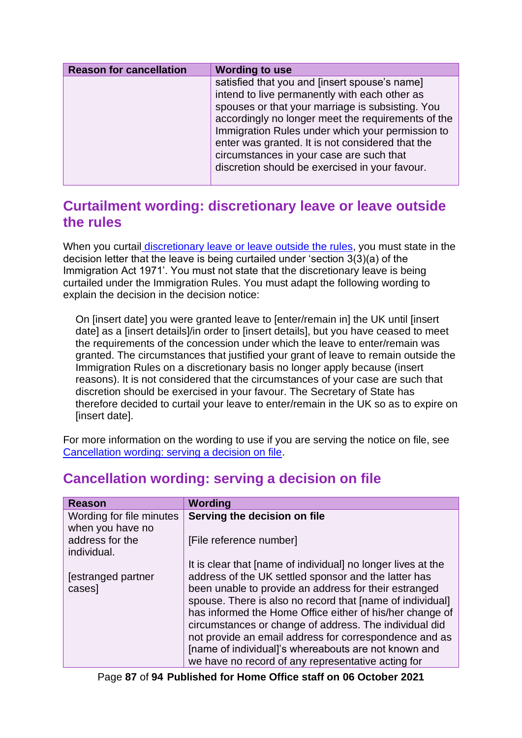| Reason for cancellation | Wording to use |
|---|---|
| | satisfied that you and [insert spouse's name] intend to live permanently with each other as spouses or that your marriage is subsisting. You accordingly no longer meet the requirements of the Immigration Rules under which your permission to enter was granted. It is not considered that the circumstances in your case are such that discretion should be exercised in your favour. |

## Curtailment wording: discretionary leave or leave outside the rules

When you curtail discretionary leave or leave outside the rules, you must state in the decision letter that the leave is being curtailed under 'section 3(3)(a) of the Immigration Act 1971'. You must not state that the discretionary leave is being curtailed under the Immigration Rules. You must adapt the following wording to explain the decision in the decision notice:

> On [insert date] you were granted leave to [enter/remain in] the UK until [insert date] as a [insert details]/in order to [insert details], but you have ceased to meet the requirements of the concession under which the leave to enter/remain was granted. The circumstances that justified your grant of leave to remain outside the Immigration Rules on a discretionary basis no longer apply because (insert reasons). It is not considered that the circumstances of your case are such that discretion should be exercised in your favour. The Secretary of State has therefore decided to curtail your leave to enter/remain in the UK so as to expire on [insert date].

For more information on the wording to use if you are serving the notice on file, see Cancellation wording: serving a decision on file.

## Cancellation wording: serving a decision on file

| Reason | Wording |
|---|---|
| Wording for file minutes when you have no address for the individual.<br><br>[estranged partner cases] | **Serving the decision on file**<br><br>[File reference number]<br><br>It is clear that [name of individual] no longer lives at the address of the UK settled sponsor and the latter has been unable to provide an address for their estranged spouse. There is also no record that [name of individual] has informed the Home Office either of his/her change of circumstances or change of address. The individual did not provide an email address for correspondence and as [name of individual]'s whereabouts are not known and we have no record of any representative acting for |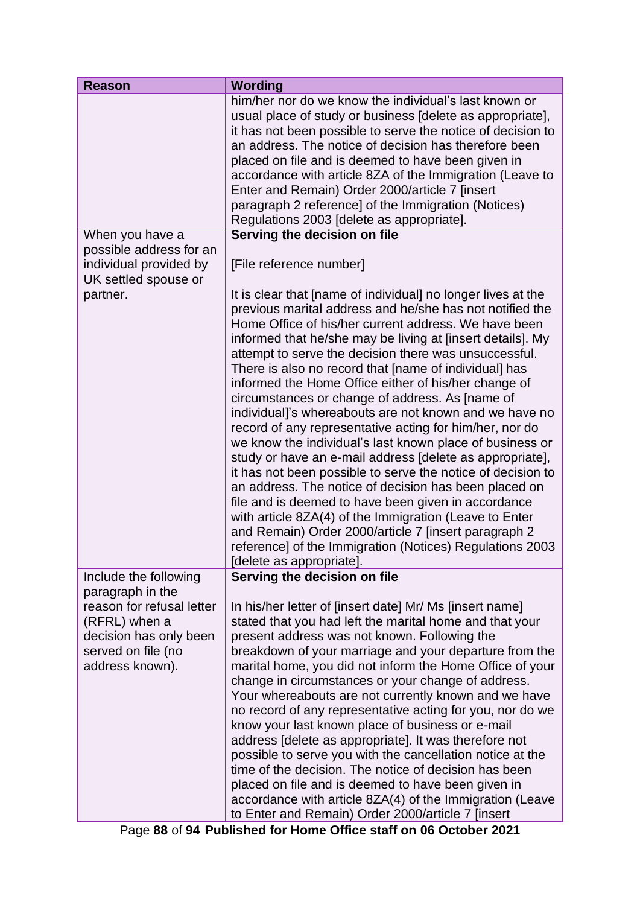| Reason | Wording |
|---|---|
| | him/her nor do we know the individual's last known or usual place of study or business [delete as appropriate], it has not been possible to serve the notice of decision to an address. The notice of decision has therefore been placed on file and is deemed to have been given in accordance with article 8ZA of the Immigration (Leave to Enter and Remain) Order 2000/article 7 [insert paragraph 2 reference] of the Immigration (Notices) Regulations 2003 [delete as appropriate]. |
| When you have a possible address for an individual provided by UK settled spouse or partner. | **Serving the decision on file**<br><br>[File reference number]<br><br>It is clear that [name of individual] no longer lives at the previous marital address and he/she has not notified the Home Office of his/her current address. We have been informed that he/she may be living at [insert details]. My attempt to serve the decision there was unsuccessful. There is also no record that [name of individual] has informed the Home Office either of his/her change of circumstances or change of address. As [name of individual]'s whereabouts are not known and we have no record of any representative acting for him/her, nor do we know the individual's last known place of business or study or have an e-mail address [delete as appropriate], it has not been possible to serve the notice of decision to an address. The notice of decision has been placed on file and is deemed to have been given in accordance with article 8ZA(4) of the Immigration (Leave to Enter and Remain) Order 2000/article 7 [insert paragraph 2 reference] of the Immigration (Notices) Regulations 2003 [delete as appropriate]. |
| Include the following paragraph in the reason for refusal letter (RFRL) when a decision has only been served on file (no address known). | **Serving the decision on file**<br><br>In his/her letter of [insert date] Mr/ Ms [insert name] stated that you had left the marital home and that your present address was not known. Following the breakdown of your marriage and your departure from the marital home, you did not inform the Home Office of your change in circumstances or your change of address. Your whereabouts are not currently known and we have no record of any representative acting for you, nor do we know your last known place of business or e-mail address [delete as appropriate]. It was therefore not possible to serve you with the cancellation notice at the time of the decision. The notice of decision has been placed on file and is deemed to have been given in accordance with article 8ZA(4) of the Immigration (Leave to Enter and Remain) Order 2000/article 7 [insert |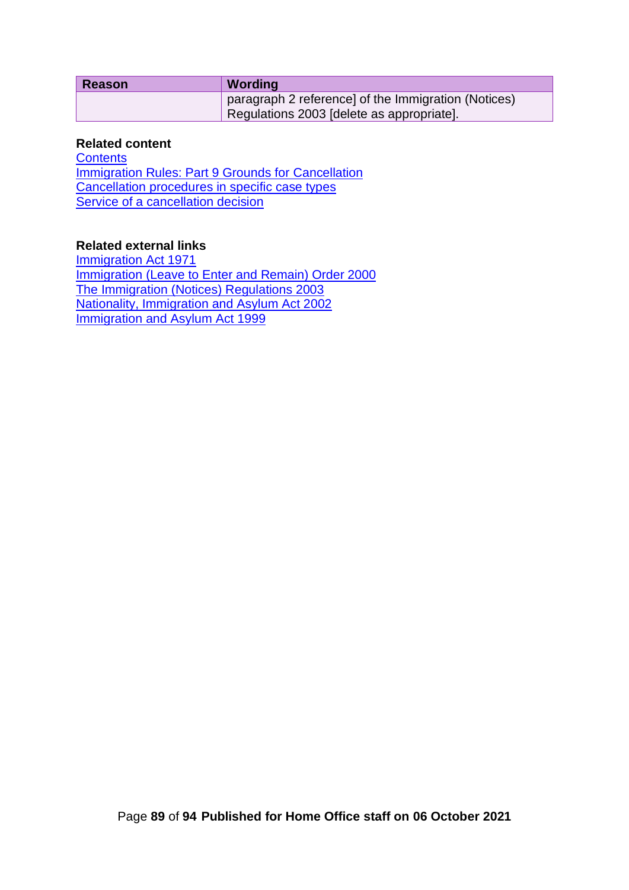| Reason | Wording |
| --- | --- |
| | paragraph 2 reference] of the Immigration (Notices) Regulations 2003 [delete as appropriate]. |

**Related content**
Contents
Immigration Rules: Part 9 Grounds for Cancellation
Cancellation procedures in specific case types
Service of a cancellation decision

**Related external links**
Immigration Act 1971
Immigration (Leave to Enter and Remain) Order 2000
The Immigration (Notices) Regulations 2003
Nationality, Immigration and Asylum Act 2002
Immigration and Asylum Act 1999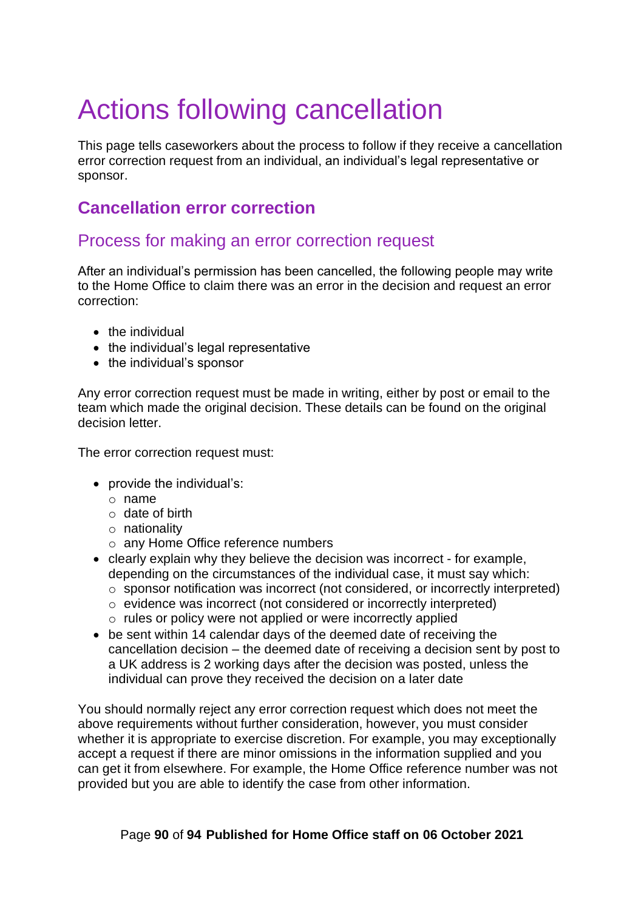# Actions following cancellation

This page tells caseworkers about the process to follow if they receive a cancellation error correction request from an individual, an individual's legal representative or sponsor.

## Cancellation error correction

### Process for making an error correction request

After an individual's permission has been cancelled, the following people may write to the Home Office to claim there was an error in the decision and request an error correction:

- the individual
- the individual's legal representative
- the individual's sponsor

Any error correction request must be made in writing, either by post or email to the team which made the original decision. These details can be found on the original decision letter.

The error correction request must:

- provide the individual's:
  - name
  - date of birth
  - nationality
  - any Home Office reference numbers
- clearly explain why they believe the decision was incorrect - for example, depending on the circumstances of the individual case, it must say which:
  - sponsor notification was incorrect (not considered, or incorrectly interpreted)
  - evidence was incorrect (not considered or incorrectly interpreted)
  - rules or policy were not applied or were incorrectly applied
- be sent within 14 calendar days of the deemed date of receiving the cancellation decision – the deemed date of receiving a decision sent by post to a UK address is 2 working days after the decision was posted, unless the individual can prove they received the decision on a later date

You should normally reject any error correction request which does not meet the above requirements without further consideration, however, you must consider whether it is appropriate to exercise discretion. For example, you may exceptionally accept a request if there are minor omissions in the information supplied and you can get it from elsewhere. For example, the Home Office reference number was not provided but you are able to identify the case from other information.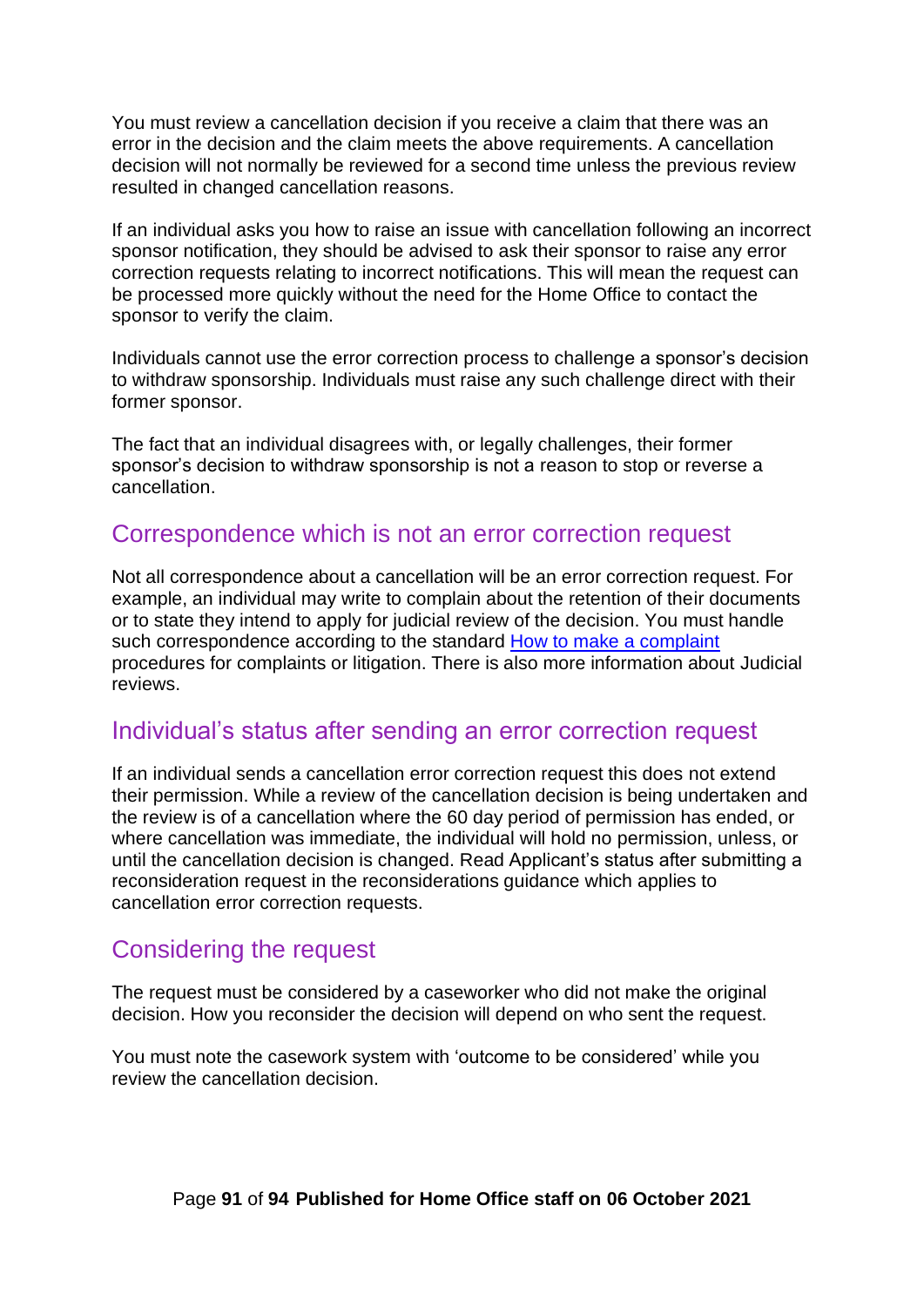You must review a cancellation decision if you receive a claim that there was an error in the decision and the claim meets the above requirements. A cancellation decision will not normally be reviewed for a second time unless the previous review resulted in changed cancellation reasons.

If an individual asks you how to raise an issue with cancellation following an incorrect sponsor notification, they should be advised to ask their sponsor to raise any error correction requests relating to incorrect notifications. This will mean the request can be processed more quickly without the need for the Home Office to contact the sponsor to verify the claim.

Individuals cannot use the error correction process to challenge a sponsor's decision to withdraw sponsorship. Individuals must raise any such challenge direct with their former sponsor.

The fact that an individual disagrees with, or legally challenges, their former sponsor's decision to withdraw sponsorship is not a reason to stop or reverse a cancellation.

## Correspondence which is not an error correction request

Not all correspondence about a cancellation will be an error correction request. For example, an individual may write to complain about the retention of their documents or to state they intend to apply for judicial review of the decision. You must handle such correspondence according to the standard How to make a complaint procedures for complaints or litigation. There is also more information about Judicial reviews.

## Individual's status after sending an error correction request

If an individual sends a cancellation error correction request this does not extend their permission. While a review of the cancellation decision is being undertaken and the review is of a cancellation where the 60 day period of permission has ended, or where cancellation was immediate, the individual will hold no permission, unless, or until the cancellation decision is changed. Read Applicant's status after submitting a reconsideration request in the reconsiderations guidance which applies to cancellation error correction requests.

## Considering the request

The request must be considered by a caseworker who did not make the original decision. How you reconsider the decision will depend on who sent the request.

You must note the casework system with 'outcome to be considered' while you review the cancellation decision.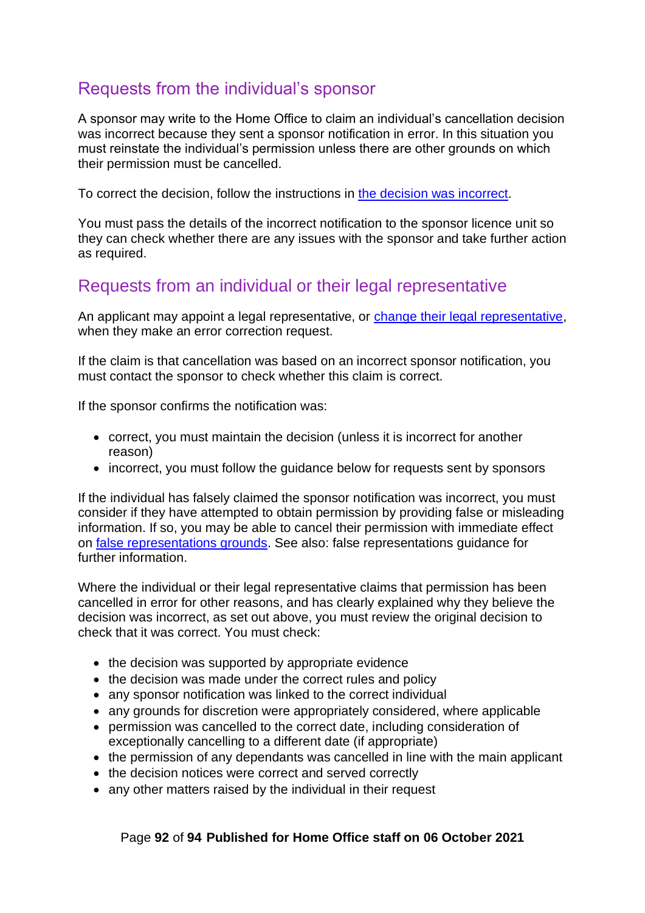## Requests from the individual's sponsor

A sponsor may write to the Home Office to claim an individual's cancellation decision was incorrect because they sent a sponsor notification in error. In this situation you must reinstate the individual's permission unless there are other grounds on which their permission must be cancelled.

To correct the decision, follow the instructions in [the decision was incorrect](#).

You must pass the details of the incorrect notification to the sponsor licence unit so they can check whether there are any issues with the sponsor and take further action as required.

## Requests from an individual or their legal representative

An applicant may appoint a legal representative, or [change their legal representative](#), when they make an error correction request.

If the claim is that cancellation was based on an incorrect sponsor notification, you must contact the sponsor to check whether this claim is correct.

If the sponsor confirms the notification was:

- correct, you must maintain the decision (unless it is incorrect for another reason)
- incorrect, you must follow the guidance below for requests sent by sponsors

If the individual has falsely claimed the sponsor notification was incorrect, you must consider if they have attempted to obtain permission by providing false or misleading information. If so, you may be able to cancel their permission with immediate effect on [false representations grounds](#). See also: false representations guidance for further information.

Where the individual or their legal representative claims that permission has been cancelled in error for other reasons, and has clearly explained why they believe the decision was incorrect, as set out above, you must review the original decision to check that it was correct. You must check:

- the decision was supported by appropriate evidence
- the decision was made under the correct rules and policy
- any sponsor notification was linked to the correct individual
- any grounds for discretion were appropriately considered, where applicable
- permission was cancelled to the correct date, including consideration of exceptionally cancelling to a different date (if appropriate)
- the permission of any dependants was cancelled in line with the main applicant
- the decision notices were correct and served correctly
- any other matters raised by the individual in their request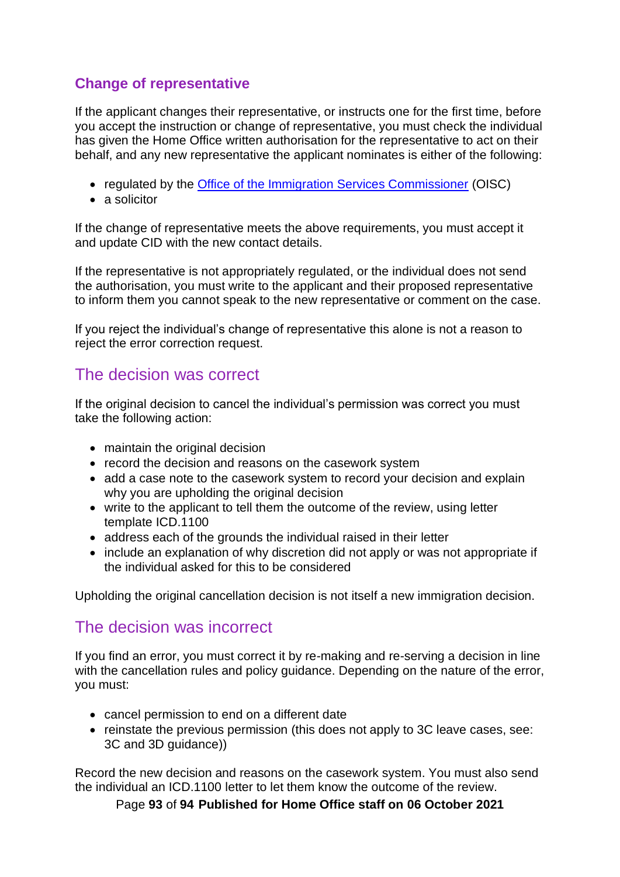### Change of representative

If the applicant changes their representative, or instructs one for the first time, before you accept the instruction or change of representative, you must check the individual has given the Home Office written authorisation for the representative to act on their behalf, and any new representative the applicant nominates is either of the following:

- regulated by the [Office of the Immigration Services Commissioner](https://www.gov.uk/government/organisations/office-of-the-immigration-services-commissioner) (OISC)
- a solicitor

If the change of representative meets the above requirements, you must accept it and update CID with the new contact details.

If the representative is not appropriately regulated, or the individual does not send the authorisation, you must write to the applicant and their proposed representative to inform them you cannot speak to the new representative or comment on the case.

If you reject the individual's change of representative this alone is not a reason to reject the error correction request.

## The decision was correct

If the original decision to cancel the individual's permission was correct you must take the following action:

- maintain the original decision
- record the decision and reasons on the casework system
- add a case note to the casework system to record your decision and explain why you are upholding the original decision
- write to the applicant to tell them the outcome of the review, using letter template ICD.1100
- address each of the grounds the individual raised in their letter
- include an explanation of why discretion did not apply or was not appropriate if the individual asked for this to be considered

Upholding the original cancellation decision is not itself a new immigration decision.

## The decision was incorrect

If you find an error, you must correct it by re-making and re-serving a decision in line with the cancellation rules and policy guidance. Depending on the nature of the error, you must:

- cancel permission to end on a different date
- reinstate the previous permission (this does not apply to 3C leave cases, see: 3C and 3D guidance))

Record the new decision and reasons on the casework system. You must also send the individual an ICD.1100 letter to let them know the outcome of the review.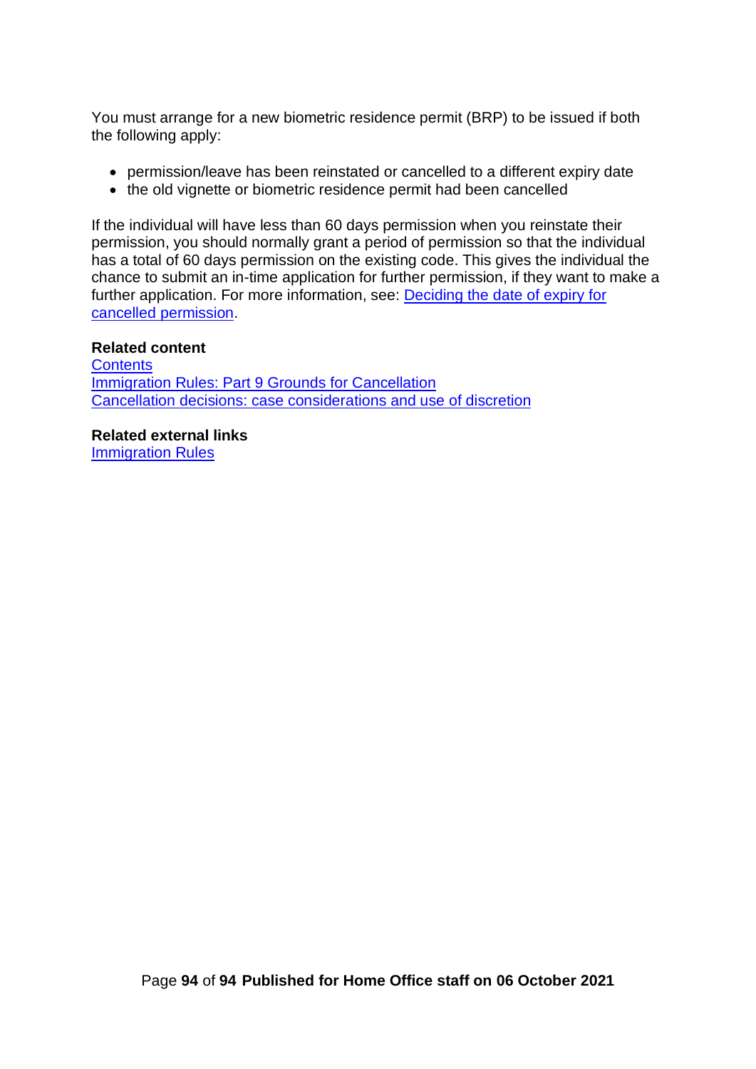You must arrange for a new biometric residence permit (BRP) to be issued if both the following apply:

- permission/leave has been reinstated or cancelled to a different expiry date
- the old vignette or biometric residence permit had been cancelled

If the individual will have less than 60 days permission when you reinstate their permission, you should normally grant a period of permission so that the individual has a total of 60 days permission on the existing code. This gives the individual the chance to submit an in-time application for further permission, if they want to make a further application. For more information, see: Deciding the date of expiry for cancelled permission.

**Related content**
Contents
Immigration Rules: Part 9 Grounds for Cancellation
Cancellation decisions: case considerations and use of discretion

**Related external links**
Immigration Rules